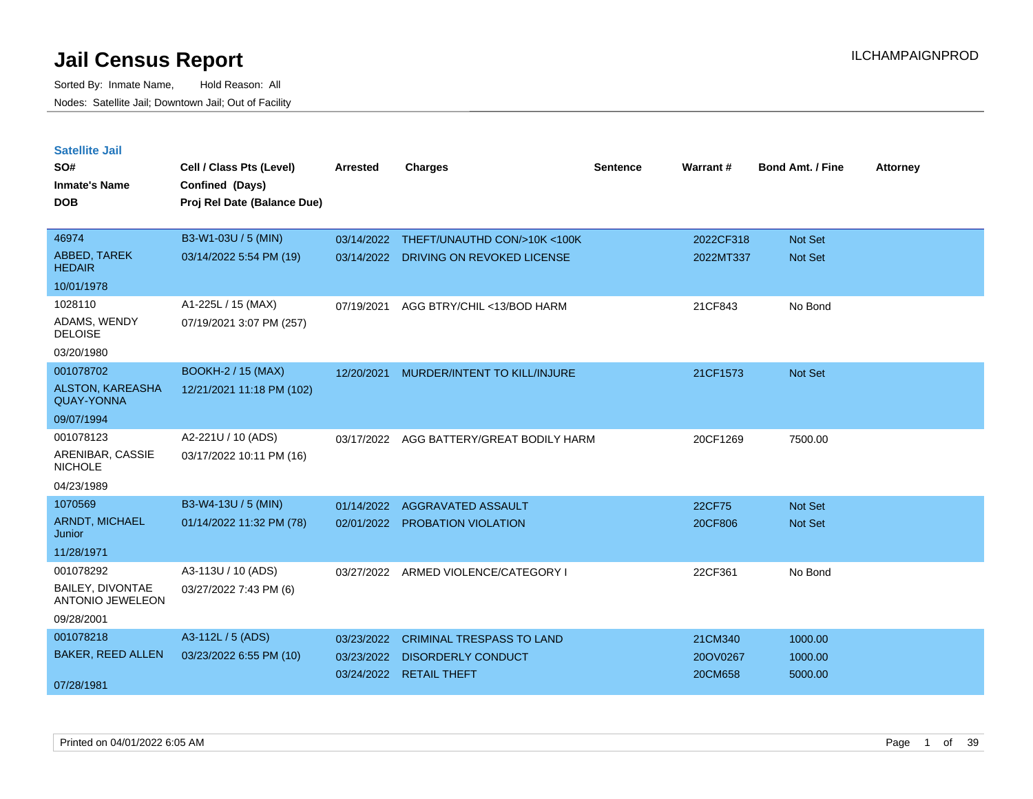# Jail Census Report

ILCHAMPAIGNPROD

Sorted By: Inmate Name, Hold Reason: All

Nodes: Satellite Jail; Downtown Jail; Out of Facility

## Satellite Jail

| SO# / Inmate's Name / DOB | Cell / Class Pts (Level) / Confined (Days) / Proj Rel Date (Balance Due) | Arrested | Charges | Sentence | Warrant # | Bond Amt. / Fine | Attorney |
|---|---|---|---|---|---|---|---|
| 46974<br>ABBED, TAREK HEDAIR<br>10/01/1978 | B3-W1-03U / 5 (MIN)<br>03/14/2022 5:54 PM (19) | 03/14/2022<br>03/14/2022 | THEFT/UNAUTHD CON/>10K <100K<br>DRIVING ON REVOKED LICENSE | | 2022CF318<br>2022MT337 | Not Set<br>Not Set | |
| 1028110<br>ADAMS, WENDY DELOISE<br>03/20/1980 | A1-225L / 15 (MAX)<br>07/19/2021 3:07 PM (257) | 07/19/2021 | AGG BTRY/CHIL <13/BOD HARM | | 21CF843 | No Bond | |
| 001078702<br>ALSTON, KAREASHA QUAY-YONNA<br>09/07/1994 | BOOKH-2 / 15 (MAX)<br>12/21/2021 11:18 PM (102) | 12/20/2021 | MURDER/INTENT TO KILL/INJURE | | 21CF1573 | Not Set | |
| 001078123<br>ARENIBAR, CASSIE NICHOLE<br>04/23/1989 | A2-221U / 10 (ADS)<br>03/17/2022 10:11 PM (16) | 03/17/2022 | AGG BATTERY/GREAT BODILY HARM | | 20CF1269 | 7500.00 | |
| 1070569<br>ARNDT, MICHAEL Junior<br>11/28/1971 | B3-W4-13U / 5 (MIN)<br>01/14/2022 11:32 PM (78) | 01/14/2022<br>02/01/2022 | AGGRAVATED ASSAULT<br>PROBATION VIOLATION | | 22CF75<br>20CF806 | Not Set<br>Not Set | |
| 001078292<br>BAILEY, DIVONTAE ANTONIO JEWELEON<br>09/28/2001 | A3-113U / 10 (ADS)<br>03/27/2022 7:43 PM (6) | 03/27/2022 | ARMED VIOLENCE/CATEGORY I | | 22CF361 | No Bond | |
| 001078218<br>BAKER, REED ALLEN<br>07/28/1981 | A3-112L / 5 (ADS)<br>03/23/2022 6:55 PM (10) | 03/23/2022<br>03/23/2022<br>03/24/2022 | CRIMINAL TRESPASS TO LAND<br>DISORDERLY CONDUCT<br>RETAIL THEFT | | 21CM340<br>20OV0267<br>20CM658 | 1000.00<br>1000.00<br>5000.00 | |

Printed on 04/01/2022 6:05 AM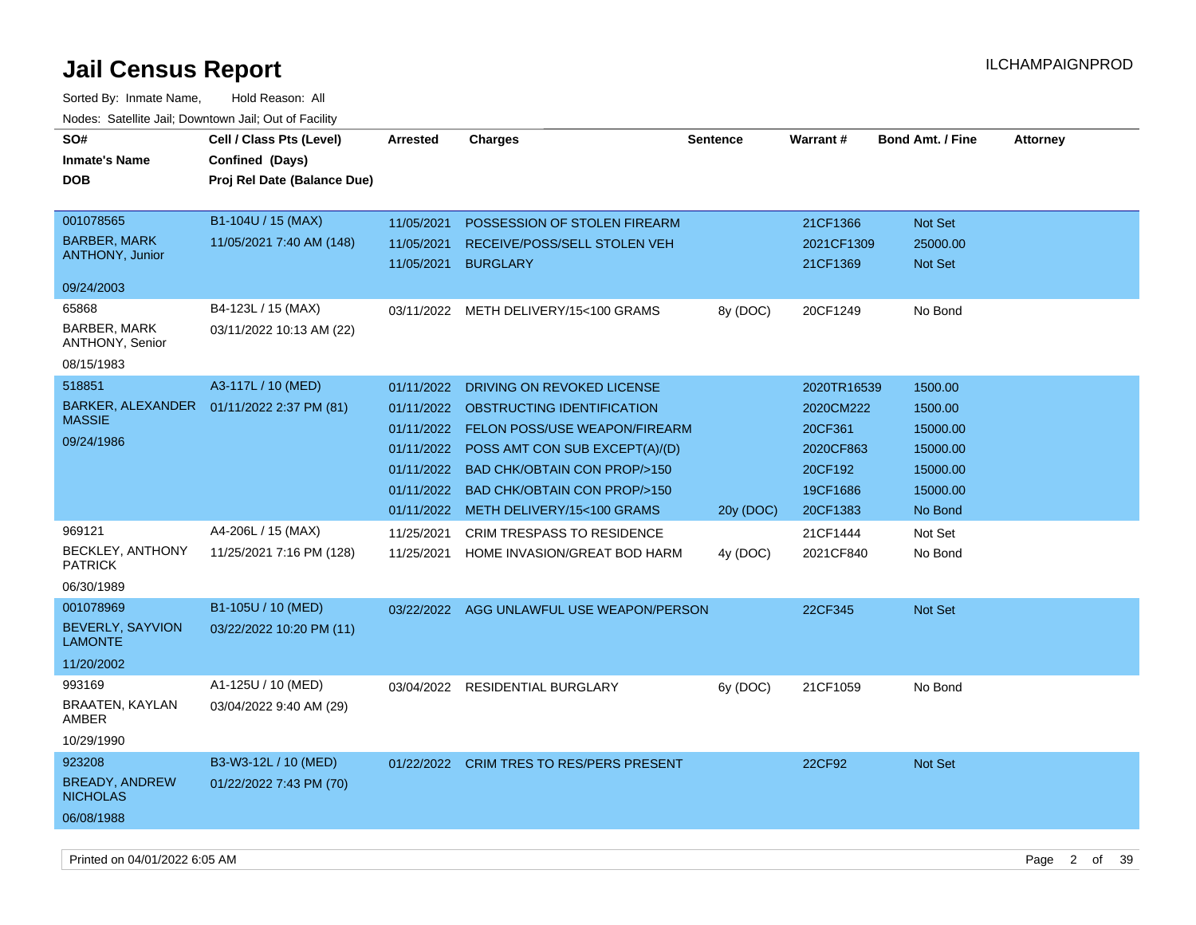# Jail Census Report

ILCHAMPAIGNPROD

Sorted By: Inmate Name, Hold Reason: All

Nodes: Satellite Jail; Downtown Jail; Out of Facility

| SO# / Inmate's Name / DOB | Cell / Class Pts (Level) / Confined (Days) / Proj Rel Date (Balance Due) | Arrested | Charges | Sentence | Warrant # | Bond Amt. / Fine | Attorney |
|---|---|---|---|---|---|---|---|
| 001078565 BARBER, MARK ANTHONY, Junior 09/24/2003 | B1-104U / 15 (MAX) 11/05/2021 7:40 AM (148) | 11/05/2021 | POSSESSION OF STOLEN FIREARM | | 21CF1366 | Not Set | |
| | | 11/05/2021 | RECEIVE/POSS/SELL STOLEN VEH | | 2021CF1309 | 25000.00 | |
| | | 11/05/2021 | BURGLARY | | 21CF1369 | Not Set | |
| 65868 BARBER, MARK ANTHONY, Senior 08/15/1983 | B4-123L / 15 (MAX) 03/11/2022 10:13 AM (22) | 03/11/2022 | METH DELIVERY/15<100 GRAMS | 8y (DOC) | 20CF1249 | No Bond | |
| 518851 BARKER, ALEXANDER MASSIE 09/24/1986 | A3-117L / 10 (MED) 01/11/2022 2:37 PM (81) | 01/11/2022 | DRIVING ON REVOKED LICENSE | | 2020TR16539 | 1500.00 | |
| | | 01/11/2022 | OBSTRUCTING IDENTIFICATION | | 2020CM222 | 1500.00 | |
| | | 01/11/2022 | FELON POSS/USE WEAPON/FIREARM | | 20CF361 | 15000.00 | |
| | | 01/11/2022 | POSS AMT CON SUB EXCEPT(A)/(D) | | 2020CF863 | 15000.00 | |
| | | 01/11/2022 | BAD CHK/OBTAIN CON PROP/>150 | | 20CF192 | 15000.00 | |
| | | 01/11/2022 | BAD CHK/OBTAIN CON PROP/>150 | | 19CF1686 | 15000.00 | |
| | | 01/11/2022 | METH DELIVERY/15<100 GRAMS | 20y (DOC) | 20CF1383 | No Bond | |
| 969121 BECKLEY, ANTHONY PATRICK 06/30/1989 | A4-206L / 15 (MAX) 11/25/2021 7:16 PM (128) | 11/25/2021 | CRIM TRESPASS TO RESIDENCE | | 21CF1444 | Not Set | |
| | | 11/25/2021 | HOME INVASION/GREAT BOD HARM | 4y (DOC) | 2021CF840 | No Bond | |
| 001078969 BEVERLY, SAYVION LAMONTE 11/20/2002 | B1-105U / 10 (MED) 03/22/2022 10:20 PM (11) | 03/22/2022 | AGG UNLAWFUL USE WEAPON/PERSON | | 22CF345 | Not Set | |
| 993169 BRAATEN, KAYLAN AMBER 10/29/1990 | A1-125U / 10 (MED) 03/04/2022 9:40 AM (29) | 03/04/2022 | RESIDENTIAL BURGLARY | 6y (DOC) | 21CF1059 | No Bond | |
| 923208 BREADY, ANDREW NICHOLAS 06/08/1988 | B3-W3-12L / 10 (MED) 01/22/2022 7:43 PM (70) | 01/22/2022 | CRIM TRES TO RES/PERS PRESENT | | 22CF92 | Not Set | |

Printed on 04/01/2022 6:05 AM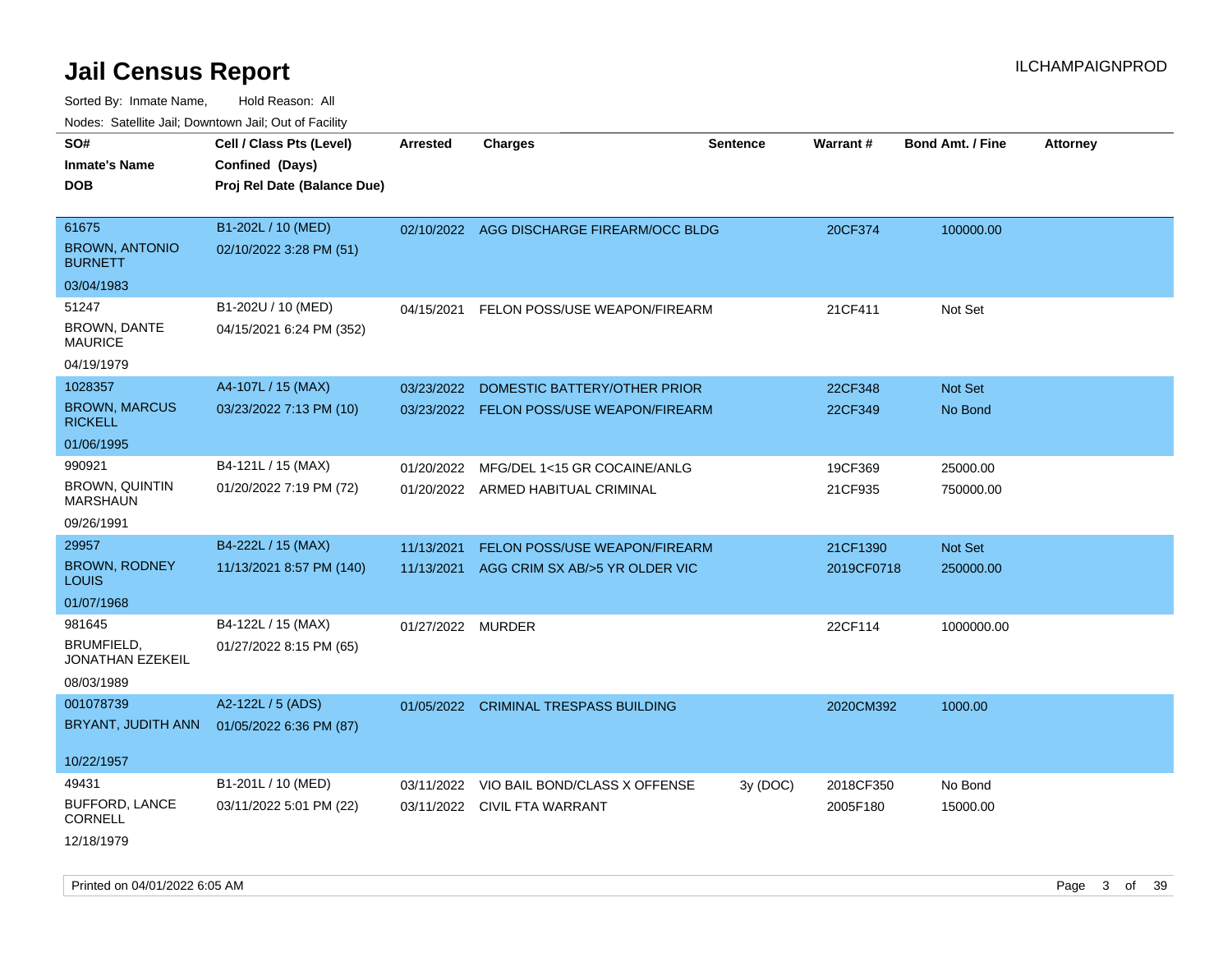# Jail Census Report

ILCHAMPAIGNPROD

Sorted By: Inmate Name, Hold Reason: All

Nodes: Satellite Jail; Downtown Jail; Out of Facility

| SO# / Inmate's Name / DOB | Cell / Class Pts (Level) / Confined (Days) / Proj Rel Date (Balance Due) | Arrested | Charges | Sentence | Warrant # | Bond Amt. / Fine | Attorney |
|---|---|---|---|---|---|---|---|
| 61675<br>BROWN, ANTONIO BURNETT<br>03/04/1983 | B1-202L / 10 (MED)<br>02/10/2022 3:28 PM (51) | 02/10/2022 | AGG DISCHARGE FIREARM/OCC BLDG | | 20CF374 | 100000.00 | |
| 51247<br>BROWN, DANTE MAURICE<br>04/19/1979 | B1-202U / 10 (MED)<br>04/15/2021 6:24 PM (352) | 04/15/2021 | FELON POSS/USE WEAPON/FIREARM | | 21CF411 | Not Set | |
| 1028357<br>BROWN, MARCUS RICKELL<br>01/06/1995 | A4-107L / 15 (MAX)<br>03/23/2022 7:13 PM (10) | 03/23/2022<br>03/23/2022 | DOMESTIC BATTERY/OTHER PRIOR<br>FELON POSS/USE WEAPON/FIREARM | | 22CF348<br>22CF349 | Not Set<br>No Bond | |
| 990921<br>BROWN, QUINTIN MARSHAUN<br>09/26/1991 | B4-121L / 15 (MAX)<br>01/20/2022 7:19 PM (72) | 01/20/2022<br>01/20/2022 | MFG/DEL 1<15 GR COCAINE/ANLG<br>ARMED HABITUAL CRIMINAL | | 19CF369<br>21CF935 | 25000.00<br>750000.00 | |
| 29957<br>BROWN, RODNEY LOUIS<br>01/07/1968 | B4-222L / 15 (MAX)<br>11/13/2021 8:57 PM (140) | 11/13/2021<br>11/13/2021 | FELON POSS/USE WEAPON/FIREARM<br>AGG CRIM SX AB/>5 YR OLDER VIC | | 21CF1390<br>2019CF0718 | Not Set<br>250000.00 | |
| 981645<br>BRUMFIELD, JONATHAN EZEKEIL<br>08/03/1989 | B4-122L / 15 (MAX)<br>01/27/2022 8:15 PM (65) | 01/27/2022 | MURDER | | 22CF114 | 1000000.00 | |
| 001078739<br>BRYANT, JUDITH ANN<br>10/22/1957 | A2-122L / 5 (ADS)<br>01/05/2022 6:36 PM (87) | 01/05/2022 | CRIMINAL TRESPASS BUILDING | | 2020CM392 | 1000.00 | |
| 49431<br>BUFFORD, LANCE CORNELL<br>12/18/1979 | B1-201L / 10 (MED)<br>03/11/2022 5:01 PM (22) | 03/11/2022<br>03/11/2022 | VIO BAIL BOND/CLASS X OFFENSE<br>CIVIL FTA WARRANT | 3y (DOC) | 2018CF350<br>2005F180 | No Bond<br>15000.00 | |

Printed on 04/01/2022 6:05 AM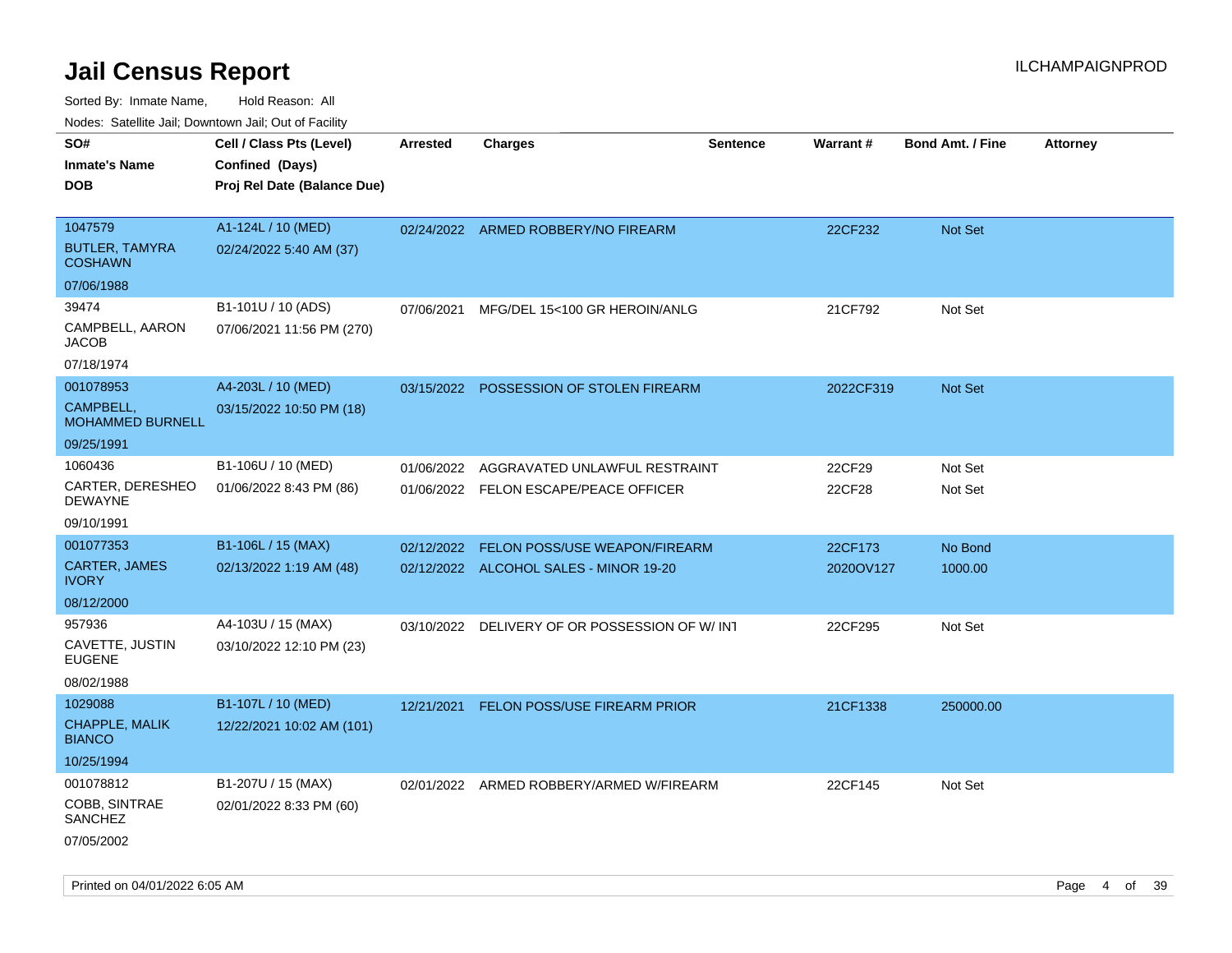# Jail Census Report

ILCHAMPAIGNPROD

Sorted By: Inmate Name, Hold Reason: All

Nodes: Satellite Jail; Downtown Jail; Out of Facility

| SO# / Inmate's Name / DOB | Cell / Class Pts (Level) / Confined (Days) / Proj Rel Date (Balance Due) | Arrested | Charges | Sentence | Warrant # | Bond Amt. / Fine | Attorney |
|---|---|---|---|---|---|---|---|
| 1047579<br>BUTLER, TAMYRA COSHAWN<br>07/06/1988 | A1-124L / 10 (MED)<br>02/24/2022 5:40 AM (37) | 02/24/2022 | ARMED ROBBERY/NO FIREARM | | 22CF232 | Not Set | |
| 39474<br>CAMPBELL, AARON JACOB<br>07/18/1974 | B1-101U / 10 (ADS)<br>07/06/2021 11:56 PM (270) | 07/06/2021 | MFG/DEL 15<100 GR HEROIN/ANLG | | 21CF792 | Not Set | |
| 001078953<br>CAMPBELL, MOHAMMED BURNELL<br>09/25/1991 | A4-203L / 10 (MED)<br>03/15/2022 10:50 PM (18) | 03/15/2022 | POSSESSION OF STOLEN FIREARM | | 2022CF319 | Not Set | |
| 1060436<br>CARTER, DERESHEO DEWAYNE<br>09/10/1991 | B1-106U / 10 (MED)<br>01/06/2022 8:43 PM (86) | 01/06/2022<br>01/06/2022 | AGGRAVATED UNLAWFUL RESTRAINT<br>FELON ESCAPE/PEACE OFFICER | | 22CF29<br>22CF28 | Not Set<br>Not Set | |
| 001077353<br>CARTER, JAMES IVORY<br>08/12/2000 | B1-106L / 15 (MAX)<br>02/13/2022 1:19 AM (48) | 02/12/2022<br>02/12/2022 | FELON POSS/USE WEAPON/FIREARM<br>ALCOHOL SALES - MINOR 19-20 | | 22CF173<br>2020OV127 | No Bond<br>1000.00 | |
| 957936<br>CAVETTE, JUSTIN EUGENE<br>08/02/1988 | A4-103U / 15 (MAX)<br>03/10/2022 12:10 PM (23) | 03/10/2022 | DELIVERY OF OR POSSESSION OF W/ INT | | 22CF295 | Not Set | |
| 1029088<br>CHAPPLE, MALIK BIANCO<br>10/25/1994 | B1-107L / 10 (MED)<br>12/22/2021 10:02 AM (101) | 12/21/2021 | FELON POSS/USE FIREARM PRIOR | | 21CF1338 | 250000.00 | |
| 001078812<br>COBB, SINTRAE SANCHEZ<br>07/05/2002 | B1-207U / 15 (MAX)<br>02/01/2022 8:33 PM (60) | 02/01/2022 | ARMED ROBBERY/ARMED W/FIREARM | | 22CF145 | Not Set | |

Printed on 04/01/2022 6:05 AM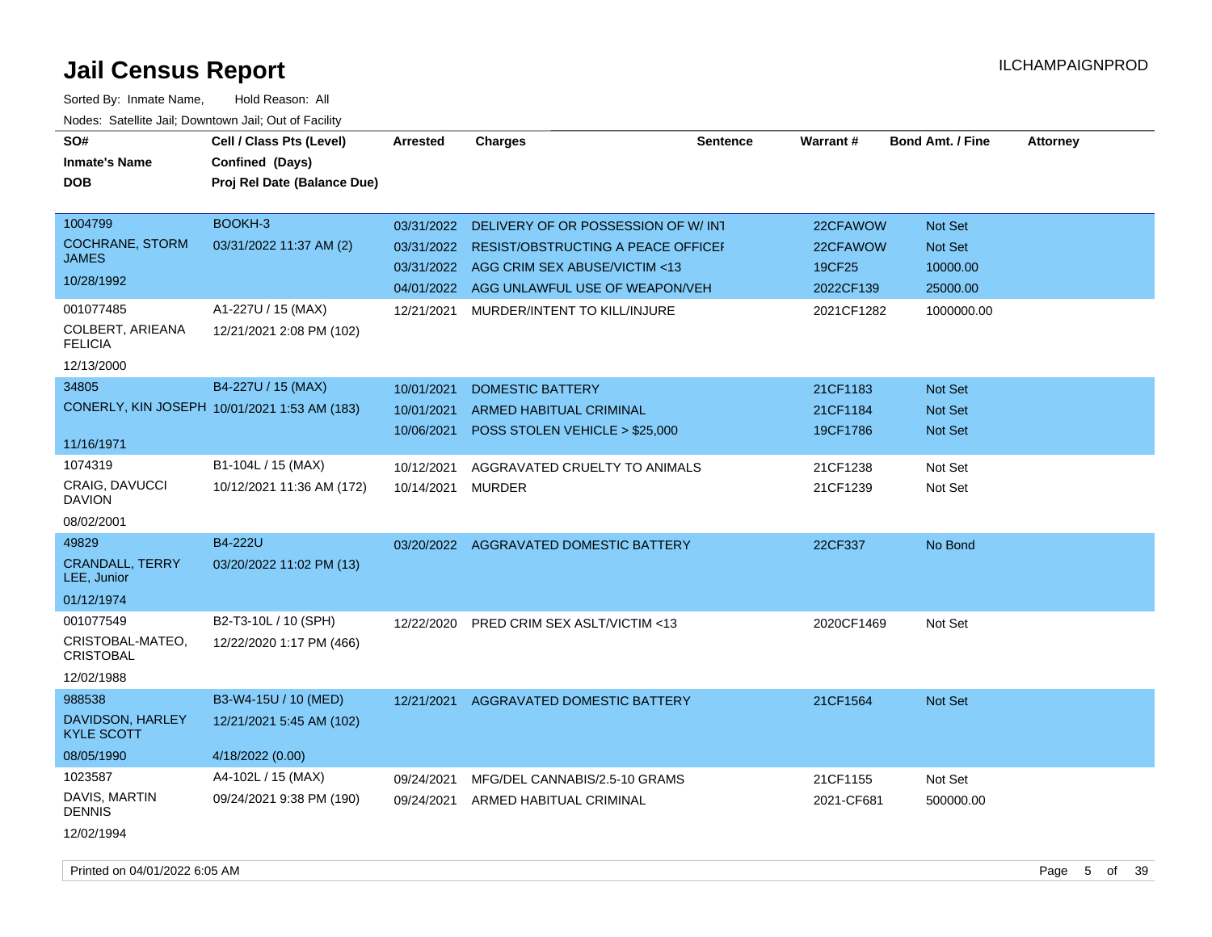# Jail Census Report

ILCHAMPAIGNPROD

Sorted By: Inmate Name, Hold Reason: All

Nodes: Satellite Jail; Downtown Jail; Out of Facility

| SO# / Inmate's Name / DOB | Cell / Class Pts (Level) / Confined (Days) / Proj Rel Date (Balance Due) | Arrested | Charges | Sentence | Warrant # | Bond Amt. / Fine | Attorney |
|---|---|---|---|---|---|---|---|
| 1004799 COCHRANE, STORM JAMES 10/28/1992 | BOOKH-3 03/31/2022 11:37 AM (2) | 03/31/2022 | DELIVERY OF OR POSSESSION OF W/ INT | | 22CFAWOW | Not Set | |
| | | 03/31/2022 | RESIST/OBSTRUCTING A PEACE OFFICEI | | 22CFAWOW | Not Set | |
| | | 03/31/2022 | AGG CRIM SEX ABUSE/VICTIM <13 | | 19CF25 | 10000.00 | |
| | | 04/01/2022 | AGG UNLAWFUL USE OF WEAPON/VEH | | 2022CF139 | 25000.00 | |
| 001077485 COLBERT, ARIEANA FELICIA 12/13/2000 | A1-227U / 15 (MAX) 12/21/2021 2:08 PM (102) | 12/21/2021 | MURDER/INTENT TO KILL/INJURE | | 2021CF1282 | 1000000.00 | |
| 34805 CONERLY, KIN JOSEPH 11/16/1971 | B4-227U / 15 (MAX) 10/01/2021 1:53 AM (183) | 10/01/2021 | DOMESTIC BATTERY | | 21CF1183 | Not Set | |
| | | 10/01/2021 | ARMED HABITUAL CRIMINAL | | 21CF1184 | Not Set | |
| | | 10/06/2021 | POSS STOLEN VEHICLE > $25,000 | | 19CF1786 | Not Set | |
| 1074319 CRAIG, DAVUCCI DAVION 08/02/2001 | B1-104L / 15 (MAX) 10/12/2021 11:36 AM (172) | 10/12/2021 | AGGRAVATED CRUELTY TO ANIMALS | | 21CF1238 | Not Set | |
| | | 10/14/2021 | MURDER | | 21CF1239 | Not Set | |
| 49829 CRANDALL, TERRY LEE, Junior 01/12/1974 | B4-222U 03/20/2022 11:02 PM (13) | 03/20/2022 | AGGRAVATED DOMESTIC BATTERY | | 22CF337 | No Bond | |
| 001077549 CRISTOBAL-MATEO, CRISTOBAL 12/02/1988 | B2-T3-10L / 10 (SPH) 12/22/2020 1:17 PM (466) | 12/22/2020 | PRED CRIM SEX ASLT/VICTIM <13 | | 2020CF1469 | Not Set | |
| 988538 DAVIDSON, HARLEY KYLE SCOTT 08/05/1990 | B3-W4-15U / 10 (MED) 12/21/2021 5:45 AM (102) 4/18/2022 (0.00) | 12/21/2021 | AGGRAVATED DOMESTIC BATTERY | | 21CF1564 | Not Set | |
| 1023587 DAVIS, MARTIN DENNIS 12/02/1994 | A4-102L / 15 (MAX) 09/24/2021 9:38 PM (190) | 09/24/2021 | MFG/DEL CANNABIS/2.5-10 GRAMS | | 21CF1155 | Not Set | |
| | | 09/24/2021 | ARMED HABITUAL CRIMINAL | | 2021-CF681 | 500000.00 | |

Printed on 04/01/2022 6:05 AM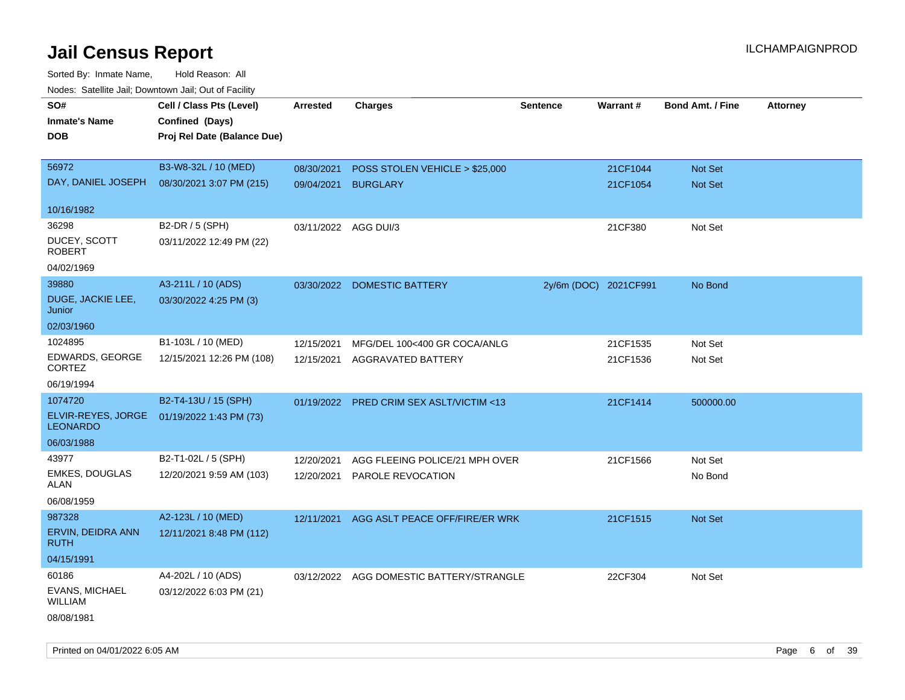# Jail Census Report

ILCHAMPAIGNPROD

Sorted By: Inmate Name, Hold Reason: All

Nodes: Satellite Jail; Downtown Jail; Out of Facility

| SO# / Inmate's Name / DOB | Cell / Class Pts (Level) / Confined (Days) / Proj Rel Date (Balance Due) | Arrested | Charges | Sentence | Warrant # | Bond Amt. / Fine | Attorney |
|---|---|---|---|---|---|---|---|
| 56972<br>DAY, DANIEL JOSEPH<br>10/16/1982 | B3-W8-32L / 10 (MED)<br>08/30/2021 3:07 PM (215) | 08/30/2021<br>09/04/2021 | POSS STOLEN VEHICLE > $25,000<br>BURGLARY | | 21CF1044<br>21CF1054 | Not Set<br>Not Set | |
| 36298<br>DUCEY, SCOTT ROBERT<br>04/02/1969 | B2-DR / 5 (SPH)<br>03/11/2022 12:49 PM (22) | 03/11/2022 | AGG DUI/3 | | 21CF380 | Not Set | |
| 39880<br>DUGE, JACKIE LEE, Junior<br>02/03/1960 | A3-211L / 10 (ADS)<br>03/30/2022 4:25 PM (3) | 03/30/2022 | DOMESTIC BATTERY | 2y/6m (DOC) | 2021CF991 | No Bond | |
| 1024895<br>EDWARDS, GEORGE CORTEZ<br>06/19/1994 | B1-103L / 10 (MED)<br>12/15/2021 12:26 PM (108) | 12/15/2021<br>12/15/2021 | MFG/DEL 100<400 GR COCA/ANLG<br>AGGRAVATED BATTERY | | 21CF1535<br>21CF1536 | Not Set<br>Not Set | |
| 1074720<br>ELVIR-REYES, JORGE LEONARDO<br>06/03/1988 | B2-T4-13U / 15 (SPH)<br>01/19/2022 1:43 PM (73) | 01/19/2022 | PRED CRIM SEX ASLT/VICTIM <13 | | 21CF1414 | 500000.00 | |
| 43977<br>EMKES, DOUGLAS ALAN<br>06/08/1959 | B2-T1-02L / 5 (SPH)<br>12/20/2021 9:59 AM (103) | 12/20/2021<br>12/20/2021 | AGG FLEEING POLICE/21 MPH OVER<br>PAROLE REVOCATION | | 21CF1566 | Not Set<br>No Bond | |
| 987328<br>ERVIN, DEIDRA ANN RUTH<br>04/15/1991 | A2-123L / 10 (MED)<br>12/11/2021 8:48 PM (112) | 12/11/2021 | AGG ASLT PEACE OFF/FIRE/ER WRK | | 21CF1515 | Not Set | |
| 60186<br>EVANS, MICHAEL WILLIAM<br>08/08/1981 | A4-202L / 10 (ADS)<br>03/12/2022 6:03 PM (21) | 03/12/2022 | AGG DOMESTIC BATTERY/STRANGLE | | 22CF304 | Not Set | |

Printed on 04/01/2022 6:05 AM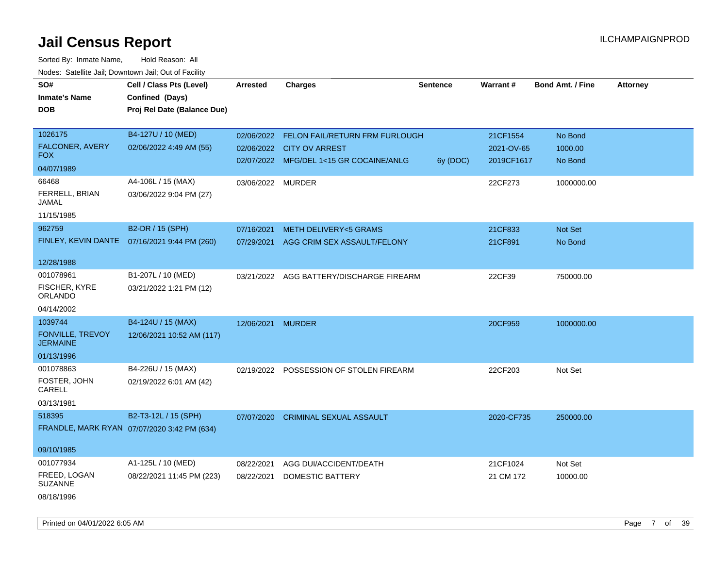# Jail Census Report

ILCHAMPAIGNPROD

Sorted By: Inmate Name, Hold Reason: All

Nodes: Satellite Jail; Downtown Jail; Out of Facility

| SO# / Inmate's Name / DOB | Cell / Class Pts (Level) / Confined (Days) / Proj Rel Date (Balance Due) | Arrested | Charges | Sentence | Warrant # | Bond Amt. / Fine | Attorney |
|---|---|---|---|---|---|---|---|
| 1026175<br>FALCONER, AVERY FOX<br>04/07/1989 | B4-127U / 10 (MED)<br>02/06/2022 4:49 AM (55) | 02/06/2022<br>02/06/2022<br>02/07/2022 | FELON FAIL/RETURN FRM FURLOUGH<br>CITY OV ARREST<br>MFG/DEL 1<15 GR COCAINE/ANLG | <br><br>6y (DOC) | 21CF1554<br>2021-OV-65<br>2019CF1617 | No Bond<br>1000.00<br>No Bond | |
| 66468<br>FERRELL, BRIAN JAMAL<br>11/15/1985 | A4-106L / 15 (MAX)<br>03/06/2022 9:04 PM (27) | 03/06/2022 | MURDER | | 22CF273 | 1000000.00 | |
| 962759<br>FINLEY, KEVIN DANTE<br>12/28/1988 | B2-DR / 15 (SPH)<br>07/16/2021 9:44 PM (260) | 07/16/2021<br>07/29/2021 | METH DELIVERY<5 GRAMS<br>AGG CRIM SEX ASSAULT/FELONY | | 21CF833<br>21CF891 | Not Set<br>No Bond | |
| 001078961<br>FISCHER, KYRE ORLANDO<br>04/14/2002 | B1-207L / 10 (MED)<br>03/21/2022 1:21 PM (12) | 03/21/2022 | AGG BATTERY/DISCHARGE FIREARM | | 22CF39 | 750000.00 | |
| 1039744<br>FONVILLE, TREVOY JERMAINE<br>01/13/1996 | B4-124U / 15 (MAX)<br>12/06/2021 10:52 AM (117) | 12/06/2021 | MURDER | | 20CF959 | 1000000.00 | |
| 001078863<br>FOSTER, JOHN CARELL<br>03/13/1981 | B4-226U / 15 (MAX)<br>02/19/2022 6:01 AM (42) | 02/19/2022 | POSSESSION OF STOLEN FIREARM | | 22CF203 | Not Set | |
| 518395<br>FRANDLE, MARK RYAN<br>09/10/1985 | B2-T3-12L / 15 (SPH)<br>07/07/2020 3:42 PM (634) | 07/07/2020 | CRIMINAL SEXUAL ASSAULT | | 2020-CF735 | 250000.00 | |
| 001077934<br>FREED, LOGAN SUZANNE<br>08/18/1996 | A1-125L / 10 (MED)<br>08/22/2021 11:45 PM (223) | 08/22/2021<br>08/22/2021 | AGG DUI/ACCIDENT/DEATH<br>DOMESTIC BATTERY | | 21CF1024<br>21 CM 172 | Not Set<br>10000.00 | |

Printed on 04/01/2022 6:05 AM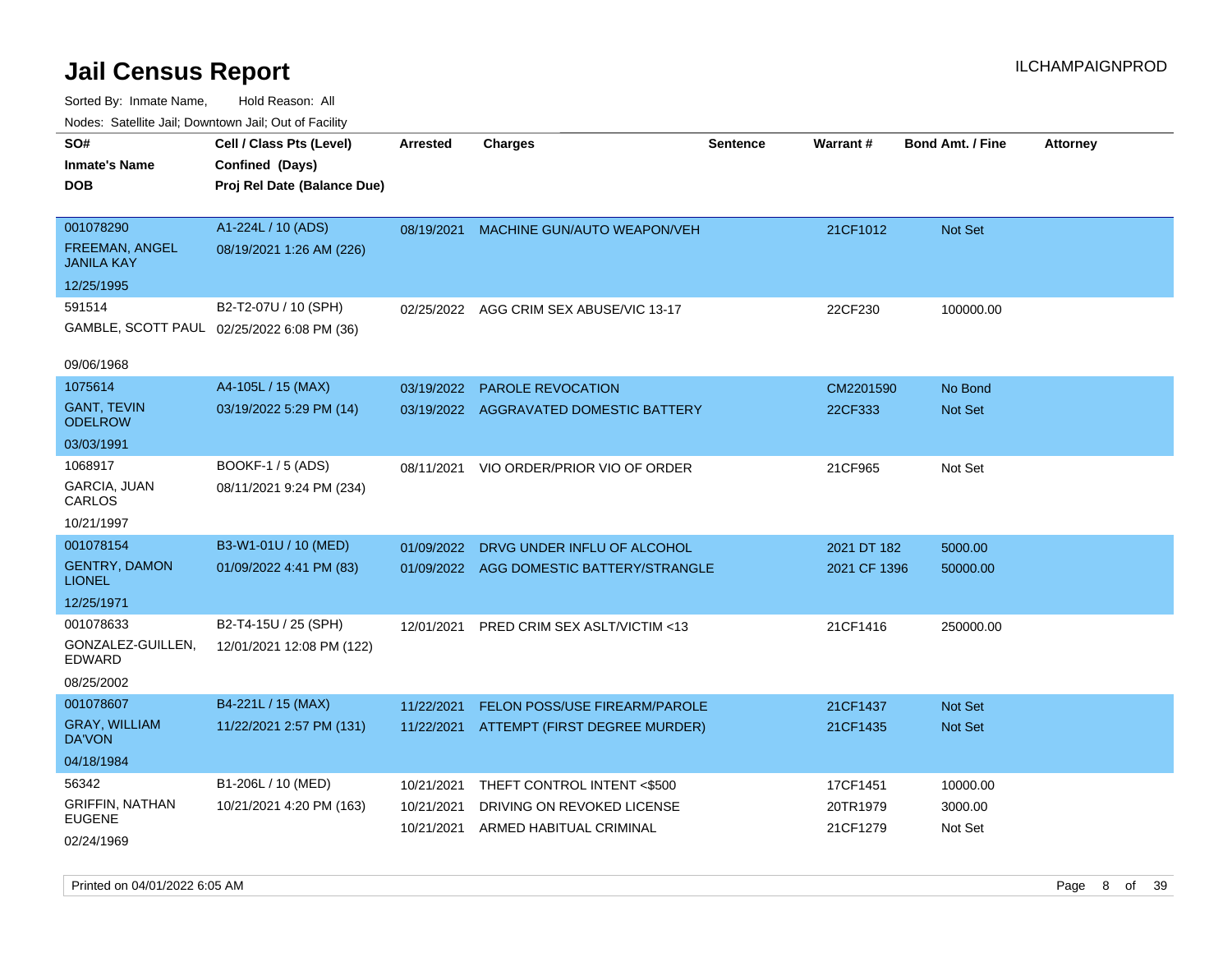# Jail Census Report

ILCHAMPAIGNPROD

Sorted By: Inmate Name, Hold Reason: All

Nodes: Satellite Jail; Downtown Jail; Out of Facility

| SO# / Inmate's Name / DOB | Cell / Class Pts (Level) / Confined (Days) / Proj Rel Date (Balance Due) | Arrested | Charges | Sentence | Warrant # | Bond Amt. / Fine | Attorney |
|---|---|---|---|---|---|---|---|
| 001078290 FREEMAN, ANGEL JANILA KAY 12/25/1995 | A1-224L / 10 (ADS) 08/19/2021 1:26 AM (226) | 08/19/2021 | MACHINE GUN/AUTO WEAPON/VEH | | 21CF1012 | Not Set | |
| 591514 GAMBLE, SCOTT PAUL 09/06/1968 | B2-T2-07U / 10 (SPH) 02/25/2022 6:08 PM (36) | 02/25/2022 | AGG CRIM SEX ABUSE/VIC 13-17 | | 22CF230 | 100000.00 | |
| 1075614 GANT, TEVIN ODELROW 03/03/1991 | A4-105L / 15 (MAX) 03/19/2022 5:29 PM (14) | 03/19/2022 | PAROLE REVOCATION | | CM2201590 | No Bond | |
| | | 03/19/2022 | AGGRAVATED DOMESTIC BATTERY | | 22CF333 | Not Set | |
| 1068917 GARCIA, JUAN CARLOS 10/21/1997 | BOOKF-1 / 5 (ADS) 08/11/2021 9:24 PM (234) | 08/11/2021 | VIO ORDER/PRIOR VIO OF ORDER | | 21CF965 | Not Set | |
| 001078154 GENTRY, DAMON LIONEL 12/25/1971 | B3-W1-01U / 10 (MED) 01/09/2022 4:41 PM (83) | 01/09/2022 | DRVG UNDER INFLU OF ALCOHOL | | 2021 DT 182 | 5000.00 | |
| | | 01/09/2022 | AGG DOMESTIC BATTERY/STRANGLE | | 2021 CF 1396 | 50000.00 | |
| 001078633 GONZALEZ-GUILLEN, EDWARD 08/25/2002 | B2-T4-15U / 25 (SPH) 12/01/2021 12:08 PM (122) | 12/01/2021 | PRED CRIM SEX ASLT/VICTIM <13 | | 21CF1416 | 250000.00 | |
| 001078607 GRAY, WILLIAM DA'VON 04/18/1984 | B4-221L / 15 (MAX) 11/22/2021 2:57 PM (131) | 11/22/2021 | FELON POSS/USE FIREARM/PAROLE | | 21CF1437 | Not Set | |
| | | 11/22/2021 | ATTEMPT (FIRST DEGREE MURDER) | | 21CF1435 | Not Set | |
| 56342 GRIFFIN, NATHAN EUGENE 02/24/1969 | B1-206L / 10 (MED) 10/21/2021 4:20 PM (163) | 10/21/2021 | THEFT CONTROL INTENT <$500 | | 17CF1451 | 10000.00 | |
| | | 10/21/2021 | DRIVING ON REVOKED LICENSE | | 20TR1979 | 3000.00 | |
| | | 10/21/2021 | ARMED HABITUAL CRIMINAL | | 21CF1279 | Not Set | |

Printed on 04/01/2022 6:05 AM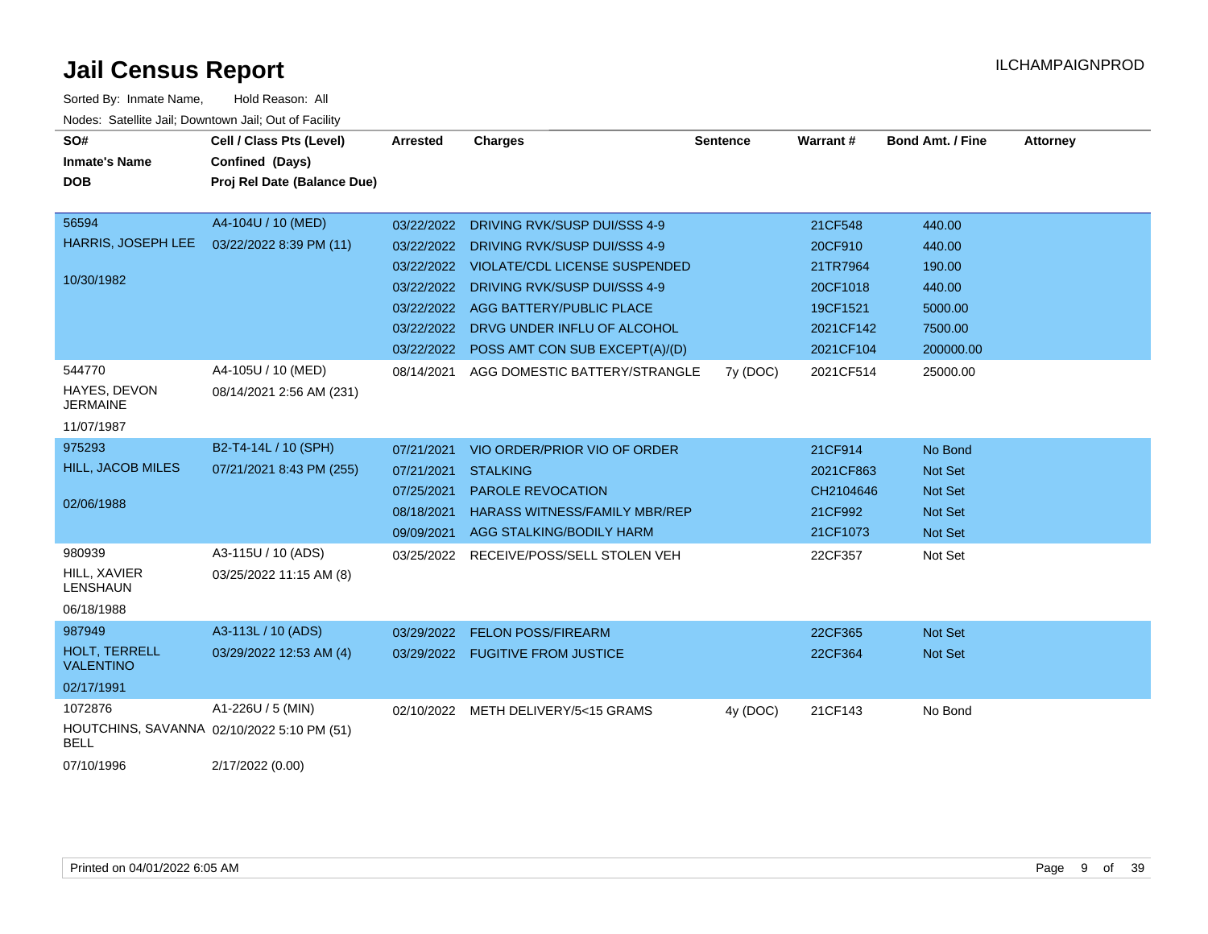# Jail Census Report

ILCHAMPAIGNPROD

Sorted By: Inmate Name, Hold Reason: All

Nodes: Satellite Jail; Downtown Jail; Out of Facility

| SO# / Inmate's Name / DOB | Cell / Class Pts (Level) / Confined (Days) / Proj Rel Date (Balance Due) | Arrested | Charges | Sentence | Warrant # | Bond Amt. / Fine | Attorney |
|---|---|---|---|---|---|---|---|
| 56594 HARRIS, JOSEPH LEE 10/30/1982 | A4-104U / 10 (MED) 03/22/2022 8:39 PM (11) | 03/22/2022 | DRIVING RVK/SUSP DUI/SSS 4-9 | | 21CF548 | 440.00 | |
| | | 03/22/2022 | DRIVING RVK/SUSP DUI/SSS 4-9 | | 20CF910 | 440.00 | |
| | | 03/22/2022 | VIOLATE/CDL LICENSE SUSPENDED | | 21TR7964 | 190.00 | |
| | | 03/22/2022 | DRIVING RVK/SUSP DUI/SSS 4-9 | | 20CF1018 | 440.00 | |
| | | 03/22/2022 | AGG BATTERY/PUBLIC PLACE | | 19CF1521 | 5000.00 | |
| | | 03/22/2022 | DRVG UNDER INFLU OF ALCOHOL | | 2021CF142 | 7500.00 | |
| | | 03/22/2022 | POSS AMT CON SUB EXCEPT(A)/(D) | | 2021CF104 | 200000.00 | |
| 544770 HAYES, DEVON JERMAINE 11/07/1987 | A4-105U / 10 (MED) 08/14/2021 2:56 AM (231) | 08/14/2021 | AGG DOMESTIC BATTERY/STRANGLE | 7y (DOC) | 2021CF514 | 25000.00 | |
| 975293 HILL, JACOB MILES 02/06/1988 | B2-T4-14L / 10 (SPH) 07/21/2021 8:43 PM (255) | 07/21/2021 | VIO ORDER/PRIOR VIO OF ORDER | | 21CF914 | No Bond | |
| | | 07/21/2021 | STALKING | | 2021CF863 | Not Set | |
| | | 07/25/2021 | PAROLE REVOCATION | | CH2104646 | Not Set | |
| | | 08/18/2021 | HARASS WITNESS/FAMILY MBR/REP | | 21CF992 | Not Set | |
| | | 09/09/2021 | AGG STALKING/BODILY HARM | | 21CF1073 | Not Set | |
| 980939 HILL, XAVIER LENSHAUN 06/18/1988 | A3-115U / 10 (ADS) 03/25/2022 11:15 AM (8) | 03/25/2022 | RECEIVE/POSS/SELL STOLEN VEH | | 22CF357 | Not Set | |
| 987949 HOLT, TERRELL VALENTINO 02/17/1991 | A3-113L / 10 (ADS) 03/29/2022 12:53 AM (4) | 03/29/2022 | FELON POSS/FIREARM | | 22CF365 | Not Set | |
| | | 03/29/2022 | FUGITIVE FROM JUSTICE | | 22CF364 | Not Set | |
| 1072876 HOUTCHINS, SAVANNA BELL 07/10/1996 | A1-226U / 5 (MIN) 02/10/2022 5:10 PM (51) 2/17/2022 (0.00) | 02/10/2022 | METH DELIVERY/5<15 GRAMS | 4y (DOC) | 21CF143 | No Bond | |

Printed on 04/01/2022 6:05 AM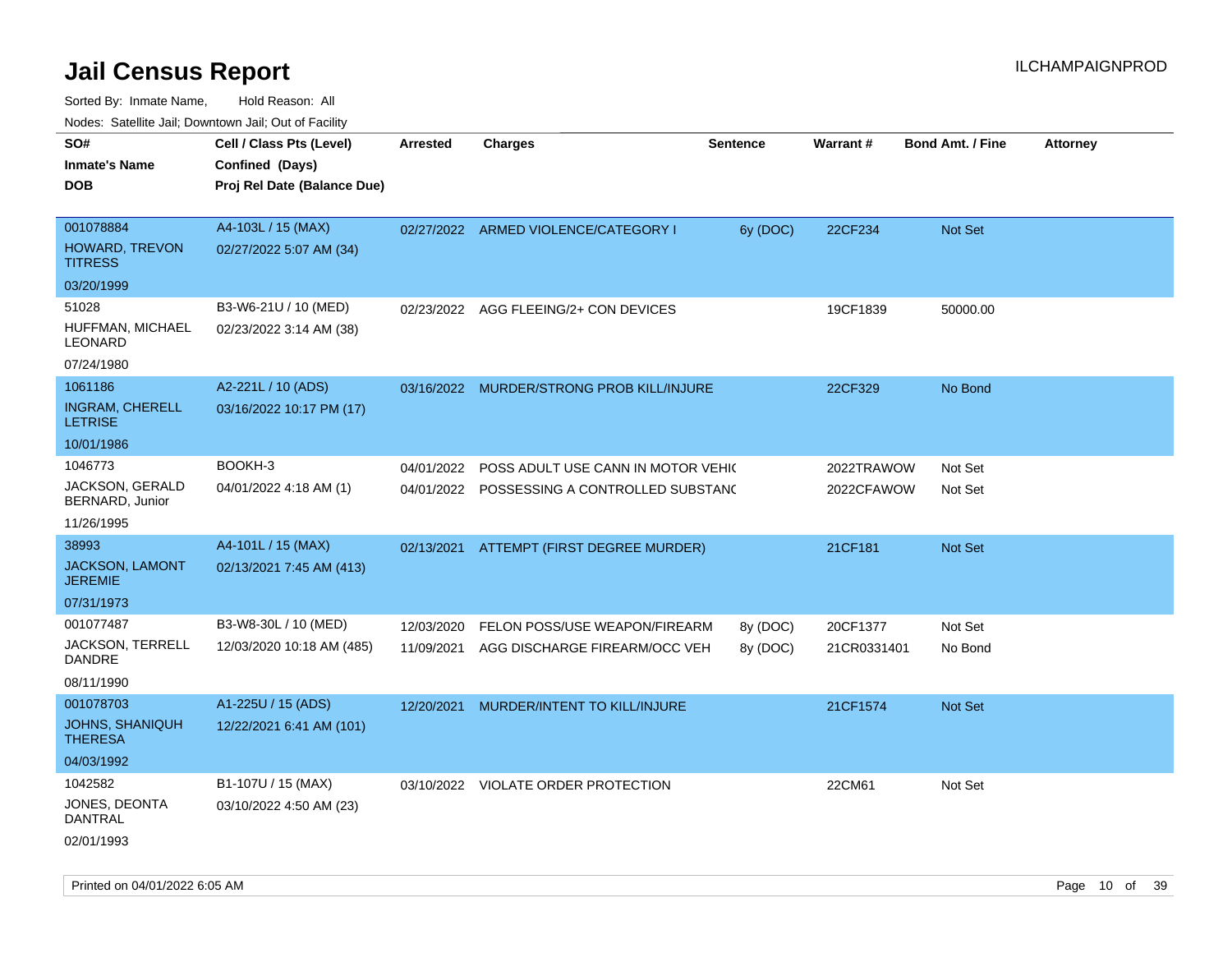# Jail Census Report

ILCHAMPAIGNPROD

Sorted By: Inmate Name, Hold Reason: All

Nodes: Satellite Jail; Downtown Jail; Out of Facility

| SO# / Inmate's Name / DOB | Cell / Class Pts (Level) / Confined (Days) / Proj Rel Date (Balance Due) | Arrested | Charges | Sentence | Warrant # | Bond Amt. / Fine | Attorney |
|---|---|---|---|---|---|---|---|
| 001078884<br>HOWARD, TREVON TITRESS<br>03/20/1999 | A4-103L / 15 (MAX)<br>02/27/2022 5:07 AM (34) | 02/27/2022 | ARMED VIOLENCE/CATEGORY I | 6y (DOC) | 22CF234 | Not Set | |
| 51028<br>HUFFMAN, MICHAEL LEONARD<br>07/24/1980 | B3-W6-21U / 10 (MED)<br>02/23/2022 3:14 AM (38) | 02/23/2022 | AGG FLEEING/2+ CON DEVICES | | 19CF1839 | 50000.00 | |
| 1061186<br>INGRAM, CHERELL LETRISE<br>10/01/1986 | A2-221L / 10 (ADS)<br>03/16/2022 10:17 PM (17) | 03/16/2022 | MURDER/STRONG PROB KILL/INJURE | | 22CF329 | No Bond | |
| 1046773<br>JACKSON, GERALD BERNARD, Junior<br>11/26/1995 | BOOKH-3<br>04/01/2022 4:18 AM (1) | 04/01/2022<br>04/01/2022 | POSS ADULT USE CANN IN MOTOR VEHIC<br>POSSESSING A CONTROLLED SUBSTANC | | 2022TRAWOW<br>2022CFAWOW | Not Set<br>Not Set | |
| 38993<br>JACKSON, LAMONT JEREMIE<br>07/31/1973 | A4-101L / 15 (MAX)<br>02/13/2021 7:45 AM (413) | 02/13/2021 | ATTEMPT (FIRST DEGREE MURDER) | | 21CF181 | Not Set | |
| 001077487<br>JACKSON, TERRELL DANDRE<br>08/11/1990 | B3-W8-30L / 10 (MED)<br>12/03/2020 10:18 AM (485) | 12/03/2020<br>11/09/2021 | FELON POSS/USE WEAPON/FIREARM<br>AGG DISCHARGE FIREARM/OCC VEH | 8y (DOC)<br>8y (DOC) | 20CF1377<br>21CR0331401 | Not Set<br>No Bond | |
| 001078703<br>JOHNS, SHANIQUH THERESA<br>04/03/1992 | A1-225U / 15 (ADS)<br>12/22/2021 6:41 AM (101) | 12/20/2021 | MURDER/INTENT TO KILL/INJURE | | 21CF1574 | Not Set | |
| 1042582<br>JONES, DEONTA DANTRAL<br>02/01/1993 | B1-107U / 15 (MAX)<br>03/10/2022 4:50 AM (23) | 03/10/2022 | VIOLATE ORDER PROTECTION | | 22CM61 | Not Set | |

Printed on 04/01/2022 6:05 AM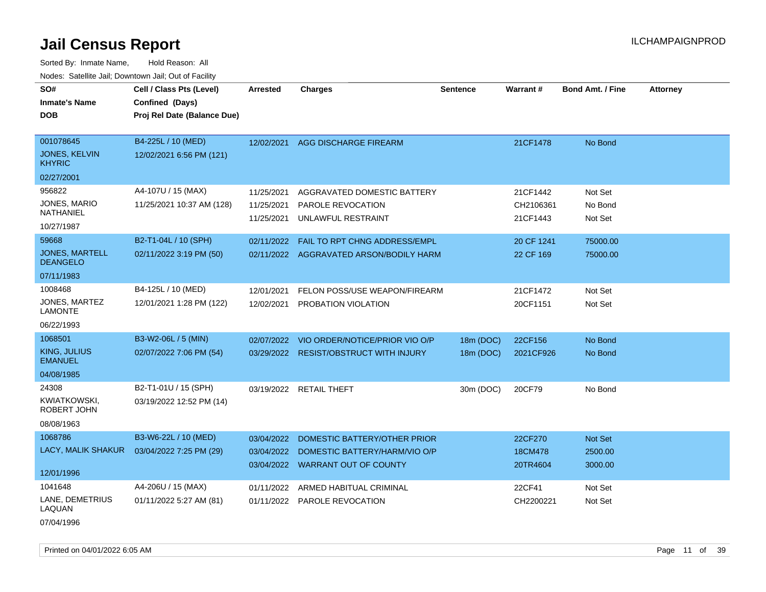# Jail Census Report

ILCHAMPAIGNPROD

Sorted By: Inmate Name, Hold Reason: All

Nodes: Satellite Jail; Downtown Jail; Out of Facility

| SO#<br>Inmate's Name<br>DOB | Cell / Class Pts (Level)<br>Confined (Days)<br>Proj Rel Date (Balance Due) | Arrested | Charges | Sentence | Warrant # | Bond Amt. / Fine | Attorney |
|---|---|---|---|---|---|---|---|
| 001078645<br>JONES, KELVIN KHYRIC<br>02/27/2001 | B4-225L / 10 (MED)<br>12/02/2021 6:56 PM (121) | 12/02/2021 | AGG DISCHARGE FIREARM | | 21CF1478 | No Bond | |
| 956822<br>JONES, MARIO NATHANIEL<br>10/27/1987 | A4-107U / 15 (MAX)<br>11/25/2021 10:37 AM (128) | 11/25/2021 | AGGRAVATED DOMESTIC BATTERY | | 21CF1442 | Not Set | |
| | | 11/25/2021 | PAROLE REVOCATION | | CH2106361 | No Bond | |
| | | 11/25/2021 | UNLAWFUL RESTRAINT | | 21CF1443 | Not Set | |
| 59668<br>JONES, MARTELL DEANGELO<br>07/11/1983 | B2-T1-04L / 10 (SPH)<br>02/11/2022 3:19 PM (50) | 02/11/2022 | FAIL TO RPT CHNG ADDRESS/EMPL | | 20 CF 1241 | 75000.00 | |
| | | 02/11/2022 | AGGRAVATED ARSON/BODILY HARM | | 22 CF 169 | 75000.00 | |
| 1008468<br>JONES, MARTEZ LAMONTE<br>06/22/1993 | B4-125L / 10 (MED)<br>12/01/2021 1:28 PM (122) | 12/01/2021 | FELON POSS/USE WEAPON/FIREARM | | 21CF1472 | Not Set | |
| | | 12/02/2021 | PROBATION VIOLATION | | 20CF1151 | Not Set | |
| 1068501<br>KING, JULIUS EMANUEL<br>04/08/1985 | B3-W2-06L / 5 (MIN)<br>02/07/2022 7:06 PM (54) | 02/07/2022 | VIO ORDER/NOTICE/PRIOR VIO O/P | 18m (DOC) | 22CF156 | No Bond | |
| | | 03/29/2022 | RESIST/OBSTRUCT WITH INJURY | 18m (DOC) | 2021CF926 | No Bond | |
| 24308<br>KWIATKOWSKI, ROBERT JOHN<br>08/08/1963 | B2-T1-01U / 15 (SPH)<br>03/19/2022 12:52 PM (14) | 03/19/2022 | RETAIL THEFT | 30m (DOC) | 20CF79 | No Bond | |
| 1068786<br>LACY, MALIK SHAKUR<br>12/01/1996 | B3-W6-22L / 10 (MED)<br>03/04/2022 7:25 PM (29) | 03/04/2022 | DOMESTIC BATTERY/OTHER PRIOR | | 22CF270 | Not Set | |
| | | 03/04/2022 | DOMESTIC BATTERY/HARM/VIO O/P | | 18CM478 | 2500.00 | |
| | | 03/04/2022 | WARRANT OUT OF COUNTY | | 20TR4604 | 3000.00 | |
| 1041648<br>LANE, DEMETRIUS LAQUAN<br>07/04/1996 | A4-206U / 15 (MAX)<br>01/11/2022 5:27 AM (81) | 01/11/2022 | ARMED HABITUAL CRIMINAL | | 22CF41 | Not Set | |
| | | 01/11/2022 | PAROLE REVOCATION | | CH2200221 | Not Set | |

Printed on 04/01/2022 6:05 AM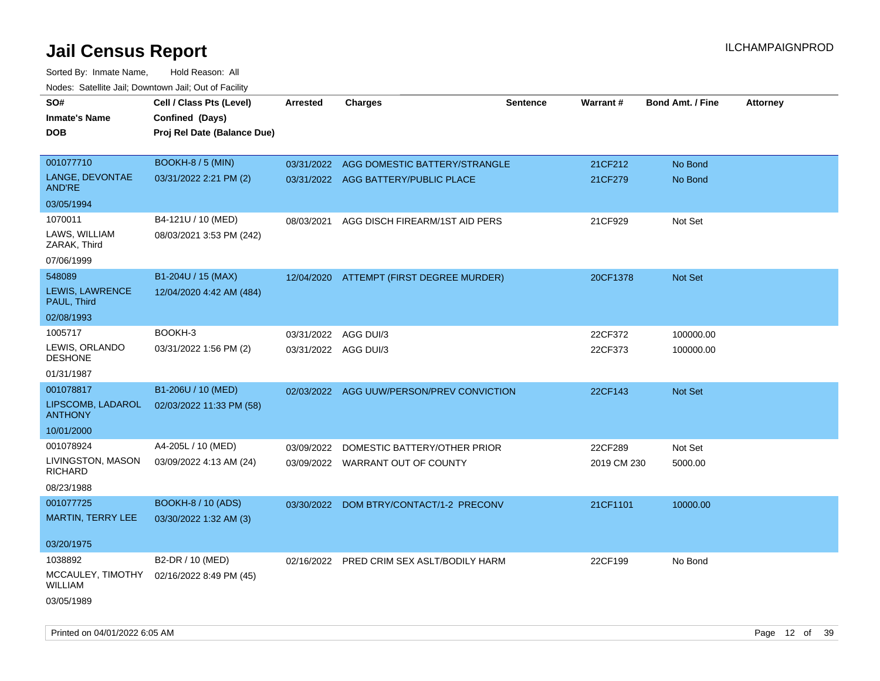# Jail Census Report

ILCHAMPAIGNPROD

Sorted By: Inmate Name, Hold Reason: All

Nodes: Satellite Jail; Downtown Jail; Out of Facility

| SO# / Inmate's Name / DOB | Cell / Class Pts (Level) / Confined (Days) / Proj Rel Date (Balance Due) | Arrested | Charges | Sentence | Warrant # | Bond Amt. / Fine | Attorney |
|---|---|---|---|---|---|---|---|
| 001077710<br>LANGE, DEVONTAE AND'RE<br>03/05/1994 | BOOKH-8 / 5 (MIN)<br>03/31/2022 2:21 PM (2) | 03/31/2022<br>03/31/2022 | AGG DOMESTIC BATTERY/STRANGLE<br>AGG BATTERY/PUBLIC PLACE | | 21CF212<br>21CF279 | No Bond<br>No Bond | |
| 1070011<br>LAWS, WILLIAM ZARAK, Third<br>07/06/1999 | B4-121U / 10 (MED)<br>08/03/2021 3:53 PM (242) | 08/03/2021 | AGG DISCH FIREARM/1ST AID PERS | | 21CF929 | Not Set | |
| 548089<br>LEWIS, LAWRENCE PAUL, Third<br>02/08/1993 | B1-204U / 15 (MAX)<br>12/04/2020 4:42 AM (484) | 12/04/2020 | ATTEMPT (FIRST DEGREE MURDER) | | 20CF1378 | Not Set | |
| 1005717<br>LEWIS, ORLANDO DESHONE<br>01/31/1987 | BOOKH-3<br>03/31/2022 1:56 PM (2) | 03/31/2022<br>03/31/2022 | AGG DUI/3<br>AGG DUI/3 | | 22CF372<br>22CF373 | 100000.00<br>100000.00 | |
| 001078817<br>LIPSCOMB, LADAROL ANTHONY<br>10/01/2000 | B1-206U / 10 (MED)<br>02/03/2022 11:33 PM (58) | 02/03/2022 | AGG UUW/PERSON/PREV CONVICTION | | 22CF143 | Not Set | |
| 001078924<br>LIVINGSTON, MASON RICHARD<br>08/23/1988 | A4-205L / 10 (MED)<br>03/09/2022 4:13 AM (24) | 03/09/2022<br>03/09/2022 | DOMESTIC BATTERY/OTHER PRIOR<br>WARRANT OUT OF COUNTY | | 22CF289<br>2019 CM 230 | Not Set<br>5000.00 | |
| 001077725<br>MARTIN, TERRY LEE<br>03/20/1975 | BOOKH-8 / 10 (ADS)<br>03/30/2022 1:32 AM (3) | 03/30/2022 | DOM BTRY/CONTACT/1-2 PRECONV | | 21CF1101 | 10000.00 | |
| 1038892<br>MCCAULEY, TIMOTHY WILLIAM<br>03/05/1989 | B2-DR / 10 (MED)<br>02/16/2022 8:49 PM (45) | 02/16/2022 | PRED CRIM SEX ASLT/BODILY HARM | | 22CF199 | No Bond | |

Printed on 04/01/2022 6:05 AM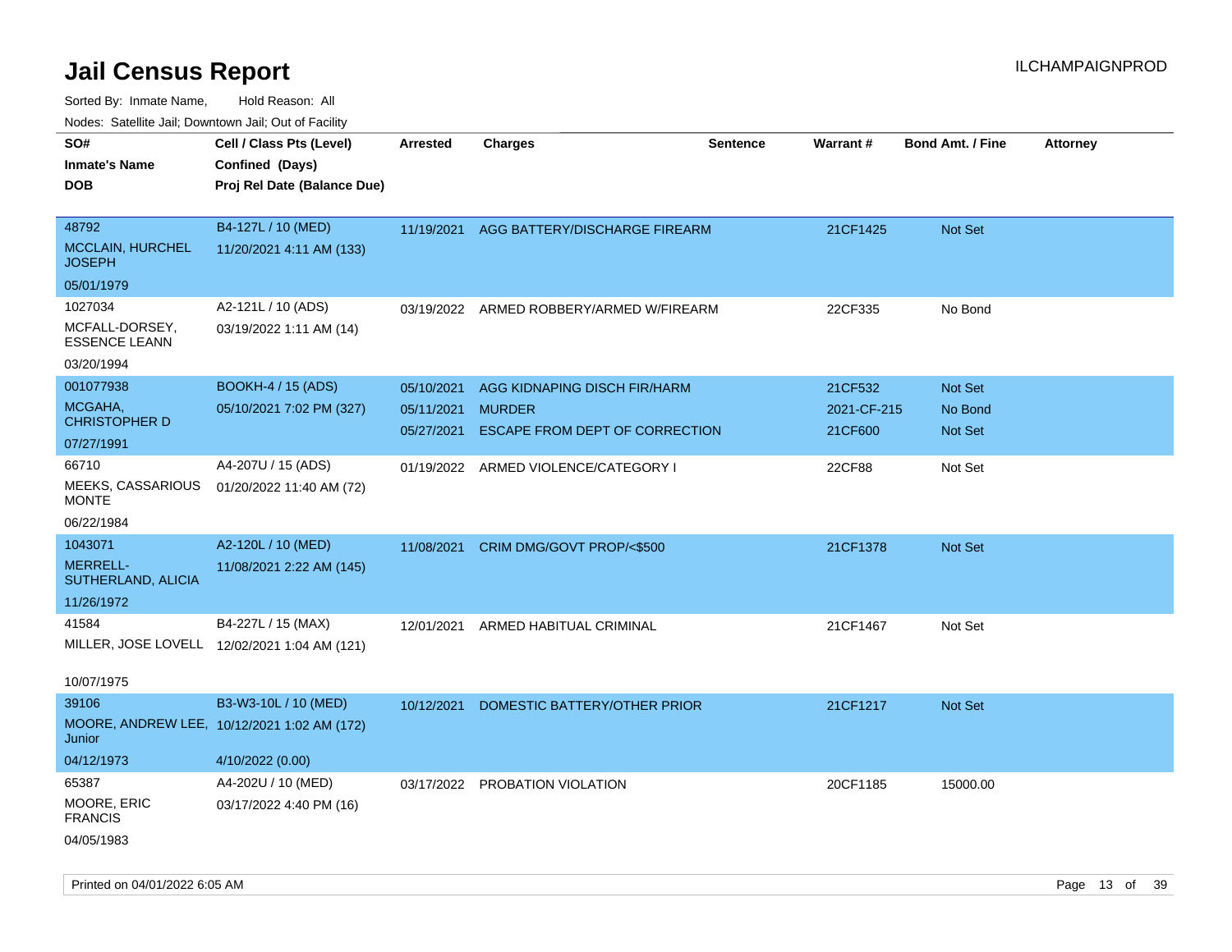# Jail Census Report

ILCHAMPAIGNPROD

Sorted By: Inmate Name, Hold Reason: All

Nodes: Satellite Jail; Downtown Jail; Out of Facility

| SO# / Inmate's Name / DOB | Cell / Class Pts (Level) / Confined (Days) / Proj Rel Date (Balance Due) | Arrested | Charges | Sentence | Warrant # | Bond Amt. / Fine | Attorney |
|---|---|---|---|---|---|---|---|
| 48792<br>MCCLAIN, HURCHEL JOSEPH<br>05/01/1979 | B4-127L / 10 (MED)<br>11/20/2021 4:11 AM (133) | 11/19/2021 | AGG BATTERY/DISCHARGE FIREARM | | 21CF1425 | Not Set | |
| 1027034<br>MCFALL-DORSEY, ESSENCE LEANN<br>03/20/1994 | A2-121L / 10 (ADS)<br>03/19/2022 1:11 AM (14) | 03/19/2022 | ARMED ROBBERY/ARMED W/FIREARM | | 22CF335 | No Bond | |
| 001077938<br>MCGAHA, CHRISTOPHER D<br>07/27/1991 | BOOKH-4 / 15 (ADS)<br>05/10/2021 7:02 PM (327) | 05/10/2021<br>05/11/2021<br>05/27/2021 | AGG KIDNAPING DISCH FIR/HARM<br>MURDER<br>ESCAPE FROM DEPT OF CORRECTION | | 21CF532<br>2021-CF-215<br>21CF600 | Not Set<br>No Bond<br>Not Set | |
| 66710<br>MEEKS, CASSARIOUS MONTE<br>06/22/1984 | A4-207U / 15 (ADS)<br>01/20/2022 11:40 AM (72) | 01/19/2022 | ARMED VIOLENCE/CATEGORY I | | 22CF88 | Not Set | |
| 1043071<br>MERRELL-SUTHERLAND, ALICIA<br>11/26/1972 | A2-120L / 10 (MED)<br>11/08/2021 2:22 AM (145) | 11/08/2021 | CRIM DMG/GOVT PROP/<$500 | | 21CF1378 | Not Set | |
| 41584<br>MILLER, JOSE LOVELL<br>10/07/1975 | B4-227L / 15 (MAX)<br>12/02/2021 1:04 AM (121) | 12/01/2021 | ARMED HABITUAL CRIMINAL | | 21CF1467 | Not Set | |
| 39106<br>MOORE, ANDREW LEE, Junior<br>04/12/1973 | B3-W3-10L / 10 (MED)<br>10/12/2021 1:02 AM (172)<br>4/10/2022 (0.00) | 10/12/2021 | DOMESTIC BATTERY/OTHER PRIOR | | 21CF1217 | Not Set | |
| 65387<br>MOORE, ERIC FRANCIS<br>04/05/1983 | A4-202U / 10 (MED)<br>03/17/2022 4:40 PM (16) | 03/17/2022 | PROBATION VIOLATION | | 20CF1185 | 15000.00 | |

Printed on 04/01/2022 6:05 AM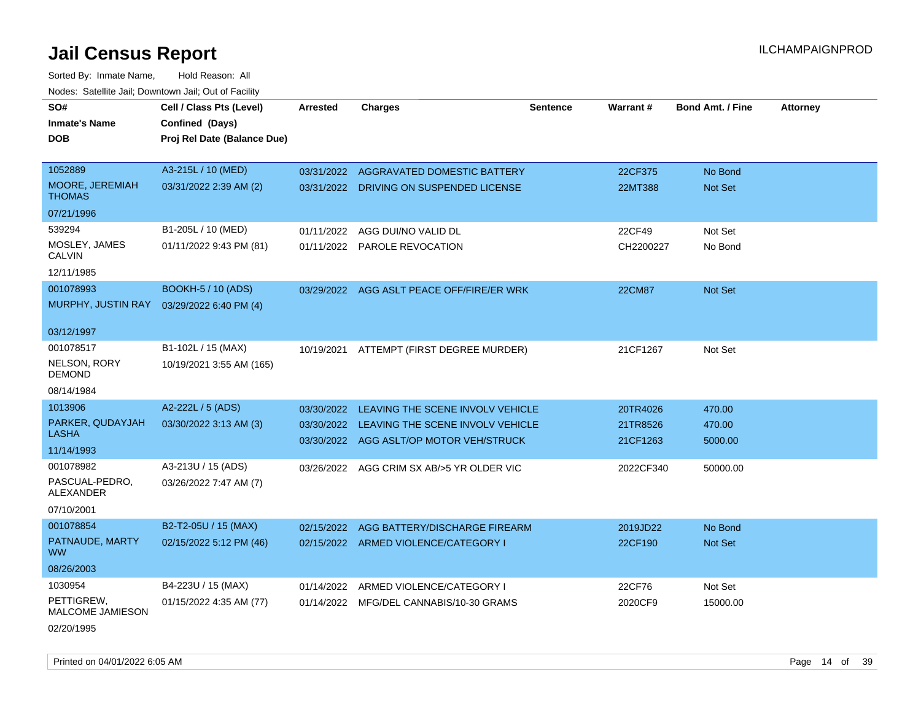# Jail Census Report

ILCHAMPAIGNPROD

Sorted By: Inmate Name, Hold Reason: All

Nodes: Satellite Jail; Downtown Jail; Out of Facility

| SO# / Inmate's Name / DOB | Cell / Class Pts (Level) / Confined (Days) / Proj Rel Date (Balance Due) | Arrested | Charges | Sentence | Warrant # | Bond Amt. / Fine | Attorney |
|---|---|---|---|---|---|---|---|
| 1052889<br>MOORE, JEREMIAH THOMAS<br>07/21/1996 | A3-215L / 10 (MED)<br>03/31/2022 2:39 AM (2) | 03/31/2022<br>03/31/2022 | AGGRAVATED DOMESTIC BATTERY<br>DRIVING ON SUSPENDED LICENSE | | 22CF375<br>22MT388 | No Bond<br>Not Set | |
| 539294<br>MOSLEY, JAMES CALVIN<br>12/11/1985 | B1-205L / 10 (MED)<br>01/11/2022 9:43 PM (81) | 01/11/2022<br>01/11/2022 | AGG DUI/NO VALID DL<br>PAROLE REVOCATION | | 22CF49<br>CH2200227 | Not Set<br>No Bond | |
| 001078993<br>MURPHY, JUSTIN RAY<br>03/12/1997 | BOOKH-5 / 10 (ADS)<br>03/29/2022 6:40 PM (4) | 03/29/2022 | AGG ASLT PEACE OFF/FIRE/ER WRK | | 22CM87 | Not Set | |
| 001078517<br>NELSON, RORY DEMOND<br>08/14/1984 | B1-102L / 15 (MAX)<br>10/19/2021 3:55 AM (165) | 10/19/2021 | ATTEMPT (FIRST DEGREE MURDER) | | 21CF1267 | Not Set | |
| 1013906<br>PARKER, QUDAYJAH LASHA<br>11/14/1993 | A2-222L / 5 (ADS)<br>03/30/2022 3:13 AM (3) | 03/30/2022<br>03/30/2022<br>03/30/2022 | LEAVING THE SCENE INVOLV VEHICLE<br>LEAVING THE SCENE INVOLV VEHICLE<br>AGG ASLT/OP MOTOR VEH/STRUCK | | 20TR4026<br>21TR8526<br>21CF1263 | 470.00<br>470.00<br>5000.00 | |
| 001078982<br>PASCUAL-PEDRO, ALEXANDER<br>07/10/2001 | A3-213U / 15 (ADS)<br>03/26/2022 7:47 AM (7) | 03/26/2022 | AGG CRIM SX AB/>5 YR OLDER VIC | | 2022CF340 | 50000.00 | |
| 001078854<br>PATNAUDE, MARTY WW<br>08/26/2003 | B2-T2-05U / 15 (MAX)<br>02/15/2022 5:12 PM (46) | 02/15/2022<br>02/15/2022 | AGG BATTERY/DISCHARGE FIREARM<br>ARMED VIOLENCE/CATEGORY I | | 2019JD22<br>22CF190 | No Bond<br>Not Set | |
| 1030954<br>PETTIGREW, MALCOME JAMIESON<br>02/20/1995 | B4-223U / 15 (MAX)<br>01/15/2022 4:35 AM (77) | 01/14/2022<br>01/14/2022 | ARMED VIOLENCE/CATEGORY I<br>MFG/DEL CANNABIS/10-30 GRAMS | | 22CF76<br>2020CF9 | Not Set<br>15000.00 | |

Printed on 04/01/2022 6:05 AM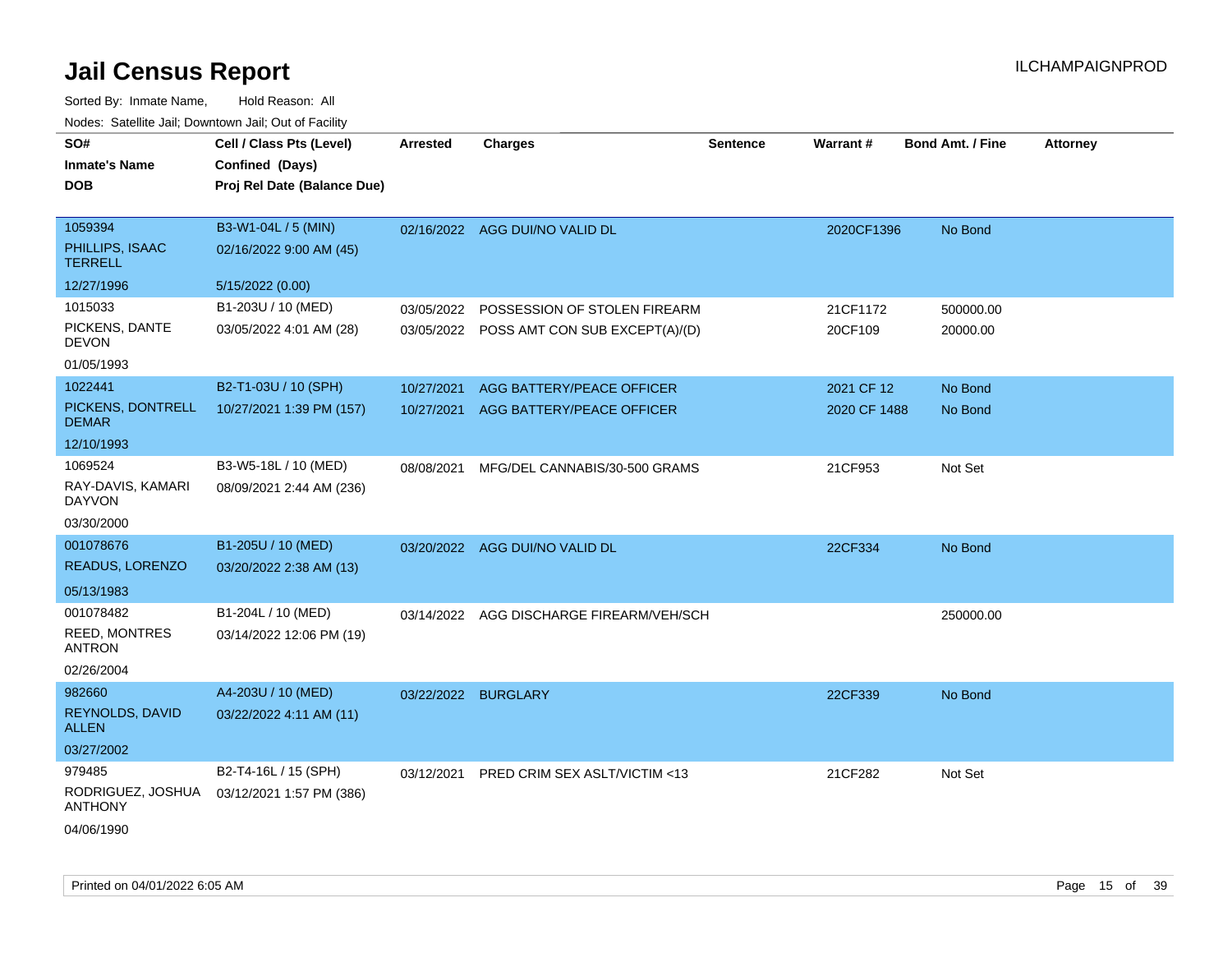# Jail Census Report

ILCHAMPAIGNPROD

Sorted By: Inmate Name, Hold Reason: All

Nodes: Satellite Jail; Downtown Jail; Out of Facility

| SO# / Inmate's Name / DOB | Cell / Class Pts (Level) / Confined (Days) / Proj Rel Date (Balance Due) | Arrested | Charges | Sentence | Warrant # | Bond Amt. / Fine | Attorney |
|---|---|---|---|---|---|---|---|
| 1059394 PHILLIPS, ISAAC TERRELL 12/27/1996 | B3-W1-04L / 5 (MIN) 02/16/2022 9:00 AM (45) 5/15/2022 (0.00) | 02/16/2022 | AGG DUI/NO VALID DL | | 2020CF1396 | No Bond | |
| 1015033 PICKENS, DANTE DEVON 01/05/1993 | B1-203U / 10 (MED) 03/05/2022 4:01 AM (28) | 03/05/2022 | POSSESSION OF STOLEN FIREARM | | 21CF1172 | 500000.00 | |
| | | 03/05/2022 | POSS AMT CON SUB EXCEPT(A)/(D) | | 20CF109 | 20000.00 | |
| 1022441 PICKENS, DONTRELL DEMAR 12/10/1993 | B2-T1-03U / 10 (SPH) 10/27/2021 1:39 PM (157) | 10/27/2021 | AGG BATTERY/PEACE OFFICER | | 2021 CF 12 | No Bond | |
| | | 10/27/2021 | AGG BATTERY/PEACE OFFICER | | 2020 CF 1488 | No Bond | |
| 1069524 RAY-DAVIS, KAMARI DAYVON 03/30/2000 | B3-W5-18L / 10 (MED) 08/09/2021 2:44 AM (236) | 08/08/2021 | MFG/DEL CANNABIS/30-500 GRAMS | | 21CF953 | Not Set | |
| 001078676 READUS, LORENZO 05/13/1983 | B1-205U / 10 (MED) 03/20/2022 2:38 AM (13) | 03/20/2022 | AGG DUI/NO VALID DL | | 22CF334 | No Bond | |
| 001078482 REED, MONTRES ANTRON 02/26/2004 | B1-204L / 10 (MED) 03/14/2022 12:06 PM (19) | 03/14/2022 | AGG DISCHARGE FIREARM/VEH/SCH | | | 250000.00 | |
| 982660 REYNOLDS, DAVID ALLEN 03/27/2002 | A4-203U / 10 (MED) 03/22/2022 4:11 AM (11) | 03/22/2022 | BURGLARY | | 22CF339 | No Bond | |
| 979485 RODRIGUEZ, JOSHUA ANTHONY 04/06/1990 | B2-T4-16L / 15 (SPH) 03/12/2021 1:57 PM (386) | 03/12/2021 | PRED CRIM SEX ASLT/VICTIM <13 | | 21CF282 | Not Set | |

Printed on 04/01/2022 6:05 AM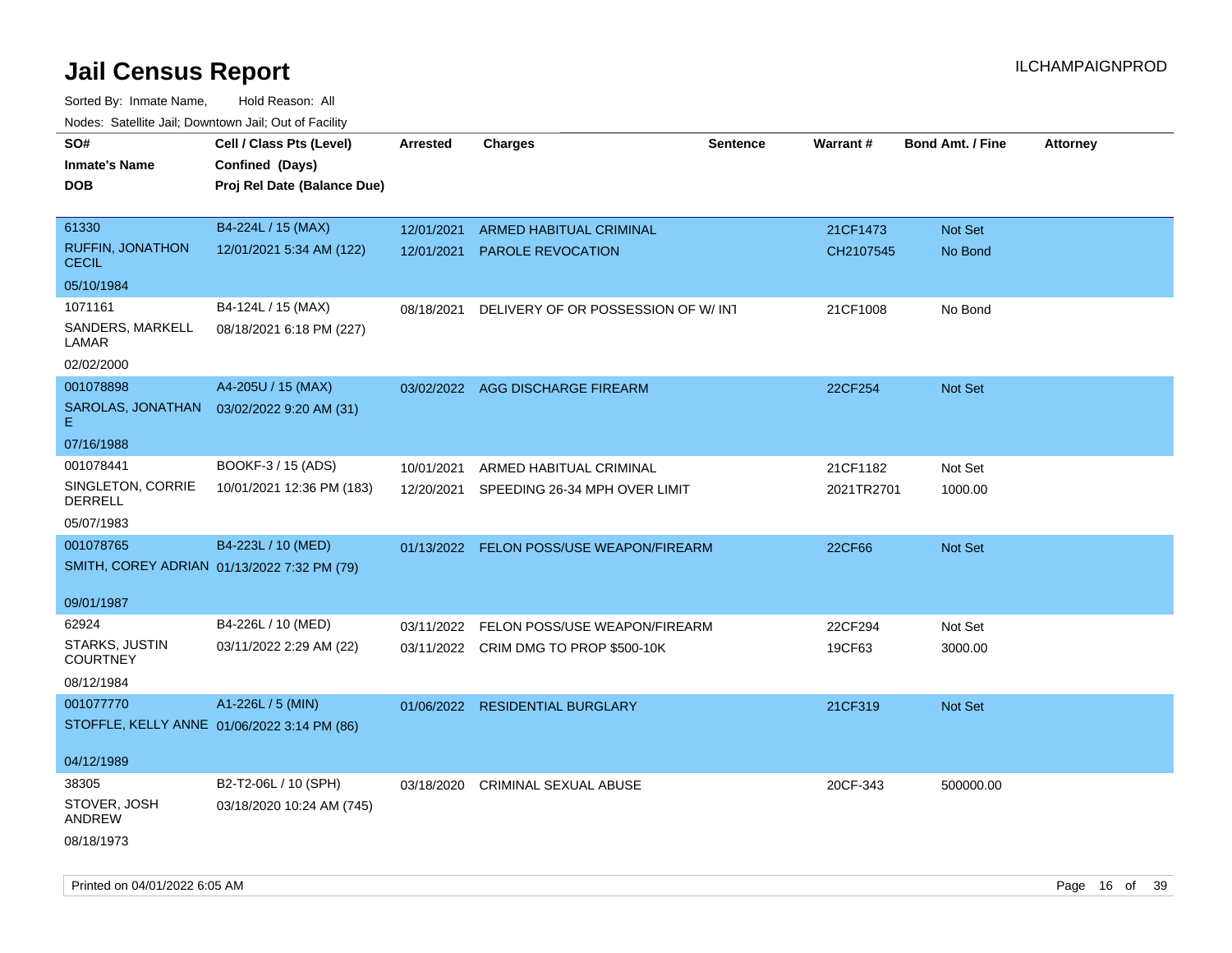# Jail Census Report

ILCHAMPAIGNPROD

Sorted By: Inmate Name, Hold Reason: All

Nodes: Satellite Jail; Downtown Jail; Out of Facility

| SO# / Inmate's Name / DOB | Cell / Class Pts (Level) / Confined (Days) / Proj Rel Date (Balance Due) | Arrested | Charges | Sentence | Warrant # | Bond Amt. / Fine | Attorney |
|---|---|---|---|---|---|---|---|
| 61330 RUFFIN, JONATHON CECIL 05/10/1984 | B4-224L / 15 (MAX) 12/01/2021 5:34 AM (122) | 12/01/2021 | ARMED HABITUAL CRIMINAL | | 21CF1473 | Not Set | |
| | | 12/01/2021 | PAROLE REVOCATION | | CH2107545 | No Bond | |
| 1071161 SANDERS, MARKELL LAMAR 02/02/2000 | B4-124L / 15 (MAX) 08/18/2021 6:18 PM (227) | 08/18/2021 | DELIVERY OF OR POSSESSION OF W/ INT | | 21CF1008 | No Bond | |
| 001078898 SAROLAS, JONATHAN E 07/16/1988 | A4-205U / 15 (MAX) 03/02/2022 9:20 AM (31) | 03/02/2022 | AGG DISCHARGE FIREARM | | 22CF254 | Not Set | |
| 001078441 SINGLETON, CORRIE DERRELL 05/07/1983 | BOOKF-3 / 15 (ADS) 10/01/2021 12:36 PM (183) | 10/01/2021 | ARMED HABITUAL CRIMINAL | | 21CF1182 | Not Set | |
| | | 12/20/2021 | SPEEDING 26-34 MPH OVER LIMIT | | 2021TR2701 | 1000.00 | |
| 001078765 SMITH, COREY ADRIAN 09/01/1987 | B4-223L / 10 (MED) 01/13/2022 7:32 PM (79) | 01/13/2022 | FELON POSS/USE WEAPON/FIREARM | | 22CF66 | Not Set | |
| 62924 STARKS, JUSTIN COURTNEY 08/12/1984 | B4-226L / 10 (MED) 03/11/2022 2:29 AM (22) | 03/11/2022 | FELON POSS/USE WEAPON/FIREARM | | 22CF294 | Not Set | |
| | | 03/11/2022 | CRIM DMG TO PROP $500-10K | | 19CF63 | 3000.00 | |
| 001077770 STOFFLE, KELLY ANNE 04/12/1989 | A1-226L / 5 (MIN) 01/06/2022 3:14 PM (86) | 01/06/2022 | RESIDENTIAL BURGLARY | | 21CF319 | Not Set | |
| 38305 STOVER, JOSH ANDREW 08/18/1973 | B2-T2-06L / 10 (SPH) 03/18/2020 10:24 AM (745) | 03/18/2020 | CRIMINAL SEXUAL ABUSE | | 20CF-343 | 500000.00 | |

Printed on 04/01/2022 6:05 AM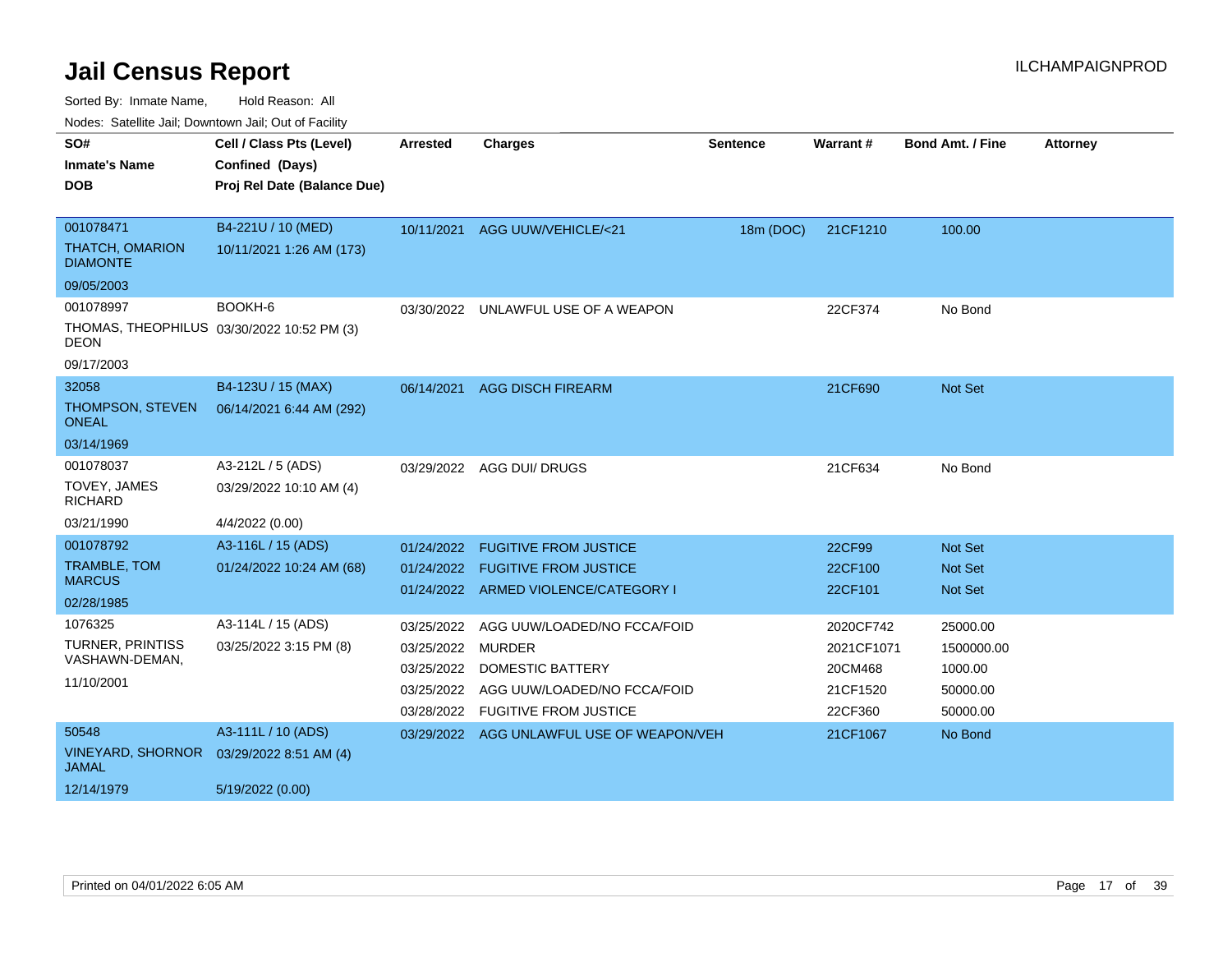# Jail Census Report

ILCHAMPAIGNPROD

Sorted By: Inmate Name, Hold Reason: All

Nodes: Satellite Jail; Downtown Jail; Out of Facility

| SO# / Inmate's Name / DOB | Cell / Class Pts (Level) / Confined (Days) / Proj Rel Date (Balance Due) | Arrested | Charges | Sentence | Warrant # | Bond Amt. / Fine | Attorney |
|---|---|---|---|---|---|---|---|
| 001078471<br>THATCH, OMARION DIAMONTE<br>09/05/2003 | B4-221U / 10 (MED)<br>10/11/2021 1:26 AM (173) | 10/11/2021 | AGG UUW/VEHICLE/<21 | 18m (DOC) | 21CF1210 | 100.00 | |
| 001078997<br>THOMAS, THEOPHILUS DEON<br>09/17/2003 | BOOKH-6<br>03/30/2022 10:52 PM (3) | 03/30/2022 | UNLAWFUL USE OF A WEAPON | | 22CF374 | No Bond | |
| 32058<br>THOMPSON, STEVEN ONEAL<br>03/14/1969 | B4-123U / 15 (MAX)<br>06/14/2021 6:44 AM (292) | 06/14/2021 | AGG DISCH FIREARM | | 21CF690 | Not Set | |
| 001078037<br>TOVEY, JAMES RICHARD<br>03/21/1990 | A3-212L / 5 (ADS)<br>03/29/2022 10:10 AM (4)<br>4/4/2022 (0.00) | 03/29/2022 | AGG DUI/ DRUGS | | 21CF634 | No Bond | |
| 001078792<br>TRAMBLE, TOM MARCUS<br>02/28/1985 | A3-116L / 15 (ADS)<br>01/24/2022 10:24 AM (68) | 01/24/2022 | FUGITIVE FROM JUSTICE | | 22CF99 | Not Set | |
| | | 01/24/2022 | FUGITIVE FROM JUSTICE | | 22CF100 | Not Set | |
| | | 01/24/2022 | ARMED VIOLENCE/CATEGORY I | | 22CF101 | Not Set | |
| 1076325<br>TURNER, PRINTISS VASHAWN-DEMAN,<br>11/10/2001 | A3-114L / 15 (ADS)<br>03/25/2022 3:15 PM (8) | 03/25/2022 | AGG UUW/LOADED/NO FCCA/FOID | | 2020CF742 | 25000.00 | |
| | | 03/25/2022 | MURDER | | 2021CF1071 | 1500000.00 | |
| | | 03/25/2022 | DOMESTIC BATTERY | | 20CM468 | 1000.00 | |
| | | 03/25/2022 | AGG UUW/LOADED/NO FCCA/FOID | | 21CF1520 | 50000.00 | |
| | | 03/28/2022 | FUGITIVE FROM JUSTICE | | 22CF360 | 50000.00 | |
| 50548<br>VINEYARD, SHORNOR JAMAL<br>12/14/1979 | A3-111L / 10 (ADS)<br>03/29/2022 8:51 AM (4)<br>5/19/2022 (0.00) | 03/29/2022 | AGG UNLAWFUL USE OF WEAPON/VEH | | 21CF1067 | No Bond | |

Printed on 04/01/2022 6:05 AM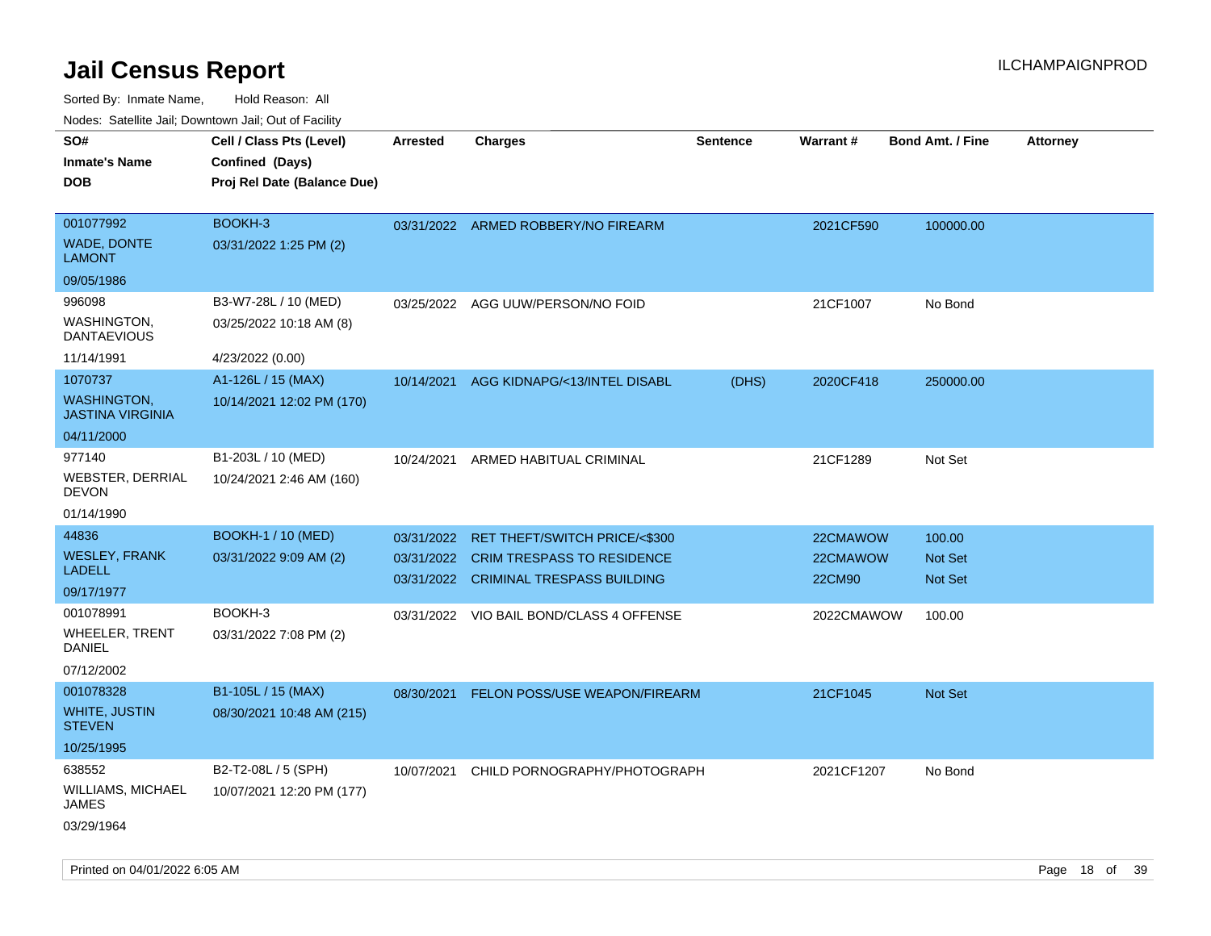# Jail Census Report

ILCHAMPAIGNPROD

Sorted By: Inmate Name, Hold Reason: All

Nodes: Satellite Jail; Downtown Jail; Out of Facility

| SO# / Inmate's Name / DOB | Cell / Class Pts (Level) / Confined (Days) / Proj Rel Date (Balance Due) | Arrested | Charges | Sentence | Warrant # | Bond Amt. / Fine | Attorney |
|---|---|---|---|---|---|---|---|
| 001077992 WADE, DONTE LAMONT 09/05/1986 | BOOKH-3 03/31/2022 1:25 PM (2) | 03/31/2022 | ARMED ROBBERY/NO FIREARM | | 2021CF590 | 100000.00 | |
| 996098 WASHINGTON, DANTAEVIOUS 11/14/1991 | B3-W7-28L / 10 (MED) 03/25/2022 10:18 AM (8) 4/23/2022 (0.00) | 03/25/2022 | AGG UUW/PERSON/NO FOID | | 21CF1007 | No Bond | |
| 1070737 WASHINGTON, JASTINA VIRGINIA 04/11/2000 | A1-126L / 15 (MAX) 10/14/2021 12:02 PM (170) | 10/14/2021 | AGG KIDNAPG/<13/INTEL DISABL | (DHS) | 2020CF418 | 250000.00 | |
| 977140 WEBSTER, DERRIAL DEVON 01/14/1990 | B1-203L / 10 (MED) 10/24/2021 2:46 AM (160) | 10/24/2021 | ARMED HABITUAL CRIMINAL | | 21CF1289 | Not Set | |
| 44836 WESLEY, FRANK LADELL 09/17/1977 | BOOKH-1 / 10 (MED) 03/31/2022 9:09 AM (2) | 03/31/2022 | RET THEFT/SWITCH PRICE/<$300 | | 22CMAWOW | 100.00 | |
| | | 03/31/2022 | CRIM TRESPASS TO RESIDENCE | | 22CMAWOW | Not Set | |
| | | 03/31/2022 | CRIMINAL TRESPASS BUILDING | | 22CM90 | Not Set | |
| 001078991 WHEELER, TRENT DANIEL 07/12/2002 | BOOKH-3 03/31/2022 7:08 PM (2) | 03/31/2022 | VIO BAIL BOND/CLASS 4 OFFENSE | | 2022CMAWOW | 100.00 | |
| 001078328 WHITE, JUSTIN STEVEN 10/25/1995 | B1-105L / 15 (MAX) 08/30/2021 10:48 AM (215) | 08/30/2021 | FELON POSS/USE WEAPON/FIREARM | | 21CF1045 | Not Set | |
| 638552 WILLIAMS, MICHAEL JAMES 03/29/1964 | B2-T2-08L / 5 (SPH) 10/07/2021 12:20 PM (177) | 10/07/2021 | CHILD PORNOGRAPHY/PHOTOGRAPH | | 2021CF1207 | No Bond | |

Printed on 04/01/2022 6:05 AM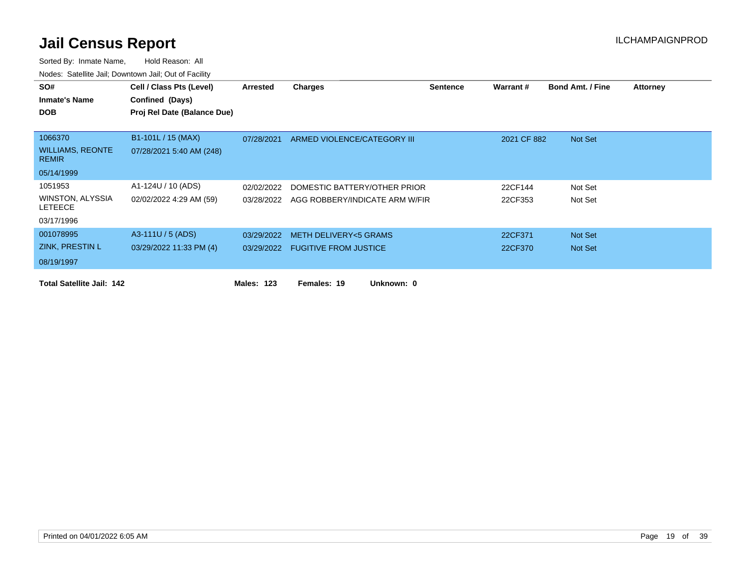# Jail Census Report

ILCHAMPAIGNPROD

Sorted By: Inmate Name, Hold Reason: All

Nodes: Satellite Jail; Downtown Jail; Out of Facility

| SO# / Inmate's Name / DOB | Cell / Class Pts (Level) / Confined (Days) / Proj Rel Date (Balance Due) | Arrested | Charges | Sentence | Warrant # | Bond Amt. / Fine | Attorney |
|---|---|---|---|---|---|---|---|
| 1066370<br>WILLIAMS, REONTE REMIR<br>05/14/1999 | B1-101L / 15 (MAX)<br>07/28/2021 5:40 AM (248) | 07/28/2021 | ARMED VIOLENCE/CATEGORY III | | 2021 CF 882 | Not Set | |
| 1051953<br>WINSTON, ALYSSIA LETEECE<br>03/17/1996 | A1-124U / 10 (ADS)<br>02/02/2022 4:29 AM (59) | 02/02/2022 | DOMESTIC BATTERY/OTHER PRIOR | | 22CF144 | Not Set | |
| | | 03/28/2022 | AGG ROBBERY/INDICATE ARM W/FIR | | 22CF353 | Not Set | |
| 001078995<br>ZINK, PRESTIN L<br>08/19/1997 | A3-111U / 5 (ADS)<br>03/29/2022 11:33 PM (4) | 03/29/2022 | METH DELIVERY<5 GRAMS | | 22CF371 | Not Set | |
| | | 03/29/2022 | FUGITIVE FROM JUSTICE | | 22CF370 | Not Set | |

**Total Satellite Jail: 142** **Males: 123** **Females: 19** **Unknown: 0**

Printed on 04/01/2022 6:05 AM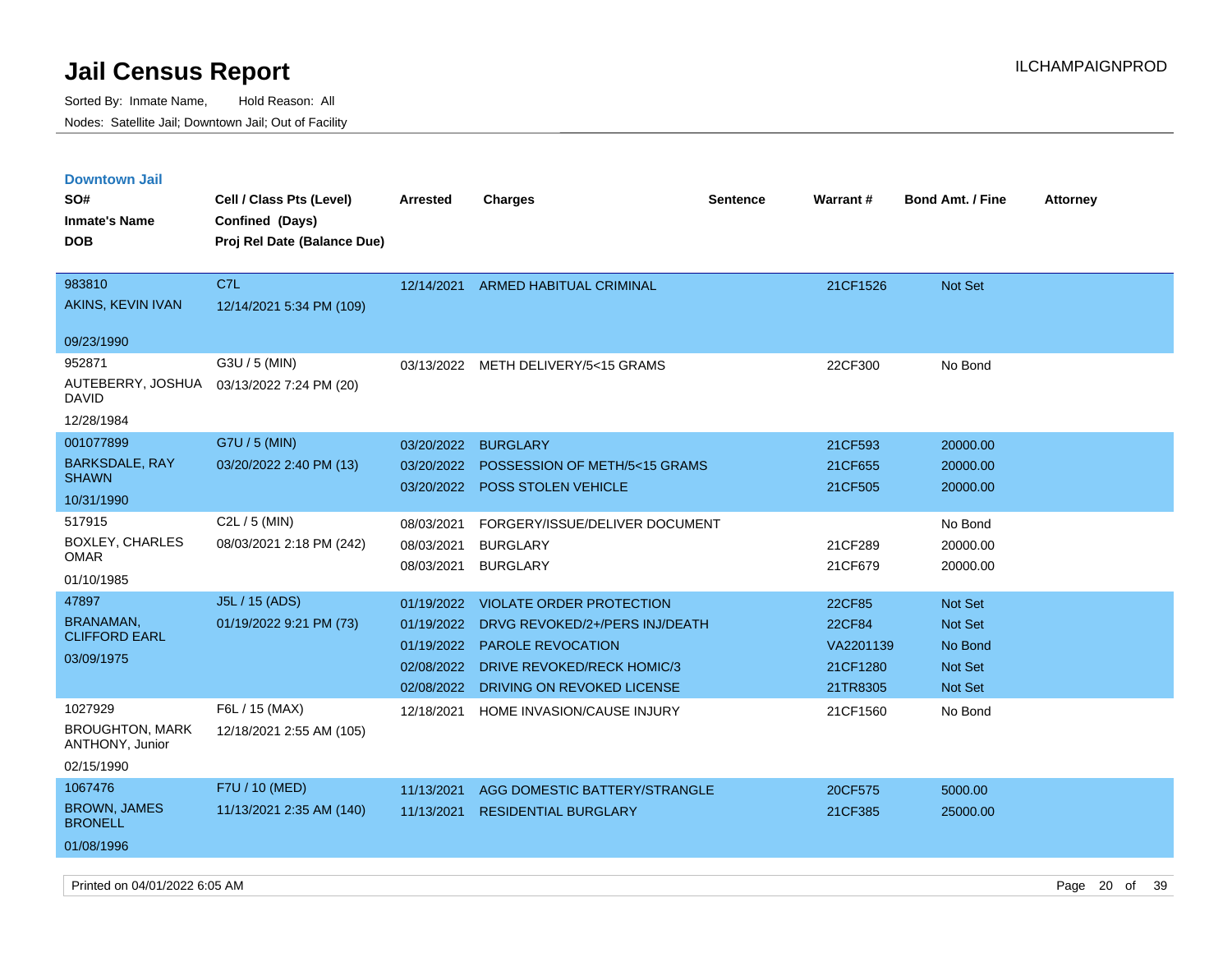# Jail Census Report

Sorted By: Inmate Name, Hold Reason: All

Nodes: Satellite Jail; Downtown Jail; Out of Facility

## Downtown Jail

| SO# / Inmate's Name / DOB | Cell / Class Pts (Level) / Confined (Days) / Proj Rel Date (Balance Due) | Arrested | Charges | Sentence | Warrant # | Bond Amt. / Fine | Attorney |
|---|---|---|---|---|---|---|---|
| 983810<br>AKINS, KEVIN IVAN<br>09/23/1990 | C7L<br>12/14/2021 5:34 PM (109) | 12/14/2021 | ARMED HABITUAL CRIMINAL | | 21CF1526 | Not Set | |
| 952871<br>AUTEBERRY, JOSHUA DAVID<br>12/28/1984 | G3U / 5 (MIN)<br>03/13/2022 7:24 PM (20) | 03/13/2022 | METH DELIVERY/5<15 GRAMS | | 22CF300 | No Bond | |
| 001077899<br>BARKSDALE, RAY SHAWN<br>10/31/1990 | G7U / 5 (MIN)<br>03/20/2022 2:40 PM (13) | 03/20/2022 | BURGLARY | | 21CF593 | 20000.00 | |
| | | 03/20/2022 | POSSESSION OF METH/5<15 GRAMS | | 21CF655 | 20000.00 | |
| | | 03/20/2022 | POSS STOLEN VEHICLE | | 21CF505 | 20000.00 | |
| 517915<br>BOXLEY, CHARLES OMAR<br>01/10/1985 | C2L / 5 (MIN)<br>08/03/2021 2:18 PM (242) | 08/03/2021 | FORGERY/ISSUE/DELIVER DOCUMENT | | | No Bond | |
| | | 08/03/2021 | BURGLARY | | 21CF289 | 20000.00 | |
| | | 08/03/2021 | BURGLARY | | 21CF679 | 20000.00 | |
| 47897<br>BRANAMAN, CLIFFORD EARL<br>03/09/1975 | J5L / 15 (ADS)<br>01/19/2022 9:21 PM (73) | 01/19/2022 | VIOLATE ORDER PROTECTION | | 22CF85 | Not Set | |
| | | 01/19/2022 | DRVG REVOKED/2+/PERS INJ/DEATH | | 22CF84 | Not Set | |
| | | 01/19/2022 | PAROLE REVOCATION | | VA2201139 | No Bond | |
| | | 02/08/2022 | DRIVE REVOKED/RECK HOMIC/3 | | 21CF1280 | Not Set | |
| | | 02/08/2022 | DRIVING ON REVOKED LICENSE | | 21TR8305 | Not Set | |
| 1027929<br>BROUGHTON, MARK ANTHONY, Junior<br>02/15/1990 | F6L / 15 (MAX)<br>12/18/2021 2:55 AM (105) | 12/18/2021 | HOME INVASION/CAUSE INJURY | | 21CF1560 | No Bond | |
| 1067476<br>BROWN, JAMES BRONELL<br>01/08/1996 | F7U / 10 (MED)<br>11/13/2021 2:35 AM (140) | 11/13/2021 | AGG DOMESTIC BATTERY/STRANGLE | | 20CF575 | 5000.00 | |
| | | 11/13/2021 | RESIDENTIAL BURGLARY | | 21CF385 | 25000.00 | |

Printed on 04/01/2022 6:05 AM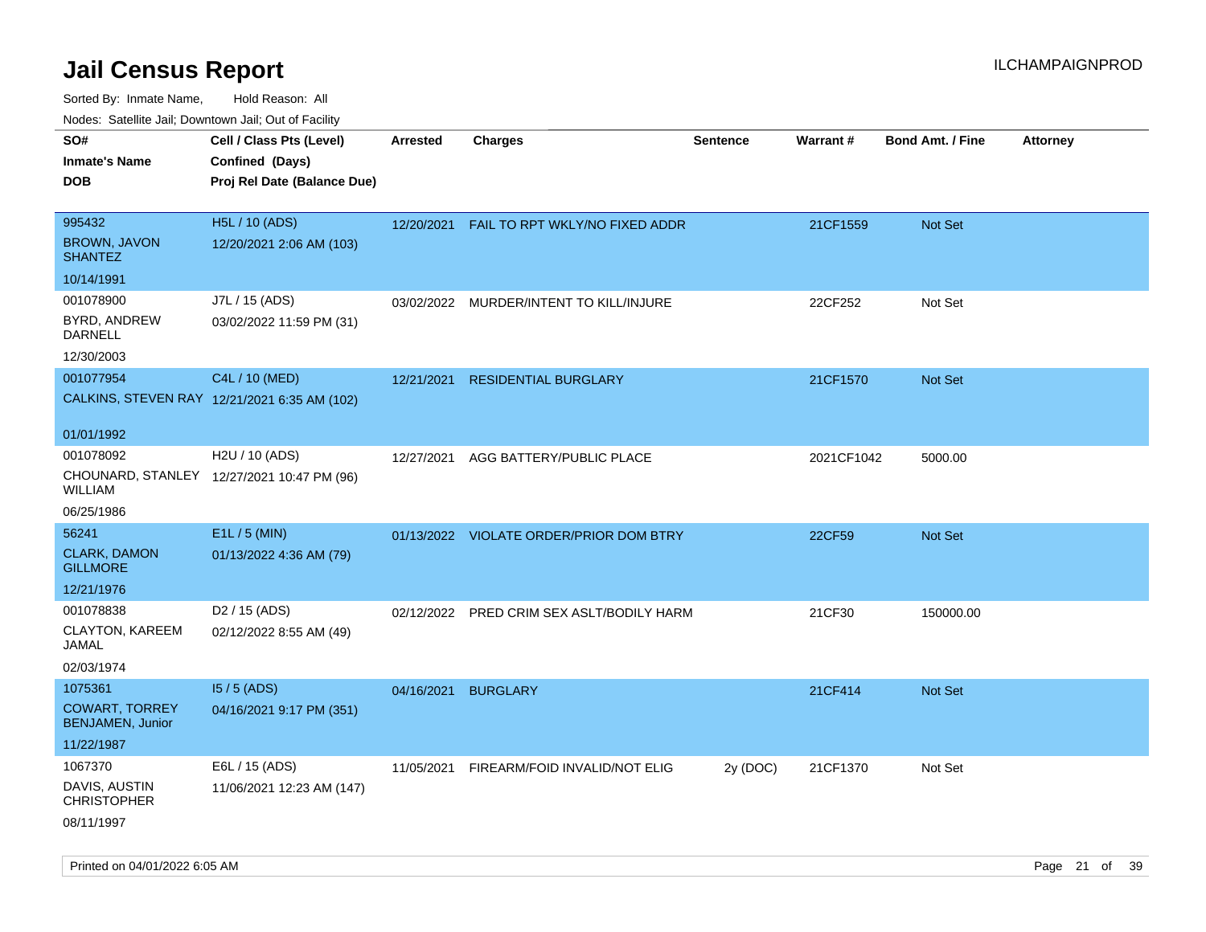# Jail Census Report

ILCHAMPAIGNPROD

Sorted By: Inmate Name, Hold Reason: All

Nodes: Satellite Jail; Downtown Jail; Out of Facility

| SO# / Inmate's Name / DOB | Cell / Class Pts (Level) / Confined (Days) / Proj Rel Date (Balance Due) | Arrested | Charges | Sentence | Warrant # | Bond Amt. / Fine | Attorney |
|---|---|---|---|---|---|---|---|
| 995432<br>BROWN, JAVON SHANTEZ<br>10/14/1991 | H5L / 10 (ADS)<br>12/20/2021 2:06 AM (103) | 12/20/2021 | FAIL TO RPT WKLY/NO FIXED ADDR | | 21CF1559 | Not Set | |
| 001078900<br>BYRD, ANDREW DARNELL<br>12/30/2003 | J7L / 15 (ADS)<br>03/02/2022 11:59 PM (31) | 03/02/2022 | MURDER/INTENT TO KILL/INJURE | | 22CF252 | Not Set | |
| 001077954<br>CALKINS, STEVEN RAY<br>01/01/1992 | C4L / 10 (MED)<br>12/21/2021 6:35 AM (102) | 12/21/2021 | RESIDENTIAL BURGLARY | | 21CF1570 | Not Set | |
| 001078092<br>CHOUNARD, STANLEY WILLIAM<br>06/25/1986 | H2U / 10 (ADS)<br>12/27/2021 10:47 PM (96) | 12/27/2021 | AGG BATTERY/PUBLIC PLACE | | 2021CF1042 | 5000.00 | |
| 56241<br>CLARK, DAMON GILLMORE<br>12/21/1976 | E1L / 5 (MIN)<br>01/13/2022 4:36 AM (79) | 01/13/2022 | VIOLATE ORDER/PRIOR DOM BTRY | | 22CF59 | Not Set | |
| 001078838<br>CLAYTON, KAREEM JAMAL<br>02/03/1974 | D2 / 15 (ADS)<br>02/12/2022 8:55 AM (49) | 02/12/2022 | PRED CRIM SEX ASLT/BODILY HARM | | 21CF30 | 150000.00 | |
| 1075361<br>COWART, TORREY BENJAMEN, Junior<br>11/22/1987 | I5 / 5 (ADS)<br>04/16/2021 9:17 PM (351) | 04/16/2021 | BURGLARY | | 21CF414 | Not Set | |
| 1067370<br>DAVIS, AUSTIN CHRISTOPHER<br>08/11/1997 | E6L / 15 (ADS)<br>11/06/2021 12:23 AM (147) | 11/05/2021 | FIREARM/FOID INVALID/NOT ELIG | 2y (DOC) | 21CF1370 | Not Set | |

Printed on 04/01/2022 6:05 AM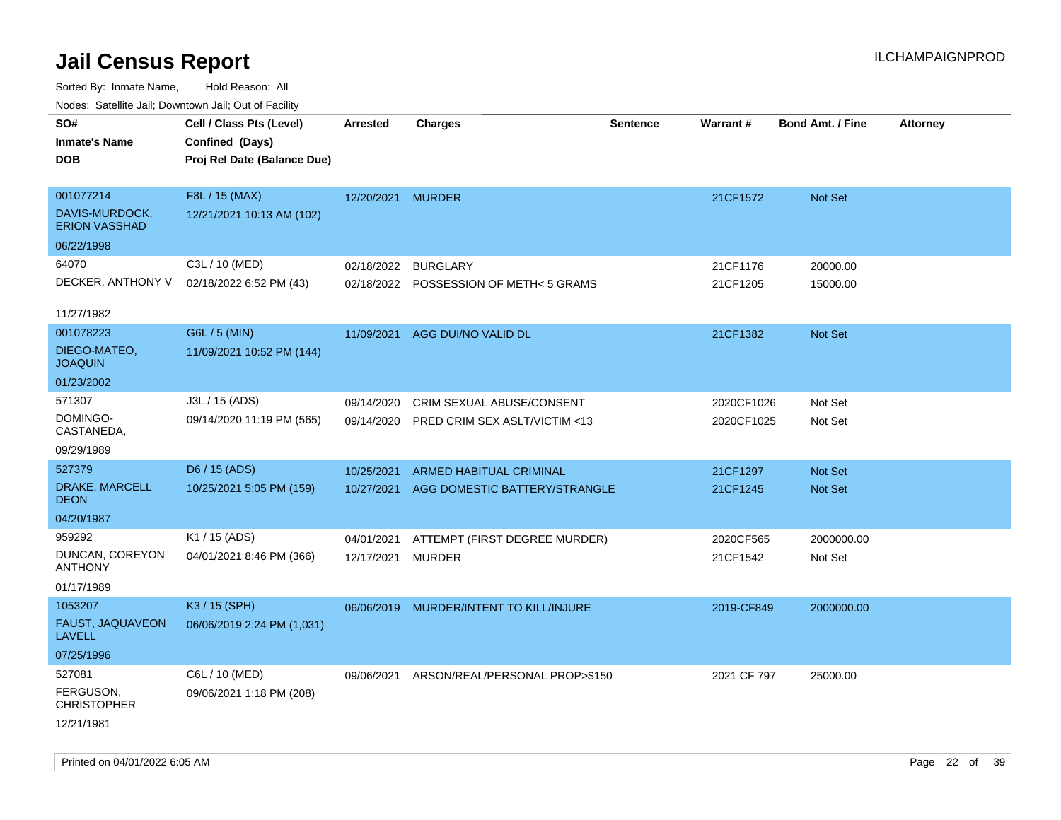# Jail Census Report

ILCHAMPAIGNPROD

Sorted By: Inmate Name, Hold Reason: All

Nodes: Satellite Jail; Downtown Jail; Out of Facility

| SO# / Inmate's Name / DOB | Cell / Class Pts (Level) / Confined (Days) / Proj Rel Date (Balance Due) | Arrested | Charges | Sentence | Warrant # | Bond Amt. / Fine | Attorney |
|---|---|---|---|---|---|---|---|
| 001077214<br>DAVIS-MURDOCK, ERION VASSHAD<br>06/22/1998 | F8L / 15 (MAX)<br>12/21/2021 10:13 AM (102) | 12/20/2021 | MURDER | | 21CF1572 | Not Set | |
| 64070<br>DECKER, ANTHONY V<br>11/27/1982 | C3L / 10 (MED)<br>02/18/2022 6:52 PM (43) | 02/18/2022 | BURGLARY | | 21CF1176 | 20000.00 | |
| | | 02/18/2022 | POSSESSION OF METH< 5 GRAMS | | 21CF1205 | 15000.00 | |
| 001078223<br>DIEGO-MATEO, JOAQUIN<br>01/23/2002 | G6L / 5 (MIN)<br>11/09/2021 10:52 PM (144) | 11/09/2021 | AGG DUI/NO VALID DL | | 21CF1382 | Not Set | |
| 571307<br>DOMINGO-CASTANEDA,<br>09/29/1989 | J3L / 15 (ADS)<br>09/14/2020 11:19 PM (565) | 09/14/2020 | CRIM SEXUAL ABUSE/CONSENT | | 2020CF1026 | Not Set | |
| | | 09/14/2020 | PRED CRIM SEX ASLT/VICTIM <13 | | 2020CF1025 | Not Set | |
| 527379<br>DRAKE, MARCELL DEON<br>04/20/1987 | D6 / 15 (ADS)<br>10/25/2021 5:05 PM (159) | 10/25/2021 | ARMED HABITUAL CRIMINAL | | 21CF1297 | Not Set | |
| | | 10/27/2021 | AGG DOMESTIC BATTERY/STRANGLE | | 21CF1245 | Not Set | |
| 959292<br>DUNCAN, COREYON ANTHONY<br>01/17/1989 | K1 / 15 (ADS)<br>04/01/2021 8:46 PM (366) | 04/01/2021 | ATTEMPT (FIRST DEGREE MURDER) | | 2020CF565 | 2000000.00 | |
| | | 12/17/2021 | MURDER | | 21CF1542 | Not Set | |
| 1053207<br>FAUST, JAQUAVEON LAVELL<br>07/25/1996 | K3 / 15 (SPH)<br>06/06/2019 2:24 PM (1,031) | 06/06/2019 | MURDER/INTENT TO KILL/INJURE | | 2019-CF849 | 2000000.00 | |
| 527081<br>FERGUSON, CHRISTOPHER<br>12/21/1981 | C6L / 10 (MED)<br>09/06/2021 1:18 PM (208) | 09/06/2021 | ARSON/REAL/PERSONAL PROP>$150 | | 2021 CF 797 | 25000.00 | |

Printed on 04/01/2022 6:05 AM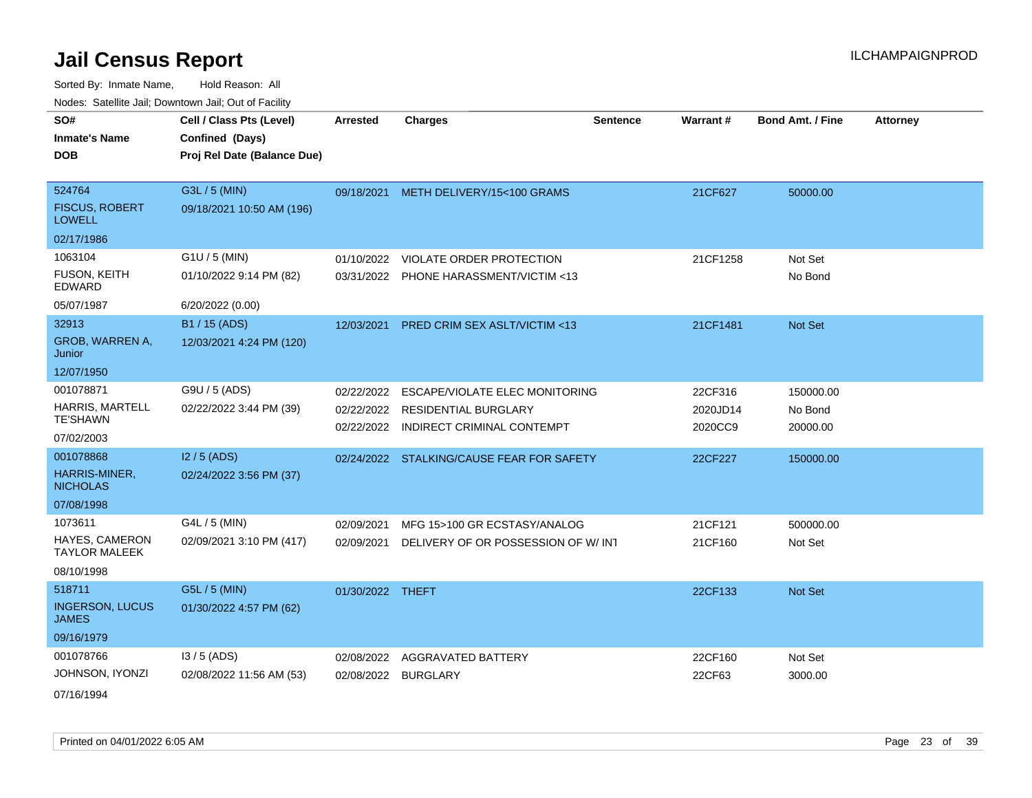# Jail Census Report

ILCHAMPAIGNPROD

Sorted By: Inmate Name, Hold Reason: All

Nodes: Satellite Jail; Downtown Jail; Out of Facility

| SO# / Inmate's Name / DOB | Cell / Class Pts (Level) / Confined (Days) / Proj Rel Date (Balance Due) | Arrested | Charges | Sentence | Warrant # | Bond Amt. / Fine | Attorney |
|---|---|---|---|---|---|---|---|
| 524764<br>FISCUS, ROBERT LOWELL<br>02/17/1986 | G3L / 5 (MIN)<br>09/18/2021 10:50 AM (196) | 09/18/2021 | METH DELIVERY/15<100 GRAMS | | 21CF627 | 50000.00 | |
| 1063104<br>FUSON, KEITH EDWARD<br>05/07/1987 | G1U / 5 (MIN)<br>01/10/2022 9:14 PM (82)<br>6/20/2022 (0.00) | 01/10/2022 | VIOLATE ORDER PROTECTION | | 21CF1258 | Not Set | |
| | | 03/31/2022 | PHONE HARASSMENT/VICTIM <13 | | | No Bond | |
| 32913<br>GROB, WARREN A, Junior<br>12/07/1950 | B1 / 15 (ADS)<br>12/03/2021 4:24 PM (120) | 12/03/2021 | PRED CRIM SEX ASLT/VICTIM <13 | | 21CF1481 | Not Set | |
| 001078871<br>HARRIS, MARTELL TE'SHAWN<br>07/02/2003 | G9U / 5 (ADS)<br>02/22/2022 3:44 PM (39) | 02/22/2022 | ESCAPE/VIOLATE ELEC MONITORING | | 22CF316 | 150000.00 | |
| | | 02/22/2022 | RESIDENTIAL BURGLARY | | 2020JD14 | No Bond | |
| | | 02/22/2022 | INDIRECT CRIMINAL CONTEMPT | | 2020CC9 | 20000.00 | |
| 001078868<br>HARRIS-MINER, NICHOLAS<br>07/08/1998 | I2 / 5 (ADS)<br>02/24/2022 3:56 PM (37) | 02/24/2022 | STALKING/CAUSE FEAR FOR SAFETY | | 22CF227 | 150000.00 | |
| 1073611<br>HAYES, CAMERON TAYLOR MALEEK<br>08/10/1998 | G4L / 5 (MIN)<br>02/09/2021 3:10 PM (417) | 02/09/2021 | MFG 15>100 GR ECSTASY/ANALOG | | 21CF121 | 500000.00 | |
| | | 02/09/2021 | DELIVERY OF OR POSSESSION OF W/ INT | | 21CF160 | Not Set | |
| 518711<br>INGERSON, LUCUS JAMES<br>09/16/1979 | G5L / 5 (MIN)<br>01/30/2022 4:57 PM (62) | 01/30/2022 | THEFT | | 22CF133 | Not Set | |
| 001078766<br>JOHNSON, IYONZI<br>07/16/1994 | I3 / 5 (ADS)<br>02/08/2022 11:56 AM (53) | 02/08/2022 | AGGRAVATED BATTERY | | 22CF160 | Not Set | |
| | | 02/08/2022 | BURGLARY | | 22CF63 | 3000.00 | |

Printed on 04/01/2022 6:05 AM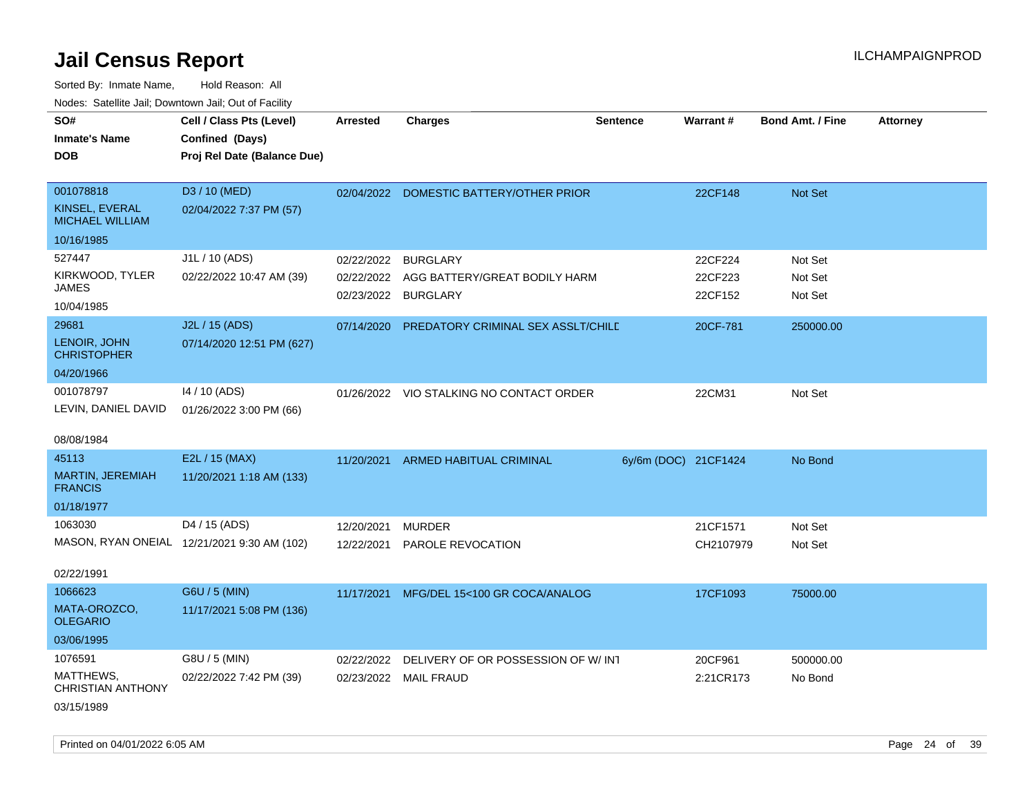# Jail Census Report

ILCHAMPAIGNPROD

Sorted By: Inmate Name, Hold Reason: All

Nodes: Satellite Jail; Downtown Jail; Out of Facility

| SO# / Inmate's Name / DOB | Cell / Class Pts (Level) / Confined (Days) / Proj Rel Date (Balance Due) | Arrested | Charges | Sentence | Warrant # | Bond Amt. / Fine | Attorney |
|---|---|---|---|---|---|---|---|
| 001078818<br>KINSEL, EVERAL MICHAEL WILLIAM<br>10/16/1985 | D3 / 10 (MED)<br>02/04/2022 7:37 PM (57) | 02/04/2022 | DOMESTIC BATTERY/OTHER PRIOR | | 22CF148 | Not Set | |
| 527447<br>KIRKWOOD, TYLER JAMES<br>10/04/1985 | J1L / 10 (ADS)<br>02/22/2022 10:47 AM (39) | 02/22/2022<br>02/22/2022<br>02/23/2022 | BURGLARY<br>AGG BATTERY/GREAT BODILY HARM<br>BURGLARY | | 22CF224<br>22CF223<br>22CF152 | Not Set<br>Not Set<br>Not Set | |
| 29681<br>LENOIR, JOHN CHRISTOPHER<br>04/20/1966 | J2L / 15 (ADS)<br>07/14/2020 12:51 PM (627) | 07/14/2020 | PREDATORY CRIMINAL SEX ASSLT/CHILD | | 20CF-781 | 250000.00 | |
| 001078797<br>LEVIN, DANIEL DAVID<br>08/08/1984 | I4 / 10 (ADS)<br>01/26/2022 3:00 PM (66) | 01/26/2022 | VIO STALKING NO CONTACT ORDER | | 22CM31 | Not Set | |
| 45113<br>MARTIN, JEREMIAH FRANCIS<br>01/18/1977 | E2L / 15 (MAX)<br>11/20/2021 1:18 AM (133) | 11/20/2021 | ARMED HABITUAL CRIMINAL | 6y/6m (DOC) | 21CF1424 | No Bond | |
| 1063030<br>MASON, RYAN ONEIAL<br>02/22/1991 | D4 / 15 (ADS)<br>12/21/2021 9:30 AM (102) | 12/20/2021<br>12/22/2021 | MURDER<br>PAROLE REVOCATION | | 21CF1571<br>CH2107979 | Not Set<br>Not Set | |
| 1066623<br>MATA-OROZCO, OLEGARIO<br>03/06/1995 | G6U / 5 (MIN)<br>11/17/2021 5:08 PM (136) | 11/17/2021 | MFG/DEL 15<100 GR COCA/ANALOG | | 17CF1093 | 75000.00 | |
| 1076591<br>MATTHEWS, CHRISTIAN ANTHONY<br>03/15/1989 | G8U / 5 (MIN)<br>02/22/2022 7:42 PM (39) | 02/22/2022<br>02/23/2022 | DELIVERY OF OR POSSESSION OF W/ INT<br>MAIL FRAUD | | 20CF961<br>2:21CR173 | 500000.00<br>No Bond | |

Printed on 04/01/2022 6:05 AM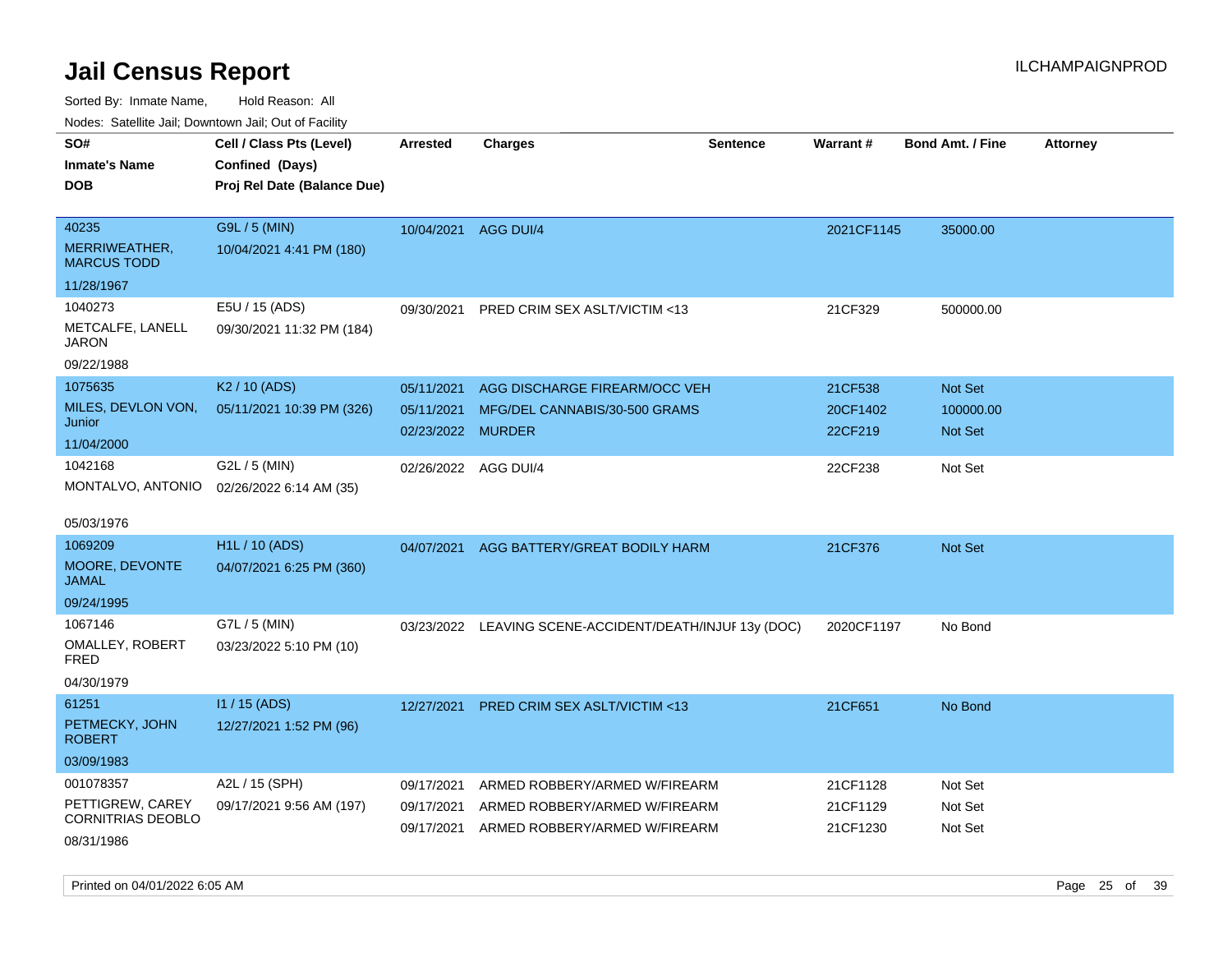# Jail Census Report

ILCHAMPAIGNPROD

Sorted By: Inmate Name, Hold Reason: All

Nodes: Satellite Jail; Downtown Jail; Out of Facility

| SO# / Inmate's Name / DOB | Cell / Class Pts (Level) / Confined (Days) / Proj Rel Date (Balance Due) | Arrested | Charges | Sentence | Warrant # | Bond Amt. / Fine | Attorney |
|---|---|---|---|---|---|---|---|
| 40235<br>MERRIWEATHER, MARCUS TODD<br>11/28/1967 | G9L / 5 (MIN)<br>10/04/2021 4:41 PM (180) | 10/04/2021 | AGG DUI/4 | | 2021CF1145 | 35000.00 | |
| 1040273<br>METCALFE, LANELL JARON<br>09/22/1988 | E5U / 15 (ADS)<br>09/30/2021 11:32 PM (184) | 09/30/2021 | PRED CRIM SEX ASLT/VICTIM <13 | | 21CF329 | 500000.00 | |
| 1075635<br>MILES, DEVLON VON, Junior<br>11/04/2000 | K2 / 10 (ADS)<br>05/11/2021 10:39 PM (326) | 05/11/2021<br>05/11/2021<br>02/23/2022 | AGG DISCHARGE FIREARM/OCC VEH<br>MFG/DEL CANNABIS/30-500 GRAMS<br>MURDER | | 21CF538<br>20CF1402<br>22CF219 | Not Set<br>100000.00<br>Not Set | |
| 1042168<br>MONTALVO, ANTONIO<br>05/03/1976 | G2L / 5 (MIN)<br>02/26/2022 6:14 AM (35) | 02/26/2022 | AGG DUI/4 | | 22CF238 | Not Set | |
| 1069209<br>MOORE, DEVONTE JAMAL<br>09/24/1995 | H1L / 10 (ADS)<br>04/07/2021 6:25 PM (360) | 04/07/2021 | AGG BATTERY/GREAT BODILY HARM | | 21CF376 | Not Set | |
| 1067146<br>OMALLEY, ROBERT FRED<br>04/30/1979 | G7L / 5 (MIN)<br>03/23/2022 5:10 PM (10) | 03/23/2022 | LEAVING SCENE-ACCIDENT/DEATH/INJUF | 13y (DOC) | 2020CF1197 | No Bond | |
| 61251<br>PETMECKY, JOHN ROBERT<br>03/09/1983 | I1 / 15 (ADS)<br>12/27/2021 1:52 PM (96) | 12/27/2021 | PRED CRIM SEX ASLT/VICTIM <13 | | 21CF651 | No Bond | |
| 001078357<br>PETTIGREW, CAREY CORNITRIAS DEOBLO<br>08/31/1986 | A2L / 15 (SPH)<br>09/17/2021 9:56 AM (197) | 09/17/2021<br>09/17/2021<br>09/17/2021 | ARMED ROBBERY/ARMED W/FIREARM<br>ARMED ROBBERY/ARMED W/FIREARM<br>ARMED ROBBERY/ARMED W/FIREARM | | 21CF1128<br>21CF1129<br>21CF1230 | Not Set<br>Not Set<br>Not Set | |

Printed on 04/01/2022 6:05 AM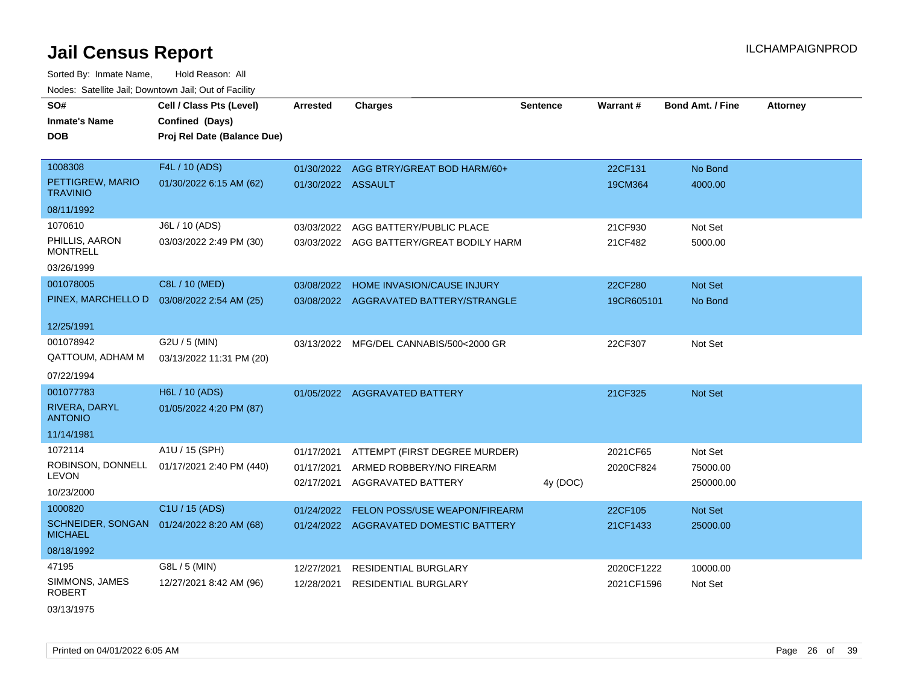# Jail Census Report

ILCHAMPAIGNPROD

Sorted By: Inmate Name, Hold Reason: All

Nodes: Satellite Jail; Downtown Jail; Out of Facility

| SO# / Inmate's Name / DOB | Cell / Class Pts (Level) / Confined (Days) / Proj Rel Date (Balance Due) | Arrested | Charges | Sentence | Warrant # | Bond Amt. / Fine | Attorney |
|---|---|---|---|---|---|---|---|
| 1008308<br>PETTIGREW, MARIO TRAVINIO<br>08/11/1992 | F4L / 10 (ADS)<br>01/30/2022 6:15 AM (62) | 01/30/2022<br>01/30/2022 | AGG BTRY/GREAT BOD HARM/60+<br>ASSAULT | | 22CF131<br>19CM364 | No Bond<br>4000.00 | |
| 1070610<br>PHILLIS, AARON MONTRELL<br>03/26/1999 | J6L / 10 (ADS)<br>03/03/2022 2:49 PM (30) | 03/03/2022<br>03/03/2022 | AGG BATTERY/PUBLIC PLACE<br>AGG BATTERY/GREAT BODILY HARM | | 21CF930<br>21CF482 | Not Set<br>5000.00 | |
| 001078005<br>PINEX, MARCHELLO D<br>12/25/1991 | C8L / 10 (MED)<br>03/08/2022 2:54 AM (25) | 03/08/2022<br>03/08/2022 | HOME INVASION/CAUSE INJURY<br>AGGRAVATED BATTERY/STRANGLE | | 22CF280<br>19CR605101 | Not Set<br>No Bond | |
| 001078942<br>QATTOUM, ADHAM M<br>07/22/1994 | G2U / 5 (MIN)<br>03/13/2022 11:31 PM (20) | 03/13/2022 | MFG/DEL CANNABIS/500<2000 GR | | 22CF307 | Not Set | |
| 001077783<br>RIVERA, DARYL ANTONIO<br>11/14/1981 | H6L / 10 (ADS)<br>01/05/2022 4:20 PM (87) | 01/05/2022 | AGGRAVATED BATTERY | | 21CF325 | Not Set | |
| 1072114<br>ROBINSON, DONNELL LEVON<br>10/23/2000 | A1U / 15 (SPH)<br>01/17/2021 2:40 PM (440) | 01/17/2021<br>01/17/2021<br>02/17/2021 | ATTEMPT (FIRST DEGREE MURDER)<br>ARMED ROBBERY/NO FIREARM<br>AGGRAVATED BATTERY | <br><br>4y (DOC) | 2021CF65<br>2020CF824 | Not Set<br>75000.00<br>250000.00 | |
| 1000820<br>SCHNEIDER, SONGAN MICHAEL<br>08/18/1992 | C1U / 15 (ADS)<br>01/24/2022 8:20 AM (68) | 01/24/2022<br>01/24/2022 | FELON POSS/USE WEAPON/FIREARM<br>AGGRAVATED DOMESTIC BATTERY | | 22CF105<br>21CF1433 | Not Set<br>25000.00 | |
| 47195<br>SIMMONS, JAMES ROBERT<br>03/13/1975 | G8L / 5 (MIN)<br>12/27/2021 8:42 AM (96) | 12/27/2021<br>12/28/2021 | RESIDENTIAL BURGLARY<br>RESIDENTIAL BURGLARY | | 2020CF1222<br>2021CF1596 | 10000.00<br>Not Set | |

Printed on 04/01/2022 6:05 AM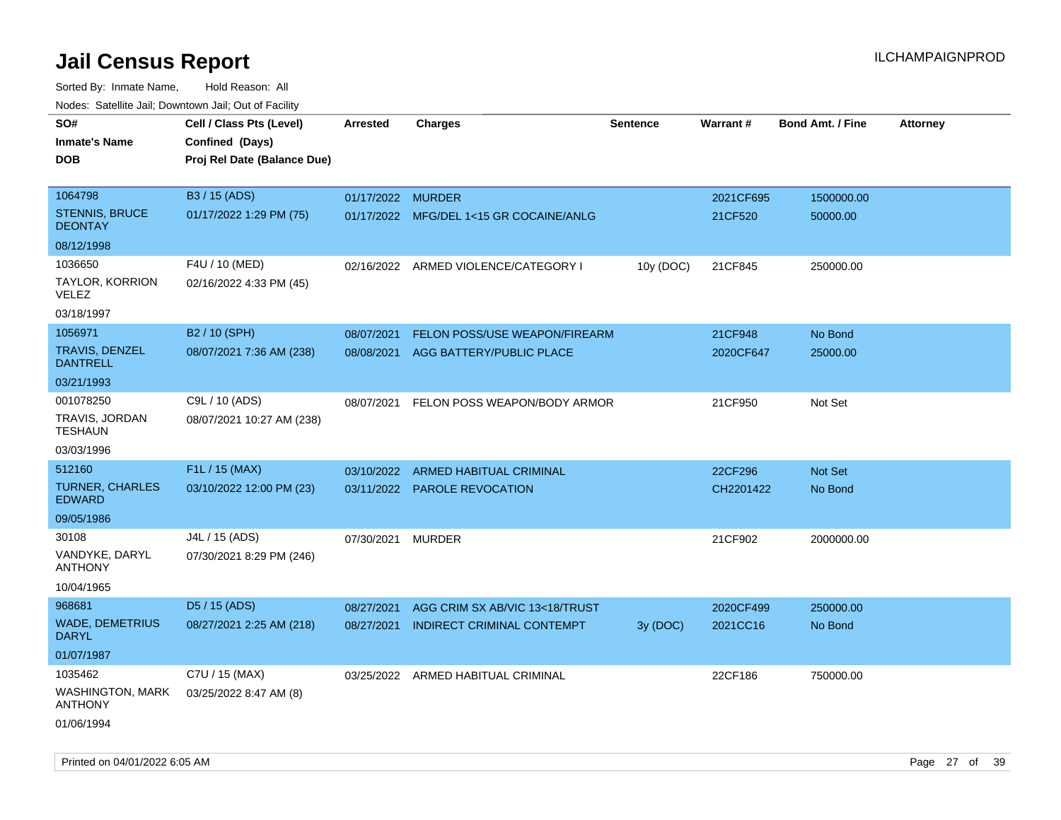# Jail Census Report

ILCHAMPAIGNPROD

Sorted By: Inmate Name, Hold Reason: All

Nodes: Satellite Jail; Downtown Jail; Out of Facility

| SO#<br>Inmate's Name<br>DOB | Cell / Class Pts (Level)<br>Confined (Days)<br>Proj Rel Date (Balance Due) | Arrested | Charges | Sentence | Warrant # | Bond Amt. / Fine | Attorney |
|---|---|---|---|---|---|---|---|
| 1064798<br>STENNIS, BRUCE DEONTAY<br>08/12/1998 | B3 / 15 (ADS)<br>01/17/2022 1:29 PM (75) | 01/17/2022<br>01/17/2022 | MURDER<br>MFG/DEL 1<15 GR COCAINE/ANLG | | 2021CF695<br>21CF520 | 1500000.00<br>50000.00 | |
| 1036650<br>TAYLOR, KORRION VELEZ<br>03/18/1997 | F4U / 10 (MED)<br>02/16/2022 4:33 PM (45) | 02/16/2022 | ARMED VIOLENCE/CATEGORY I | 10y (DOC) | 21CF845 | 250000.00 | |
| 1056971<br>TRAVIS, DENZEL DANTRELL<br>03/21/1993 | B2 / 10 (SPH)<br>08/07/2021 7:36 AM (238) | 08/07/2021<br>08/08/2021 | FELON POSS/USE WEAPON/FIREARM<br>AGG BATTERY/PUBLIC PLACE | | 21CF948<br>2020CF647 | No Bond<br>25000.00 | |
| 001078250<br>TRAVIS, JORDAN TESHAUN<br>03/03/1996 | C9L / 10 (ADS)<br>08/07/2021 10:27 AM (238) | 08/07/2021 | FELON POSS WEAPON/BODY ARMOR | | 21CF950 | Not Set | |
| 512160<br>TURNER, CHARLES EDWARD<br>09/05/1986 | F1L / 15 (MAX)<br>03/10/2022 12:00 PM (23) | 03/10/2022<br>03/11/2022 | ARMED HABITUAL CRIMINAL<br>PAROLE REVOCATION | | 22CF296<br>CH2201422 | Not Set<br>No Bond | |
| 30108<br>VANDYKE, DARYL ANTHONY<br>10/04/1965 | J4L / 15 (ADS)<br>07/30/2021 8:29 PM (246) | 07/30/2021 | MURDER | | 21CF902 | 2000000.00 | |
| 968681<br>WADE, DEMETRIUS DARYL<br>01/07/1987 | D5 / 15 (ADS)<br>08/27/2021 2:25 AM (218) | 08/27/2021<br>08/27/2021 | AGG CRIM SX AB/VIC 13<18/TRUST<br>INDIRECT CRIMINAL CONTEMPT | <br>3y (DOC) | 2020CF499<br>2021CC16 | 250000.00<br>No Bond | |
| 1035462<br>WASHINGTON, MARK ANTHONY<br>01/06/1994 | C7U / 15 (MAX)<br>03/25/2022 8:47 AM (8) | 03/25/2022 | ARMED HABITUAL CRIMINAL | | 22CF186 | 750000.00 | |

Printed on 04/01/2022 6:05 AM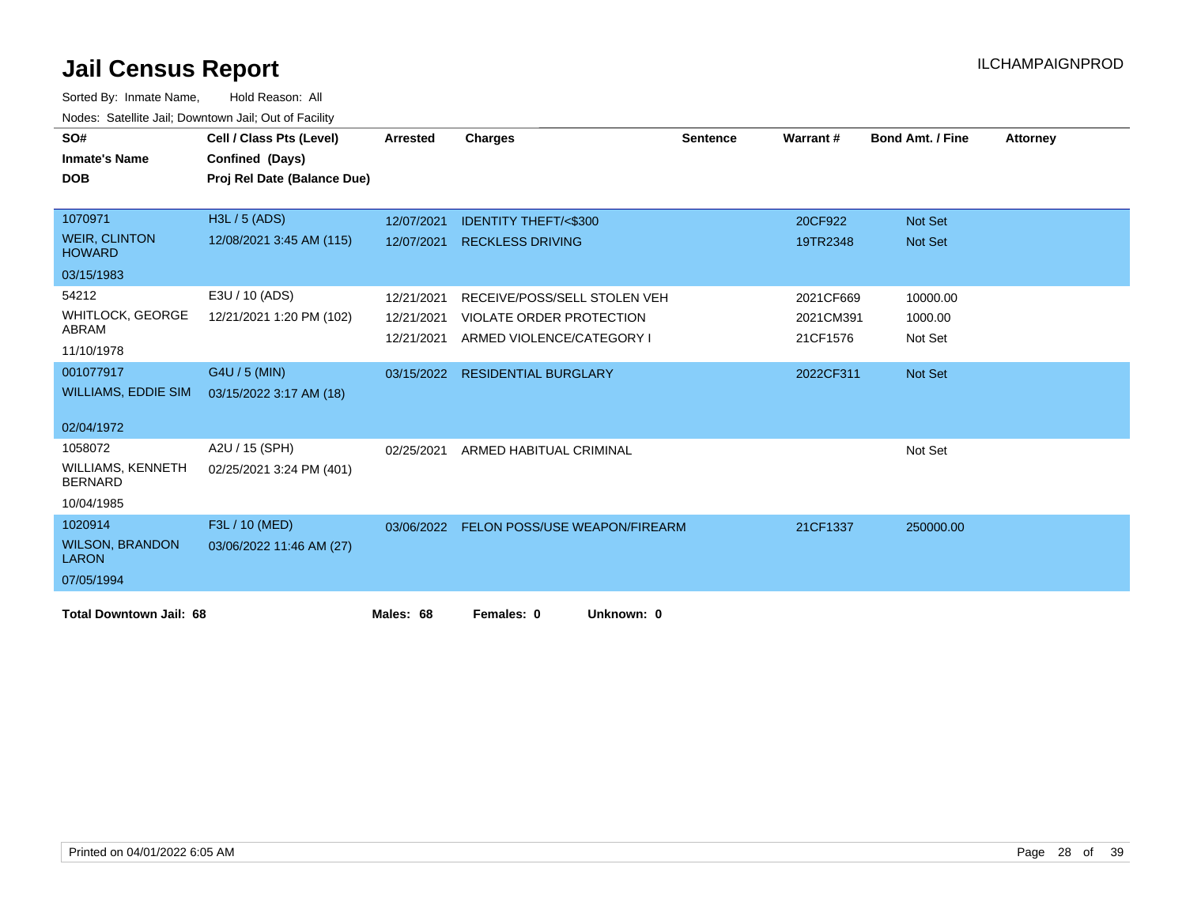# Jail Census Report

ILCHAMPAIGNPROD

Sorted By: Inmate Name, Hold Reason: All

Nodes: Satellite Jail; Downtown Jail; Out of Facility

| SO# / Inmate's Name / DOB | Cell / Class Pts (Level) / Confined (Days) / Proj Rel Date (Balance Due) | Arrested | Charges | Sentence | Warrant # | Bond Amt. / Fine | Attorney |
|---|---|---|---|---|---|---|---|
| 1070971 WEIR, CLINTON HOWARD 03/15/1983 | H3L / 5 (ADS) 12/08/2021 3:45 AM (115) | 12/07/2021 | IDENTITY THEFT/<$300 | | 20CF922 | Not Set | |
| | | 12/07/2021 | RECKLESS DRIVING | | 19TR2348 | Not Set | |
| 54212 WHITLOCK, GEORGE ABRAM 11/10/1978 | E3U / 10 (ADS) 12/21/2021 1:20 PM (102) | 12/21/2021 | RECEIVE/POSS/SELL STOLEN VEH | | 2021CF669 | 10000.00 | |
| | | 12/21/2021 | VIOLATE ORDER PROTECTION | | 2021CM391 | 1000.00 | |
| | | 12/21/2021 | ARMED VIOLENCE/CATEGORY I | | 21CF1576 | Not Set | |
| 001077917 WILLIAMS, EDDIE SIM 02/04/1972 | G4U / 5 (MIN) 03/15/2022 3:17 AM (18) | 03/15/2022 | RESIDENTIAL BURGLARY | | 2022CF311 | Not Set | |
| 1058072 WILLIAMS, KENNETH BERNARD 10/04/1985 | A2U / 15 (SPH) 02/25/2021 3:24 PM (401) | 02/25/2021 | ARMED HABITUAL CRIMINAL | | | Not Set | |
| 1020914 WILSON, BRANDON LARON 07/05/1994 | F3L / 10 (MED) 03/06/2022 11:46 AM (27) | 03/06/2022 | FELON POSS/USE WEAPON/FIREARM | | 21CF1337 | 250000.00 | |

**Total Downtown Jail: 68** **Males: 68** **Females: 0** **Unknown: 0**

Printed on 04/01/2022 6:05 AM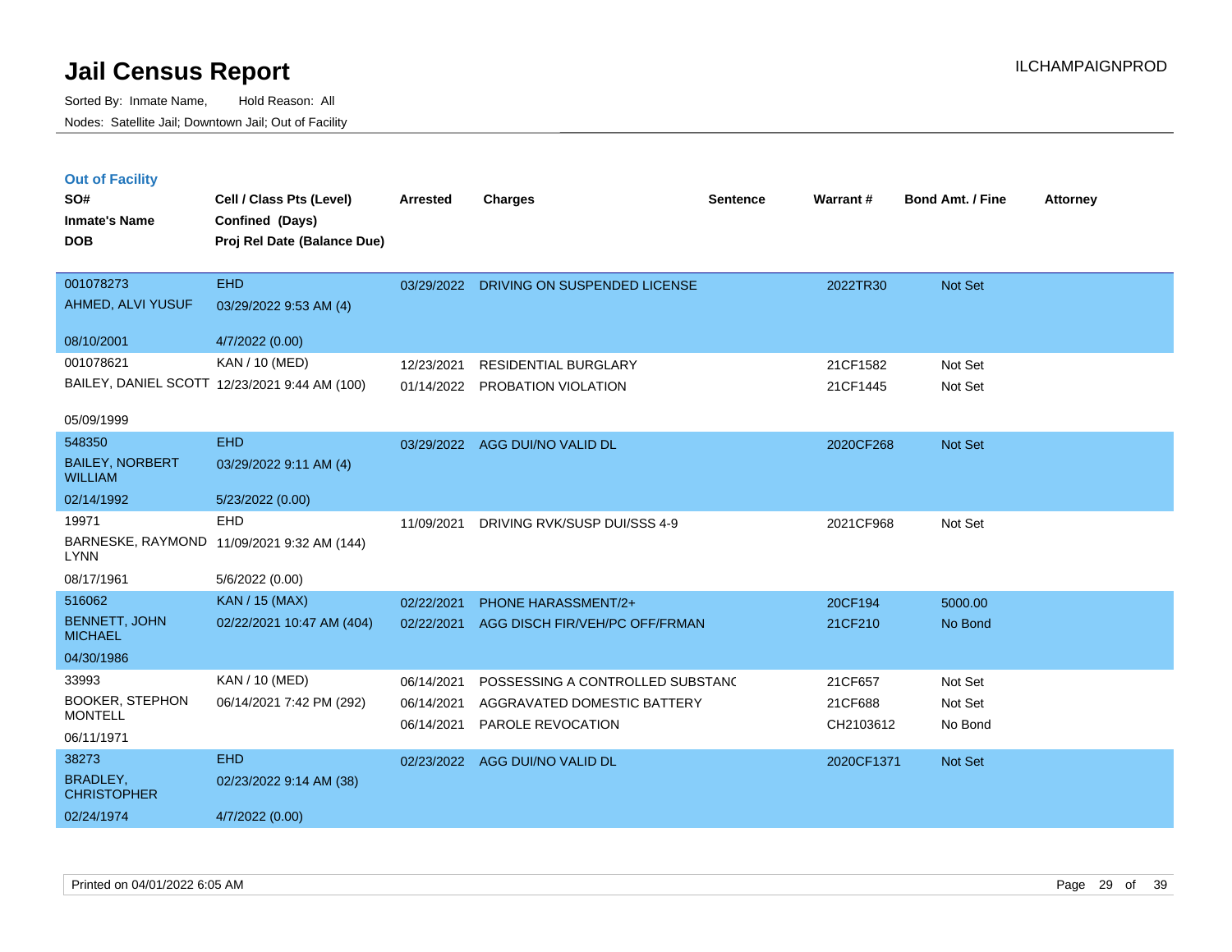# Jail Census Report

Sorted By: Inmate Name, Hold Reason: All

Nodes: Satellite Jail; Downtown Jail; Out of Facility

ILCHAMPAIGNPROD

## Out of Facility

| SO# / Inmate's Name / DOB | Cell / Class Pts (Level) / Confined (Days) / Proj Rel Date (Balance Due) | Arrested | Charges | Sentence | Warrant # | Bond Amt. / Fine | Attorney |
|---|---|---|---|---|---|---|---|
| 001078273 AHMED, ALVI YUSUF 08/10/2001 | EHD 03/29/2022 9:53 AM (4) 4/7/2022 (0.00) | 03/29/2022 | DRIVING ON SUSPENDED LICENSE | | 2022TR30 | Not Set | |
| 001078621 BAILEY, DANIEL SCOTT 05/09/1999 | KAN / 10 (MED) 12/23/2021 9:44 AM (100) | 12/23/2021 | RESIDENTIAL BURGLARY | | 21CF1582 | Not Set | |
| | | 01/14/2022 | PROBATION VIOLATION | | 21CF1445 | Not Set | |
| 548350 BAILEY, NORBERT WILLIAM 02/14/1992 | EHD 03/29/2022 9:11 AM (4) 5/23/2022 (0.00) | 03/29/2022 | AGG DUI/NO VALID DL | | 2020CF268 | Not Set | |
| 19971 BARNESKE, RAYMOND LYNN 08/17/1961 | EHD 11/09/2021 9:32 AM (144) 5/6/2022 (0.00) | 11/09/2021 | DRIVING RVK/SUSP DUI/SSS 4-9 | | 2021CF968 | Not Set | |
| 516062 BENNETT, JOHN MICHAEL 04/30/1986 | KAN / 15 (MAX) 02/22/2021 10:47 AM (404) | 02/22/2021 | PHONE HARASSMENT/2+ | | 20CF194 | 5000.00 | |
| | | 02/22/2021 | AGG DISCH FIR/VEH/PC OFF/FRMAN | | 21CF210 | No Bond | |
| 33993 BOOKER, STEPHON MONTELL 06/11/1971 | KAN / 10 (MED) 06/14/2021 7:42 PM (292) | 06/14/2021 | POSSESSING A CONTROLLED SUBSTANC | | 21CF657 | Not Set | |
| | | 06/14/2021 | AGGRAVATED DOMESTIC BATTERY | | 21CF688 | Not Set | |
| | | 06/14/2021 | PAROLE REVOCATION | | CH2103612 | No Bond | |
| 38273 BRADLEY, CHRISTOPHER 02/24/1974 | EHD 02/23/2022 9:14 AM (38) 4/7/2022 (0.00) | 02/23/2022 | AGG DUI/NO VALID DL | | 2020CF1371 | Not Set | |

Printed on 04/01/2022 6:05 AM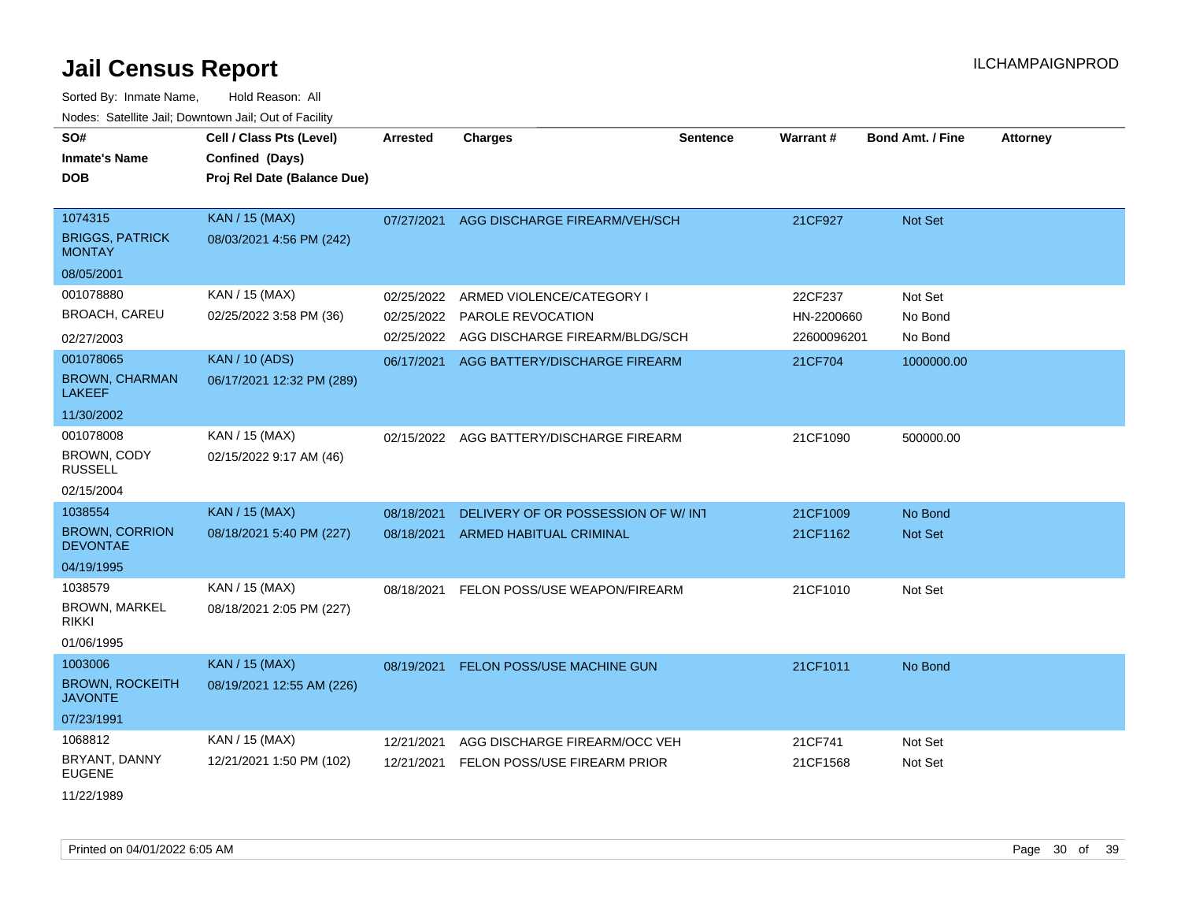# Jail Census Report

ILCHAMPAIGNPROD

Sorted By: Inmate Name, Hold Reason: All

Nodes: Satellite Jail; Downtown Jail; Out of Facility

| SO# / Inmate's Name / DOB | Cell / Class Pts (Level) / Confined (Days) / Proj Rel Date (Balance Due) | Arrested | Charges | Sentence | Warrant # | Bond Amt. / Fine | Attorney |
|---|---|---|---|---|---|---|---|
| 1074315 BRIGGS, PATRICK MONTAY 08/05/2001 | KAN / 15 (MAX) 08/03/2021 4:56 PM (242) | 07/27/2021 | AGG DISCHARGE FIREARM/VEH/SCH | | 21CF927 | Not Set | |
| 001078880 BROACH, CAREU 02/27/2003 | KAN / 15 (MAX) 02/25/2022 3:58 PM (36) | 02/25/2022 | ARMED VIOLENCE/CATEGORY I | | 22CF237 | Not Set | |
| | | 02/25/2022 | PAROLE REVOCATION | | HN-2200660 | No Bond | |
| | | 02/25/2022 | AGG DISCHARGE FIREARM/BLDG/SCH | | 22600096201 | No Bond | |
| 001078065 BROWN, CHARMAN LAKEEF 11/30/2002 | KAN / 10 (ADS) 06/17/2021 12:32 PM (289) | 06/17/2021 | AGG BATTERY/DISCHARGE FIREARM | | 21CF704 | 1000000.00 | |
| 001078008 BROWN, CODY RUSSELL 02/15/2004 | KAN / 15 (MAX) 02/15/2022 9:17 AM (46) | 02/15/2022 | AGG BATTERY/DISCHARGE FIREARM | | 21CF1090 | 500000.00 | |
| 1038554 BROWN, CORRION DEVONTAE 04/19/1995 | KAN / 15 (MAX) 08/18/2021 5:40 PM (227) | 08/18/2021 | DELIVERY OF OR POSSESSION OF W/ INT | | 21CF1009 | No Bond | |
| | | 08/18/2021 | ARMED HABITUAL CRIMINAL | | 21CF1162 | Not Set | |
| 1038579 BROWN, MARKEL RIKKI 01/06/1995 | KAN / 15 (MAX) 08/18/2021 2:05 PM (227) | 08/18/2021 | FELON POSS/USE WEAPON/FIREARM | | 21CF1010 | Not Set | |
| 1003006 BROWN, ROCKEITH JAVONTE 07/23/1991 | KAN / 15 (MAX) 08/19/2021 12:55 AM (226) | 08/19/2021 | FELON POSS/USE MACHINE GUN | | 21CF1011 | No Bond | |
| 1068812 BRYANT, DANNY EUGENE 11/22/1989 | KAN / 15 (MAX) 12/21/2021 1:50 PM (102) | 12/21/2021 | AGG DISCHARGE FIREARM/OCC VEH | | 21CF741 | Not Set | |
| | | 12/21/2021 | FELON POSS/USE FIREARM PRIOR | | 21CF1568 | Not Set | |

Printed on 04/01/2022 6:05 AM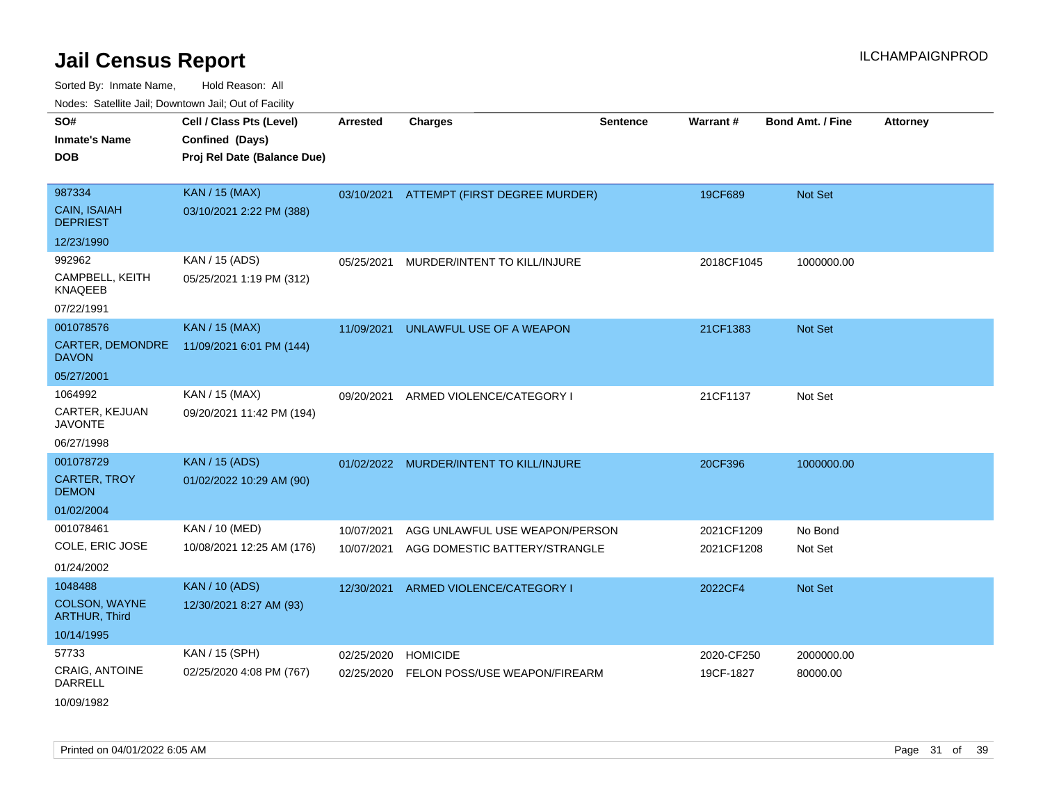# Jail Census Report

ILCHAMPAIGNPROD

Sorted By: Inmate Name, Hold Reason: All

Nodes: Satellite Jail; Downtown Jail; Out of Facility

| SO# / Inmate's Name / DOB | Cell / Class Pts (Level) / Confined (Days) / Proj Rel Date (Balance Due) | Arrested | Charges | Sentence | Warrant # | Bond Amt. / Fine | Attorney |
|---|---|---|---|---|---|---|---|
| 987334<br>CAIN, ISAIAH DEPRIEST<br>12/23/1990 | KAN / 15 (MAX)<br>03/10/2021 2:22 PM (388) | 03/10/2021 | ATTEMPT (FIRST DEGREE MURDER) | | 19CF689 | Not Set | |
| 992962<br>CAMPBELL, KEITH KNAQEEB<br>07/22/1991 | KAN / 15 (ADS)<br>05/25/2021 1:19 PM (312) | 05/25/2021 | MURDER/INTENT TO KILL/INJURE | | 2018CF1045 | 1000000.00 | |
| 001078576<br>CARTER, DEMONDRE DAVON<br>05/27/2001 | KAN / 15 (MAX)<br>11/09/2021 6:01 PM (144) | 11/09/2021 | UNLAWFUL USE OF A WEAPON | | 21CF1383 | Not Set | |
| 1064992<br>CARTER, KEJUAN JAVONTE<br>06/27/1998 | KAN / 15 (MAX)<br>09/20/2021 11:42 PM (194) | 09/20/2021 | ARMED VIOLENCE/CATEGORY I | | 21CF1137 | Not Set | |
| 001078729<br>CARTER, TROY DEMON<br>01/02/2004 | KAN / 15 (ADS)<br>01/02/2022 10:29 AM (90) | 01/02/2022 | MURDER/INTENT TO KILL/INJURE | | 20CF396 | 1000000.00 | |
| 001078461<br>COLE, ERIC JOSE<br>01/24/2002 | KAN / 10 (MED)<br>10/08/2021 12:25 AM (176) | 10/07/2021 | AGG UNLAWFUL USE WEAPON/PERSON | | 2021CF1209 | No Bond | |
| | | 10/07/2021 | AGG DOMESTIC BATTERY/STRANGLE | | 2021CF1208 | Not Set | |
| 1048488<br>COLSON, WAYNE ARTHUR, Third<br>10/14/1995 | KAN / 10 (ADS)<br>12/30/2021 8:27 AM (93) | 12/30/2021 | ARMED VIOLENCE/CATEGORY I | | 2022CF4 | Not Set | |
| 57733<br>CRAIG, ANTOINE DARRELL<br>10/09/1982 | KAN / 15 (SPH)<br>02/25/2020 4:08 PM (767) | 02/25/2020 | HOMICIDE | | 2020-CF250 | 2000000.00 | |
| | | 02/25/2020 | FELON POSS/USE WEAPON/FIREARM | | 19CF-1827 | 80000.00 | |

Printed on 04/01/2022 6:05 AM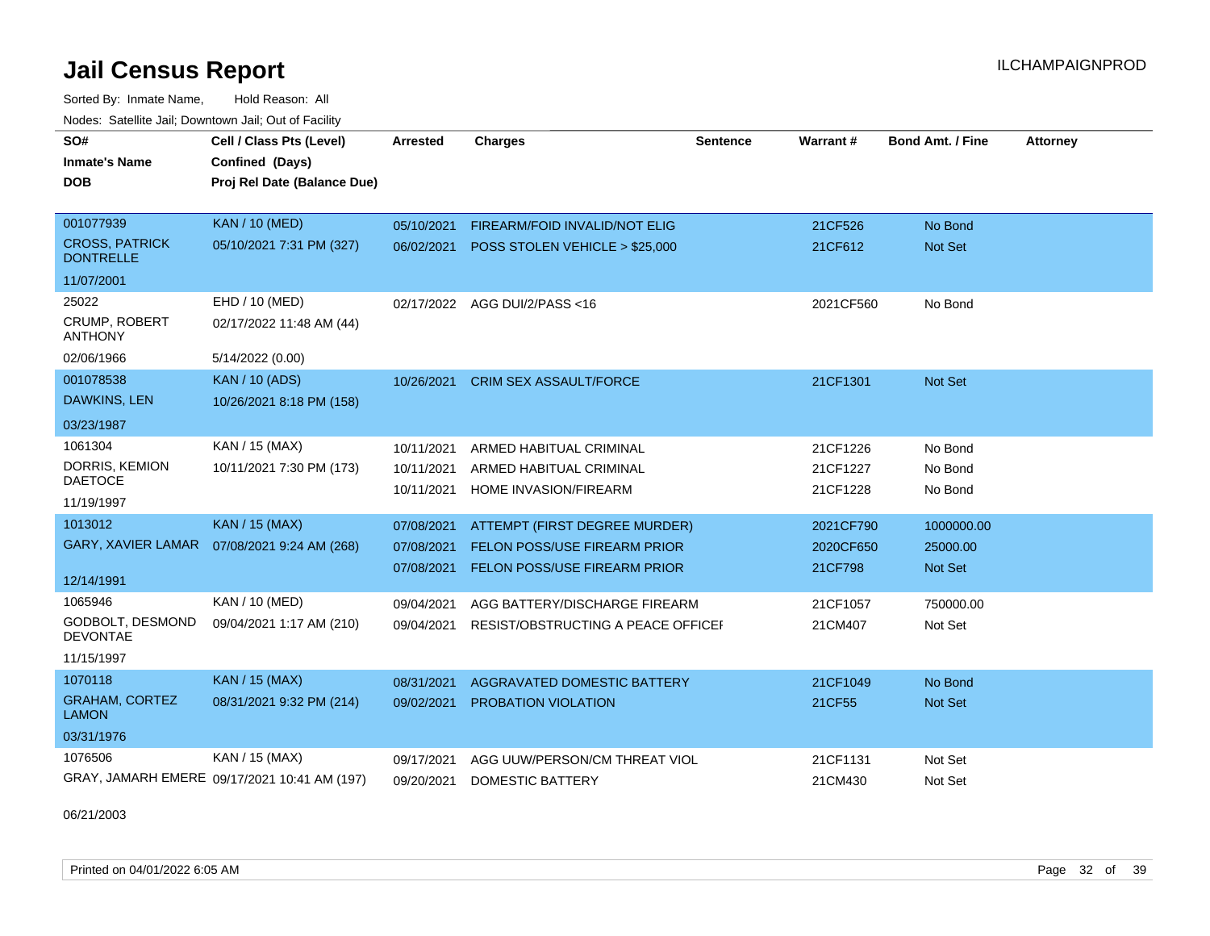# Jail Census Report

ILCHAMPAIGNPROD

Sorted By: Inmate Name, Hold Reason: All

Nodes: Satellite Jail; Downtown Jail; Out of Facility

| SO# / Inmate's Name / DOB | Cell / Class Pts (Level) / Confined (Days) / Proj Rel Date (Balance Due) | Arrested | Charges | Sentence | Warrant # | Bond Amt. / Fine | Attorney |
|---|---|---|---|---|---|---|---|
| 001077939<br>CROSS, PATRICK DONTRELLE<br>11/07/2001 | KAN / 10 (MED)<br>05/10/2021 7:31 PM (327) | 05/10/2021<br>06/02/2021 | FIREARM/FOID INVALID/NOT ELIG<br>POSS STOLEN VEHICLE > $25,000 | | 21CF526<br>21CF612 | No Bond<br>Not Set | |
| 25022<br>CRUMP, ROBERT ANTHONY<br>02/06/1966 | EHD / 10 (MED)<br>02/17/2022 11:48 AM (44)<br>5/14/2022 (0.00) | 02/17/2022 | AGG DUI/2/PASS <16 | | 2021CF560 | No Bond | |
| 001078538<br>DAWKINS, LEN<br>03/23/1987 | KAN / 10 (ADS)<br>10/26/2021 8:18 PM (158) | 10/26/2021 | CRIM SEX ASSAULT/FORCE | | 21CF1301 | Not Set | |
| 1061304<br>DORRIS, KEMION DAETOCE<br>11/19/1997 | KAN / 15 (MAX)<br>10/11/2021 7:30 PM (173) | 10/11/2021<br>10/11/2021<br>10/11/2021 | ARMED HABITUAL CRIMINAL<br>ARMED HABITUAL CRIMINAL<br>HOME INVASION/FIREARM | | 21CF1226<br>21CF1227<br>21CF1228 | No Bond<br>No Bond<br>No Bond | |
| 1013012<br>GARY, XAVIER LAMAR<br>12/14/1991 | KAN / 15 (MAX)<br>07/08/2021 9:24 AM (268) | 07/08/2021<br>07/08/2021<br>07/08/2021 | ATTEMPT (FIRST DEGREE MURDER)<br>FELON POSS/USE FIREARM PRIOR<br>FELON POSS/USE FIREARM PRIOR | | 2021CF790<br>2020CF650<br>21CF798 | 1000000.00<br>25000.00<br>Not Set | |
| 1065946<br>GODBOLT, DESMOND DEVONTAE<br>11/15/1997 | KAN / 10 (MED)<br>09/04/2021 1:17 AM (210) | 09/04/2021<br>09/04/2021 | AGG BATTERY/DISCHARGE FIREARM<br>RESIST/OBSTRUCTING A PEACE OFFICEI | | 21CF1057<br>21CM407 | 750000.00<br>Not Set | |
| 1070118<br>GRAHAM, CORTEZ LAMON<br>03/31/1976 | KAN / 15 (MAX)<br>08/31/2021 9:32 PM (214) | 08/31/2021<br>09/02/2021 | AGGRAVATED DOMESTIC BATTERY<br>PROBATION VIOLATION | | 21CF1049<br>21CF55 | No Bond<br>Not Set | |
| 1076506<br>GRAY, JAMARH EMERE<br>06/21/2003 | KAN / 15 (MAX)<br>09/17/2021 10:41 AM (197) | 09/17/2021<br>09/20/2021 | AGG UUW/PERSON/CM THREAT VIOL<br>DOMESTIC BATTERY | | 21CF1131<br>21CM430 | Not Set<br>Not Set | |

Printed on 04/01/2022 6:05 AM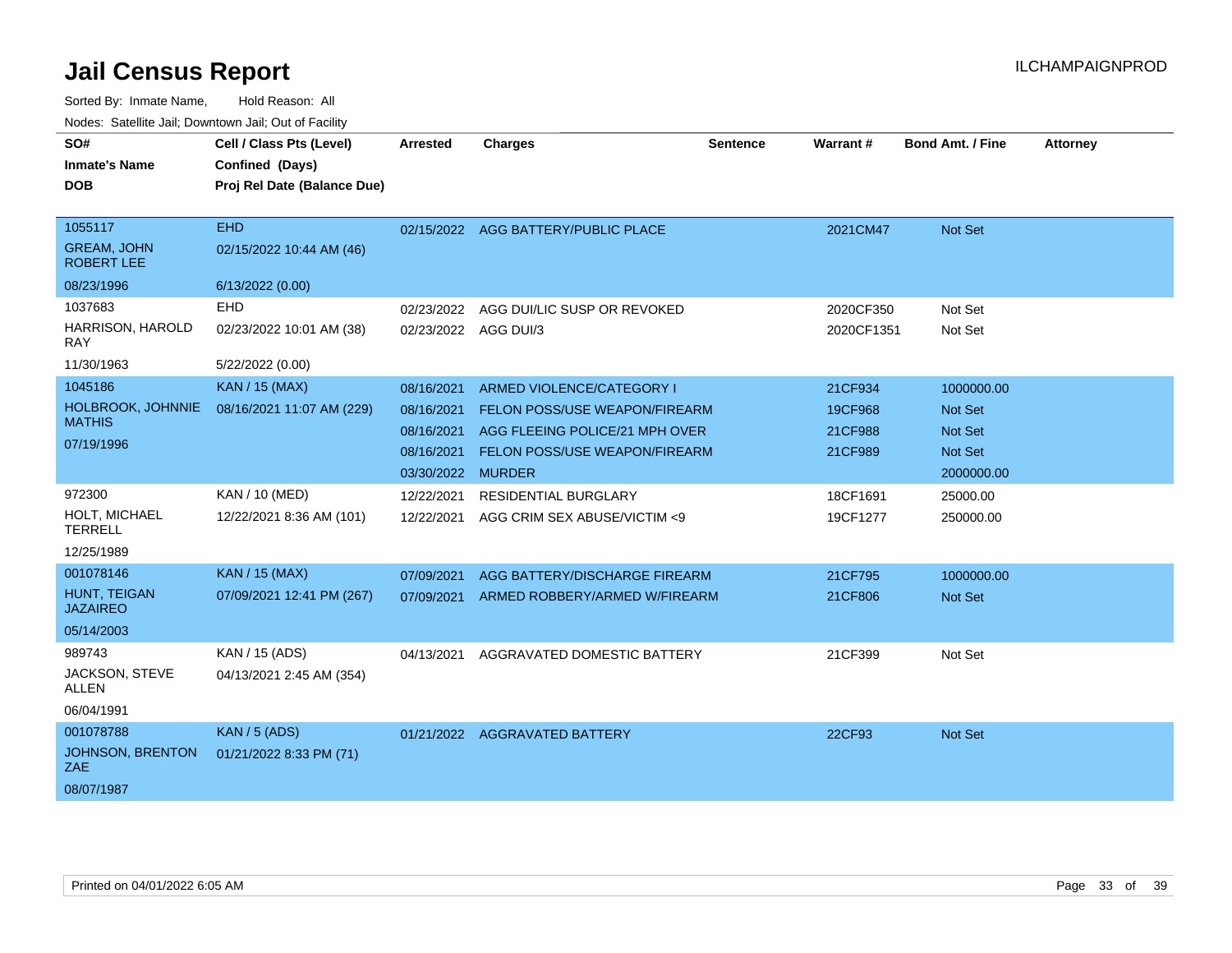# Jail Census Report

ILCHAMPAIGNPROD

Sorted By: Inmate Name, Hold Reason: All

Nodes: Satellite Jail; Downtown Jail; Out of Facility

| SO# / Inmate's Name / DOB | Cell / Class Pts (Level) / Confined (Days) / Proj Rel Date (Balance Due) | Arrested | Charges | Sentence | Warrant # | Bond Amt. / Fine | Attorney |
|---|---|---|---|---|---|---|---|
| 1055117<br>GREAM, JOHN ROBERT LEE<br>08/23/1996 | EHD<br>02/15/2022 10:44 AM (46)<br>6/13/2022 (0.00) | 02/15/2022 | AGG BATTERY/PUBLIC PLACE | | 2021CM47 | Not Set | |
| 1037683<br>HARRISON, HAROLD RAY<br>11/30/1963 | EHD<br>02/23/2022 10:01 AM (38)<br>5/22/2022 (0.00) | 02/23/2022 | AGG DUI/LIC SUSP OR REVOKED | | 2020CF350 | Not Set | |
| | | 02/23/2022 | AGG DUI/3 | | 2020CF1351 | Not Set | |
| 1045186<br>HOLBROOK, JOHNNIE MATHIS<br>07/19/1996 | KAN / 15 (MAX)<br>08/16/2021 11:07 AM (229) | 08/16/2021 | ARMED VIOLENCE/CATEGORY I | | 21CF934 | 1000000.00 | |
| | | 08/16/2021 | FELON POSS/USE WEAPON/FIREARM | | 19CF968 | Not Set | |
| | | 08/16/2021 | AGG FLEEING POLICE/21 MPH OVER | | 21CF988 | Not Set | |
| | | 08/16/2021 | FELON POSS/USE WEAPON/FIREARM | | 21CF989 | Not Set | |
| | | 03/30/2022 | MURDER | | | 2000000.00 | |
| 972300<br>HOLT, MICHAEL TERRELL<br>12/25/1989 | KAN / 10 (MED)<br>12/22/2021 8:36 AM (101) | 12/22/2021 | RESIDENTIAL BURGLARY | | 18CF1691 | 25000.00 | |
| | | 12/22/2021 | AGG CRIM SEX ABUSE/VICTIM <9 | | 19CF1277 | 250000.00 | |
| 001078146<br>HUNT, TEIGAN JAZAIREO<br>05/14/2003 | KAN / 15 (MAX)<br>07/09/2021 12:41 PM (267) | 07/09/2021 | AGG BATTERY/DISCHARGE FIREARM | | 21CF795 | 1000000.00 | |
| | | 07/09/2021 | ARMED ROBBERY/ARMED W/FIREARM | | 21CF806 | Not Set | |
| 989743<br>JACKSON, STEVE ALLEN<br>06/04/1991 | KAN / 15 (ADS)<br>04/13/2021 2:45 AM (354) | 04/13/2021 | AGGRAVATED DOMESTIC BATTERY | | 21CF399 | Not Set | |
| 001078788<br>JOHNSON, BRENTON ZAE<br>08/07/1987 | KAN / 5 (ADS)<br>01/21/2022 8:33 PM (71) | 01/21/2022 | AGGRAVATED BATTERY | | 22CF93 | Not Set | |

Printed on 04/01/2022 6:05 AM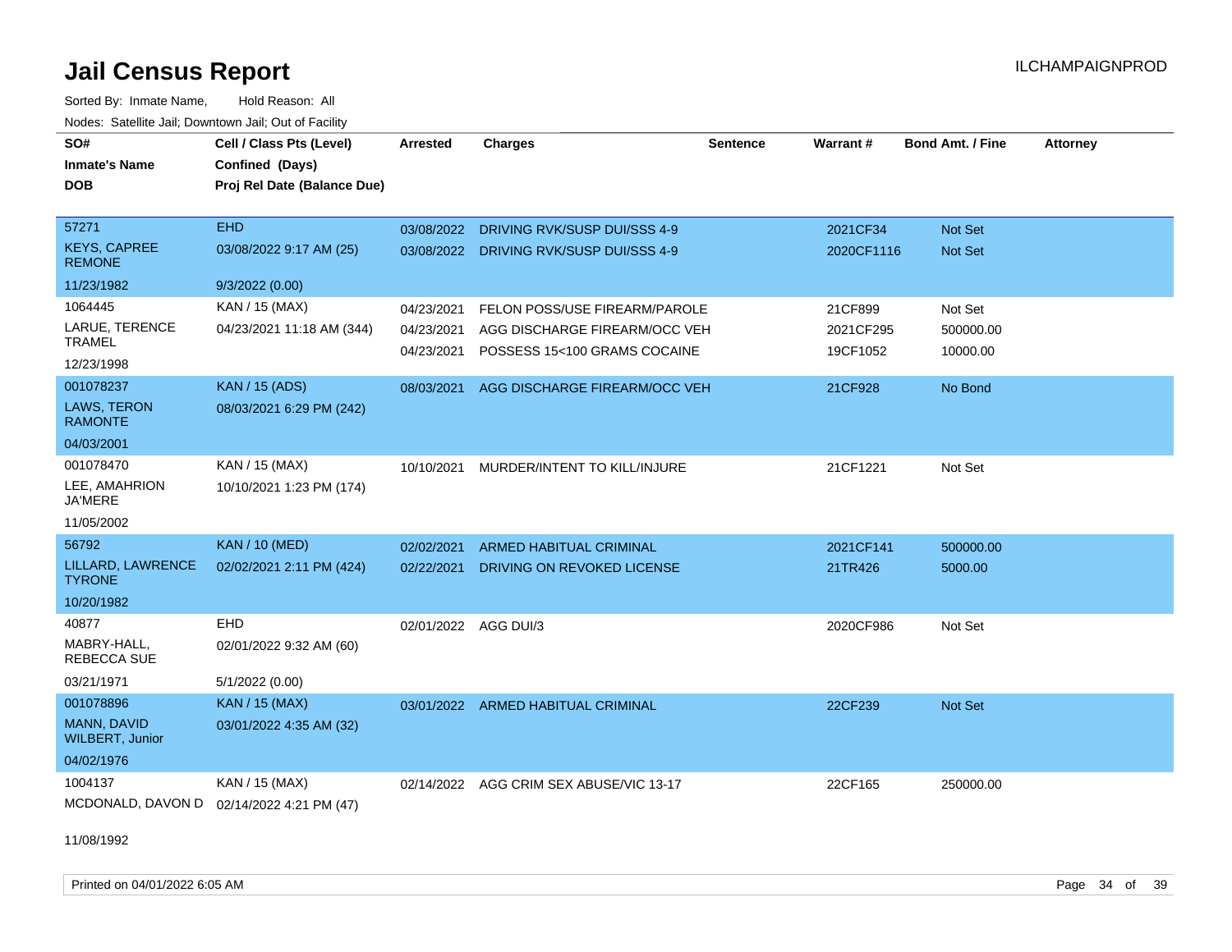# Jail Census Report

Sorted By: Inmate Name, Hold Reason: All

Nodes: Satellite Jail; Downtown Jail; Out of Facility

| SO# / Inmate's Name / DOB | Cell / Class Pts (Level) / Confined (Days) / Proj Rel Date (Balance Due) | Arrested | Charges | Sentence | Warrant # | Bond Amt. / Fine | Attorney |
|---|---|---|---|---|---|---|---|
| 57271<br>KEYS, CAPREE REMONE<br>11/23/1982 | EHD<br>03/08/2022 9:17 AM (25)<br>9/3/2022 (0.00) | 03/08/2022<br>03/08/2022 | DRIVING RVK/SUSP DUI/SSS 4-9<br>DRIVING RVK/SUSP DUI/SSS 4-9 | | 2021CF34<br>2020CF1116 | Not Set<br>Not Set | |
| 1064445<br>LARUE, TERENCE TRAMEL<br>12/23/1998 | KAN / 15 (MAX)<br>04/23/2021 11:18 AM (344) | 04/23/2021<br>04/23/2021<br>04/23/2021 | FELON POSS/USE FIREARM/PAROLE<br>AGG DISCHARGE FIREARM/OCC VEH<br>POSSESS 15<100 GRAMS COCAINE | | 21CF899<br>2021CF295<br>19CF1052 | Not Set<br>500000.00<br>10000.00 | |
| 001078237<br>LAWS, TERON RAMONTE<br>04/03/2001 | KAN / 15 (ADS)<br>08/03/2021 6:29 PM (242) | 08/03/2021 | AGG DISCHARGE FIREARM/OCC VEH | | 21CF928 | No Bond | |
| 001078470<br>LEE, AMAHRION JA'MERE<br>11/05/2002 | KAN / 15 (MAX)<br>10/10/2021 1:23 PM (174) | 10/10/2021 | MURDER/INTENT TO KILL/INJURE | | 21CF1221 | Not Set | |
| 56792<br>LILLARD, LAWRENCE TYRONE<br>10/20/1982 | KAN / 10 (MED)<br>02/02/2021 2:11 PM (424) | 02/02/2021<br>02/22/2021 | ARMED HABITUAL CRIMINAL<br>DRIVING ON REVOKED LICENSE | | 2021CF141<br>21TR426 | 500000.00<br>5000.00 | |
| 40877<br>MABRY-HALL, REBECCA SUE<br>03/21/1971 | EHD<br>02/01/2022 9:32 AM (60)<br>5/1/2022 (0.00) | 02/01/2022 | AGG DUI/3 | | 2020CF986 | Not Set | |
| 001078896<br>MANN, DAVID WILBERT, Junior<br>04/02/1976 | KAN / 15 (MAX)<br>03/01/2022 4:35 AM (32) | 03/01/2022 | ARMED HABITUAL CRIMINAL | | 22CF239 | Not Set | |
| 1004137<br>MCDONALD, DAVON D<br>11/08/1992 | KAN / 15 (MAX)<br>02/14/2022 4:21 PM (47) | 02/14/2022 | AGG CRIM SEX ABUSE/VIC 13-17 | | 22CF165 | 250000.00 | |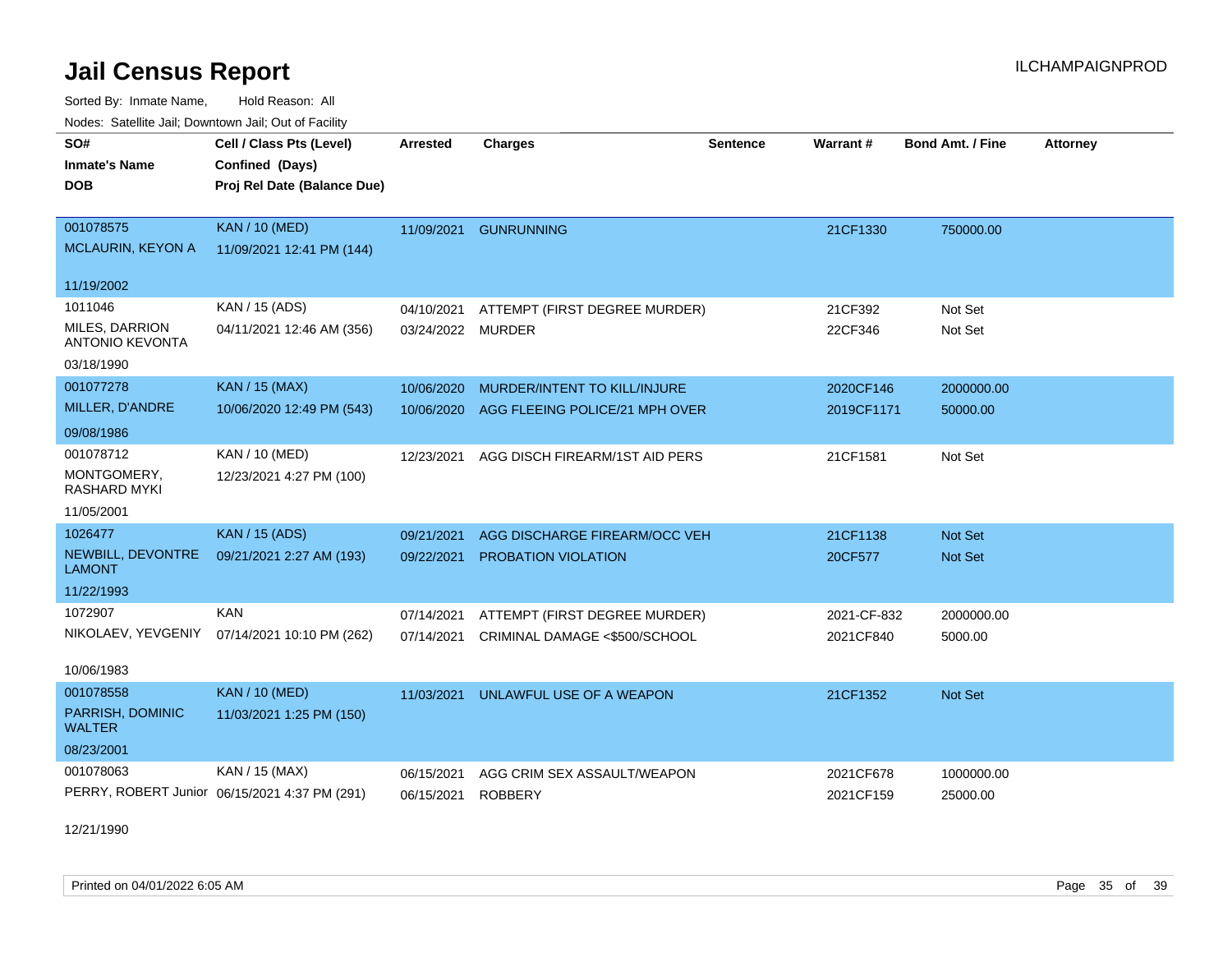# Jail Census Report

ILCHAMPAIGNPROD

Sorted By: Inmate Name, Hold Reason: All

Nodes: Satellite Jail; Downtown Jail; Out of Facility

| SO# / Inmate's Name / DOB | Cell / Class Pts (Level) / Confined (Days) / Proj Rel Date (Balance Due) | Arrested | Charges | Sentence | Warrant # | Bond Amt. / Fine | Attorney |
|---|---|---|---|---|---|---|---|
| 001078575<br>MCLAURIN, KEYON A<br>11/19/2002 | KAN / 10 (MED)<br>11/09/2021 12:41 PM (144) | 11/09/2021 | GUNRUNNING | | 21CF1330 | 750000.00 | |
| 1011046<br>MILES, DARRION ANTONIO KEVONTA<br>03/18/1990 | KAN / 15 (ADS)<br>04/11/2021 12:46 AM (356) | 04/10/2021<br>03/24/2022 | ATTEMPT (FIRST DEGREE MURDER)<br>MURDER | | 21CF392<br>22CF346 | Not Set<br>Not Set | |
| 001077278<br>MILLER, D'ANDRE<br>09/08/1986 | KAN / 15 (MAX)<br>10/06/2020 12:49 PM (543) | 10/06/2020<br>10/06/2020 | MURDER/INTENT TO KILL/INJURE<br>AGG FLEEING POLICE/21 MPH OVER | | 2020CF146<br>2019CF1171 | 2000000.00<br>50000.00 | |
| 001078712<br>MONTGOMERY, RASHARD MYKI<br>11/05/2001 | KAN / 10 (MED)<br>12/23/2021 4:27 PM (100) | 12/23/2021 | AGG DISCH FIREARM/1ST AID PERS | | 21CF1581 | Not Set | |
| 1026477<br>NEWBILL, DEVONTRE LAMONT<br>11/22/1993 | KAN / 15 (ADS)<br>09/21/2021 2:27 AM (193) | 09/21/2021<br>09/22/2021 | AGG DISCHARGE FIREARM/OCC VEH<br>PROBATION VIOLATION | | 21CF1138<br>20CF577 | Not Set<br>Not Set | |
| 1072907<br>NIKOLAEV, YEVGENIY<br>10/06/1983 | KAN<br>07/14/2021 10:10 PM (262) | 07/14/2021<br>07/14/2021 | ATTEMPT (FIRST DEGREE MURDER)<br>CRIMINAL DAMAGE <$500/SCHOOL | | 2021-CF-832<br>2021CF840 | 2000000.00<br>5000.00 | |
| 001078558<br>PARRISH, DOMINIC WALTER<br>08/23/2001 | KAN / 10 (MED)<br>11/03/2021 1:25 PM (150) | 11/03/2021 | UNLAWFUL USE OF A WEAPON | | 21CF1352 | Not Set | |
| 001078063<br>PERRY, ROBERT Junior<br>12/21/1990 | KAN / 15 (MAX)<br>06/15/2021 4:37 PM (291) | 06/15/2021<br>06/15/2021 | AGG CRIM SEX ASSAULT/WEAPON<br>ROBBERY | | 2021CF678<br>2021CF159 | 1000000.00<br>25000.00 | |

Printed on 04/01/2022 6:05 AM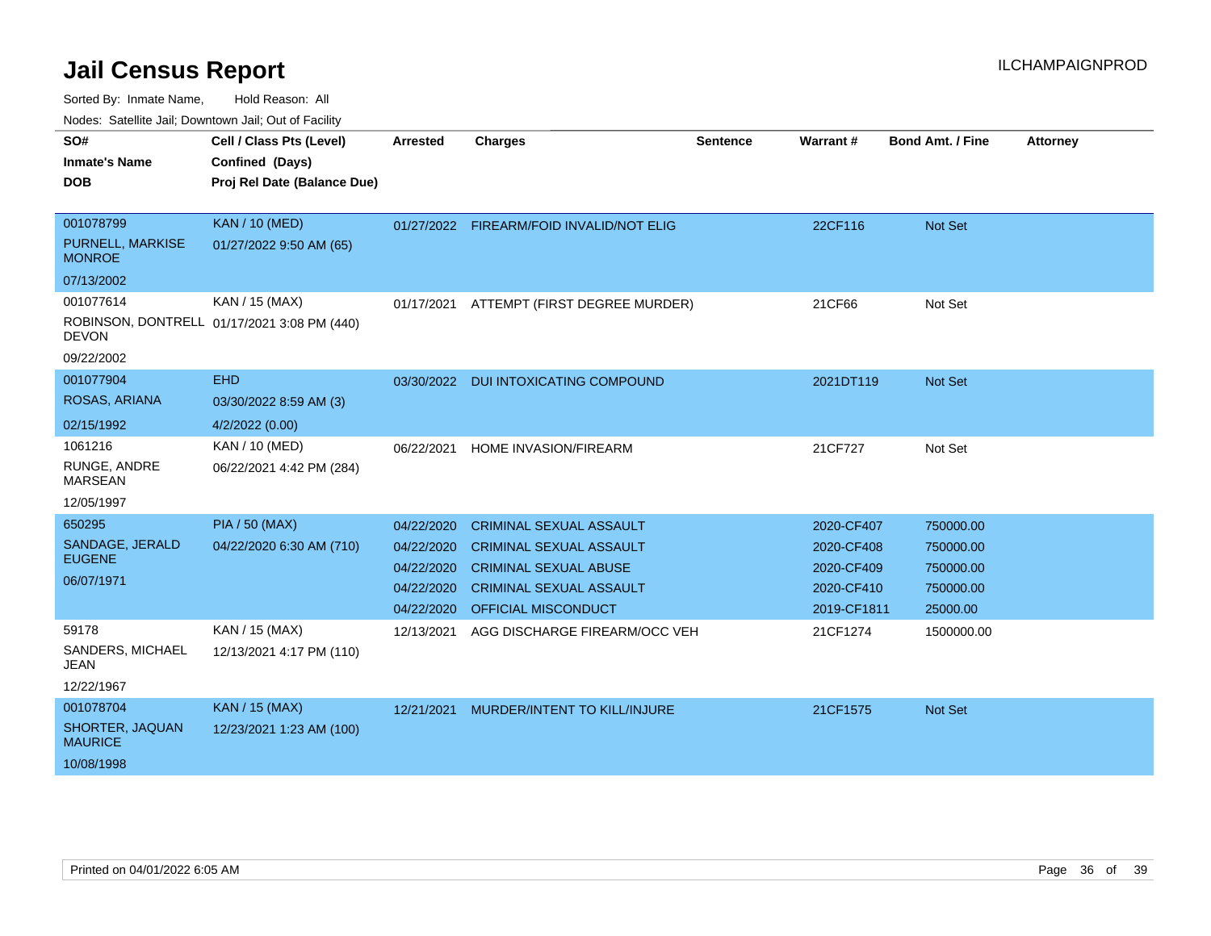# Jail Census Report

ILCHAMPAIGNPROD

Sorted By: Inmate Name, Hold Reason: All

Nodes: Satellite Jail; Downtown Jail; Out of Facility

| SO#<br>Inmate's Name<br>DOB | Cell / Class Pts (Level)<br>Confined (Days)<br>Proj Rel Date (Balance Due) | Arrested | Charges | Sentence | Warrant # | Bond Amt. / Fine | Attorney |
|---|---|---|---|---|---|---|---|
| 001078799<br>PURNELL, MARKISE MONROE<br>07/13/2002 | KAN / 10 (MED)<br>01/27/2022 9:50 AM (65) | 01/27/2022 | FIREARM/FOID INVALID/NOT ELIG | | 22CF116 | Not Set | |
| 001077614<br>ROBINSON, DONTRELL DEVON<br>09/22/2002 | KAN / 15 (MAX)<br>01/17/2021 3:08 PM (440) | 01/17/2021 | ATTEMPT (FIRST DEGREE MURDER) | | 21CF66 | Not Set | |
| 001077904<br>ROSAS, ARIANA<br>02/15/1992 | EHD<br>03/30/2022 8:59 AM (3)<br>4/2/2022 (0.00) | 03/30/2022 | DUI INTOXICATING COMPOUND | | 2021DT119 | Not Set | |
| 1061216<br>RUNGE, ANDRE MARSEAN<br>12/05/1997 | KAN / 10 (MED)<br>06/22/2021 4:42 PM (284) | 06/22/2021 | HOME INVASION/FIREARM | | 21CF727 | Not Set | |
| 650295<br>SANDAGE, JERALD EUGENE<br>06/07/1971 | PIA / 50 (MAX)<br>04/22/2020 6:30 AM (710) | 04/22/2020 | CRIMINAL SEXUAL ASSAULT | | 2020-CF407 | 750000.00 | |
| | | 04/22/2020 | CRIMINAL SEXUAL ASSAULT | | 2020-CF408 | 750000.00 | |
| | | 04/22/2020 | CRIMINAL SEXUAL ABUSE | | 2020-CF409 | 750000.00 | |
| | | 04/22/2020 | CRIMINAL SEXUAL ASSAULT | | 2020-CF410 | 750000.00 | |
| | | 04/22/2020 | OFFICIAL MISCONDUCT | | 2019-CF1811 | 25000.00 | |
| 59178<br>SANDERS, MICHAEL JEAN<br>12/22/1967 | KAN / 15 (MAX)<br>12/13/2021 4:17 PM (110) | 12/13/2021 | AGG DISCHARGE FIREARM/OCC VEH | | 21CF1274 | 1500000.00 | |
| 001078704<br>SHORTER, JAQUAN MAURICE<br>10/08/1998 | KAN / 15 (MAX)<br>12/23/2021 1:23 AM (100) | 12/21/2021 | MURDER/INTENT TO KILL/INJURE | | 21CF1575 | Not Set | |

Printed on 04/01/2022 6:05 AM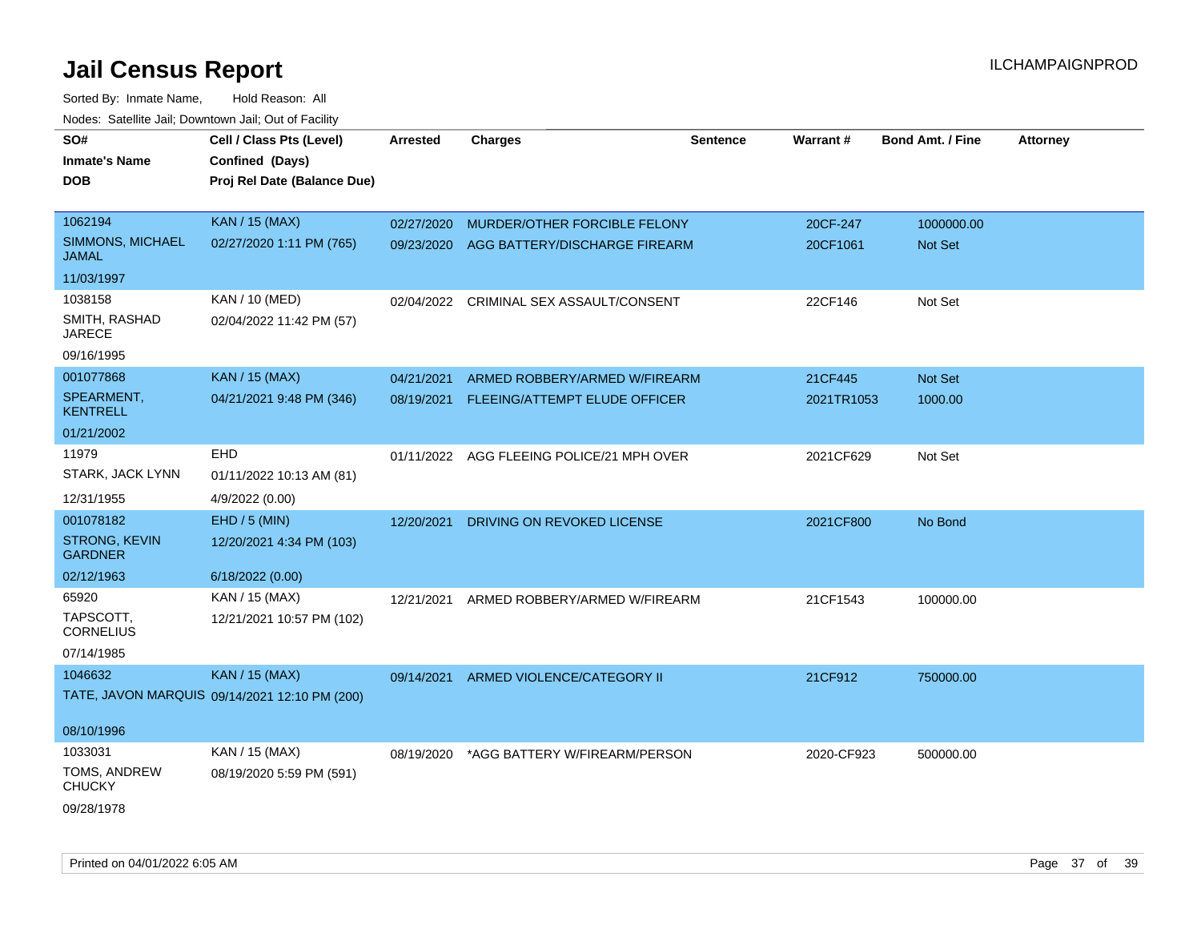# Jail Census Report

ILCHAMPAIGNPROD

Sorted By: Inmate Name, Hold Reason: All

Nodes: Satellite Jail; Downtown Jail; Out of Facility

| SO# / Inmate's Name / DOB | Cell / Class Pts (Level) / Confined (Days) / Proj Rel Date (Balance Due) | Arrested | Charges | Sentence | Warrant # | Bond Amt. / Fine | Attorney |
|---|---|---|---|---|---|---|---|
| 1062194<br>SIMMONS, MICHAEL JAMAL<br>11/03/1997 | KAN / 15 (MAX)<br>02/27/2020 1:11 PM (765) | 02/27/2020<br>09/23/2020 | MURDER/OTHER FORCIBLE FELONY<br>AGG BATTERY/DISCHARGE FIREARM | | 20CF-247<br>20CF1061 | 1000000.00<br>Not Set | |
| 1038158<br>SMITH, RASHAD JARECE<br>09/16/1995 | KAN / 10 (MED)<br>02/04/2022 11:42 PM (57) | 02/04/2022 | CRIMINAL SEX ASSAULT/CONSENT | | 22CF146 | Not Set | |
| 001077868<br>SPEARMENT, KENTRELL<br>01/21/2002 | KAN / 15 (MAX)<br>04/21/2021 9:48 PM (346) | 04/21/2021<br>08/19/2021 | ARMED ROBBERY/ARMED W/FIREARM<br>FLEEING/ATTEMPT ELUDE OFFICER | | 21CF445<br>2021TR1053 | Not Set<br>1000.00 | |
| 11979<br>STARK, JACK LYNN<br>12/31/1955 | EHD<br>01/11/2022 10:13 AM (81)<br>4/9/2022 (0.00) | 01/11/2022 | AGG FLEEING POLICE/21 MPH OVER | | 2021CF629 | Not Set | |
| 001078182<br>STRONG, KEVIN GARDNER<br>02/12/1963 | EHD / 5 (MIN)<br>12/20/2021 4:34 PM (103)<br>6/18/2022 (0.00) | 12/20/2021 | DRIVING ON REVOKED LICENSE | | 2021CF800 | No Bond | |
| 65920<br>TAPSCOTT, CORNELIUS<br>07/14/1985 | KAN / 15 (MAX)<br>12/21/2021 10:57 PM (102) | 12/21/2021 | ARMED ROBBERY/ARMED W/FIREARM | | 21CF1543 | 100000.00 | |
| 1046632<br>TATE, JAVON MARQUIS<br>08/10/1996 | KAN / 15 (MAX)<br>09/14/2021 12:10 PM (200) | 09/14/2021 | ARMED VIOLENCE/CATEGORY II | | 21CF912 | 750000.00 | |
| 1033031<br>TOMS, ANDREW CHUCKY<br>09/28/1978 | KAN / 15 (MAX)<br>08/19/2020 5:59 PM (591) | 08/19/2020 | *AGG BATTERY W/FIREARM/PERSON | | 2020-CF923 | 500000.00 | |

Printed on 04/01/2022 6:05 AM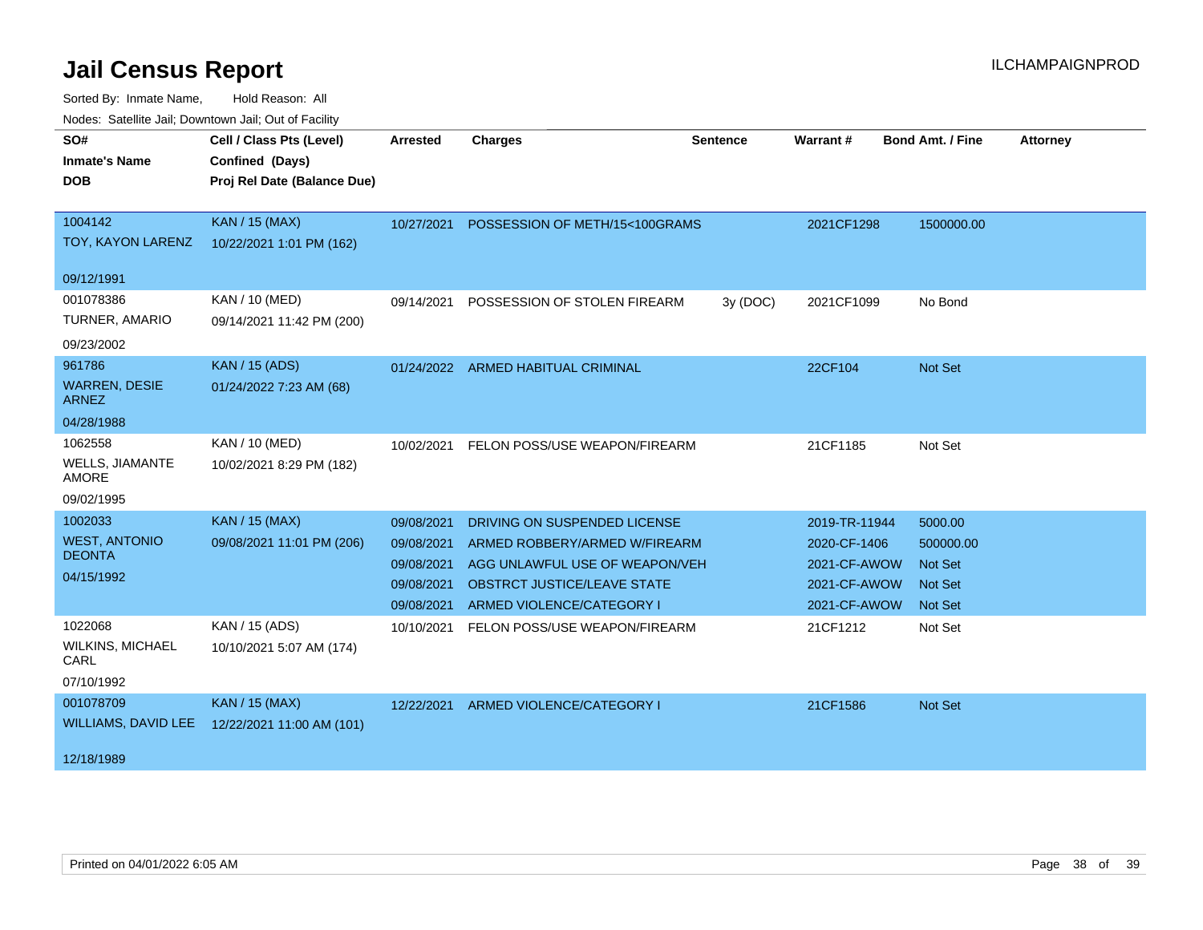# Jail Census Report

ILCHAMPAIGNPROD

Sorted By: Inmate Name, Hold Reason: All

Nodes: Satellite Jail; Downtown Jail; Out of Facility

| SO# / Inmate's Name / DOB | Cell / Class Pts (Level) / Confined (Days) / Proj Rel Date (Balance Due) | Arrested | Charges | Sentence | Warrant # | Bond Amt. / Fine | Attorney |
|---|---|---|---|---|---|---|---|
| 1004142<br>TOY, KAYON LARENZ<br>09/12/1991 | KAN / 15 (MAX)<br>10/22/2021 1:01 PM (162) | 10/27/2021 | POSSESSION OF METH/15<100GRAMS | | 2021CF1298 | 1500000.00 | |
| 001078386<br>TURNER, AMARIO<br>09/23/2002 | KAN / 10 (MED)<br>09/14/2021 11:42 PM (200) | 09/14/2021 | POSSESSION OF STOLEN FIREARM | 3y (DOC) | 2021CF1099 | No Bond | |
| 961786<br>WARREN, DESIE ARNEZ<br>04/28/1988 | KAN / 15 (ADS)<br>01/24/2022 7:23 AM (68) | 01/24/2022 | ARMED HABITUAL CRIMINAL | | 22CF104 | Not Set | |
| 1062558<br>WELLS, JIAMANTE AMORE<br>09/02/1995 | KAN / 10 (MED)<br>10/02/2021 8:29 PM (182) | 10/02/2021 | FELON POSS/USE WEAPON/FIREARM | | 21CF1185 | Not Set | |
| 1002033<br>WEST, ANTONIO DEONTA<br>04/15/1992 | KAN / 15 (MAX)<br>09/08/2021 11:01 PM (206) | 09/08/2021 | DRIVING ON SUSPENDED LICENSE | | 2019-TR-11944 | 5000.00 | |
| | | 09/08/2021 | ARMED ROBBERY/ARMED W/FIREARM | | 2020-CF-1406 | 500000.00 | |
| | | 09/08/2021 | AGG UNLAWFUL USE OF WEAPON/VEH | | 2021-CF-AWOW | Not Set | |
| | | 09/08/2021 | OBSTRCT JUSTICE/LEAVE STATE | | 2021-CF-AWOW | Not Set | |
| | | 09/08/2021 | ARMED VIOLENCE/CATEGORY I | | 2021-CF-AWOW | Not Set | |
| 1022068<br>WILKINS, MICHAEL CARL<br>07/10/1992 | KAN / 15 (ADS)<br>10/10/2021 5:07 AM (174) | 10/10/2021 | FELON POSS/USE WEAPON/FIREARM | | 21CF1212 | Not Set | |
| 001078709<br>WILLIAMS, DAVID LEE<br>12/18/1989 | KAN / 15 (MAX)<br>12/22/2021 11:00 AM (101) | 12/22/2021 | ARMED VIOLENCE/CATEGORY I | | 21CF1586 | Not Set | |

Printed on 04/01/2022 6:05 AM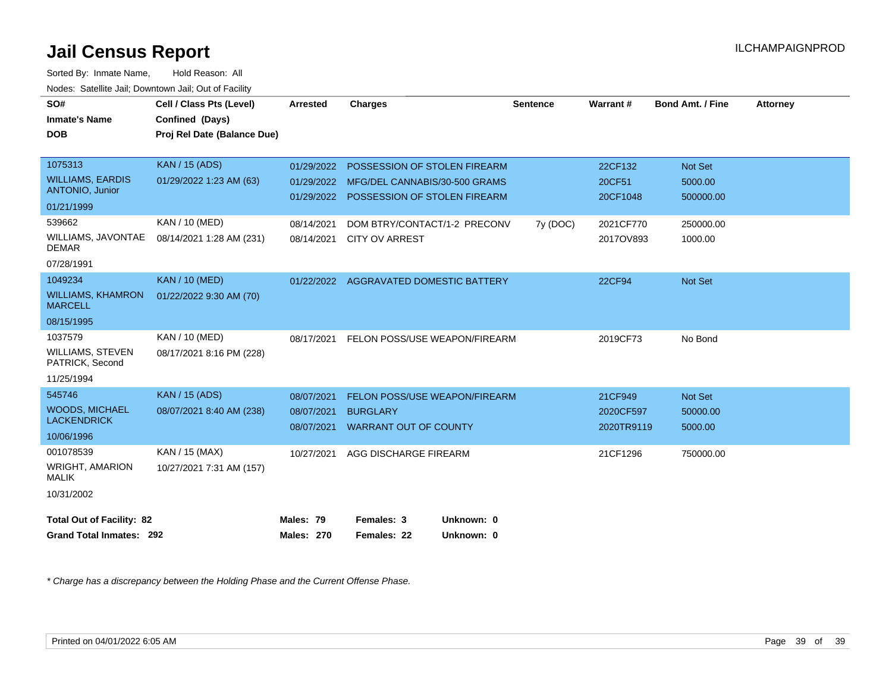# Jail Census Report

ILCHAMPAIGNPROD

Sorted By: Inmate Name, Hold Reason: All

Nodes: Satellite Jail; Downtown Jail; Out of Facility

| SO# / Inmate's Name / DOB | Cell / Class Pts (Level) / Confined (Days) / Proj Rel Date (Balance Due) | Arrested | Charges | Sentence | Warrant # | Bond Amt. / Fine | Attorney |
|---|---|---|---|---|---|---|---|
| 1075313<br>WILLIAMS, EARDIS ANTONIO, Junior<br>01/21/1999 | KAN / 15 (ADS)<br>01/29/2022 1:23 AM (63) | 01/29/2022<br>01/29/2022<br>01/29/2022 | POSSESSION OF STOLEN FIREARM<br>MFG/DEL CANNABIS/30-500 GRAMS<br>POSSESSION OF STOLEN FIREARM | | 22CF132<br>20CF51<br>20CF1048 | Not Set<br>5000.00<br>500000.00 | |
| 539662<br>WILLIAMS, JAVONTAE DEMAR<br>07/28/1991 | KAN / 10 (MED)<br>08/14/2021 1:28 AM (231) | 08/14/2021<br>08/14/2021 | DOM BTRY/CONTACT/1-2 PRECONV<br>CITY OV ARREST | 7y (DOC) | 2021CF770<br>2017OV893 | 250000.00<br>1000.00 | |
| 1049234<br>WILLIAMS, KHAMRON MARCELL<br>08/15/1995 | KAN / 10 (MED)<br>01/22/2022 9:30 AM (70) | 01/22/2022 | AGGRAVATED DOMESTIC BATTERY | | 22CF94 | Not Set | |
| 1037579<br>WILLIAMS, STEVEN PATRICK, Second<br>11/25/1994 | KAN / 10 (MED)<br>08/17/2021 8:16 PM (228) | 08/17/2021 | FELON POSS/USE WEAPON/FIREARM | | 2019CF73 | No Bond | |
| 545746<br>WOODS, MICHAEL LACKENDRICK<br>10/06/1996 | KAN / 15 (ADS)<br>08/07/2021 8:40 AM (238) | 08/07/2021<br>08/07/2021<br>08/07/2021 | FELON POSS/USE WEAPON/FIREARM<br>BURGLARY<br>WARRANT OUT OF COUNTY | | 21CF949<br>2020CF597<br>2020TR9119 | Not Set<br>50000.00<br>5000.00 | |
| 001078539<br>WRIGHT, AMARION MALIK<br>10/31/2002 | KAN / 15 (MAX)<br>10/27/2021 7:31 AM (157) | 10/27/2021 | AGG DISCHARGE FIREARM | | 21CF1296 | 750000.00 | |

| | | | |
|---|---|---|---|
| **Total Out of Facility: 82** | **Males: 79** | **Females: 3** | **Unknown: 0** |
| **Grand Total Inmates: 292** | **Males: 270** | **Females: 22** | **Unknown: 0** |

*\* Charge has a discrepancy between the Holding Phase and the Current Offense Phase.*

Printed on 04/01/2022 6:05 AM